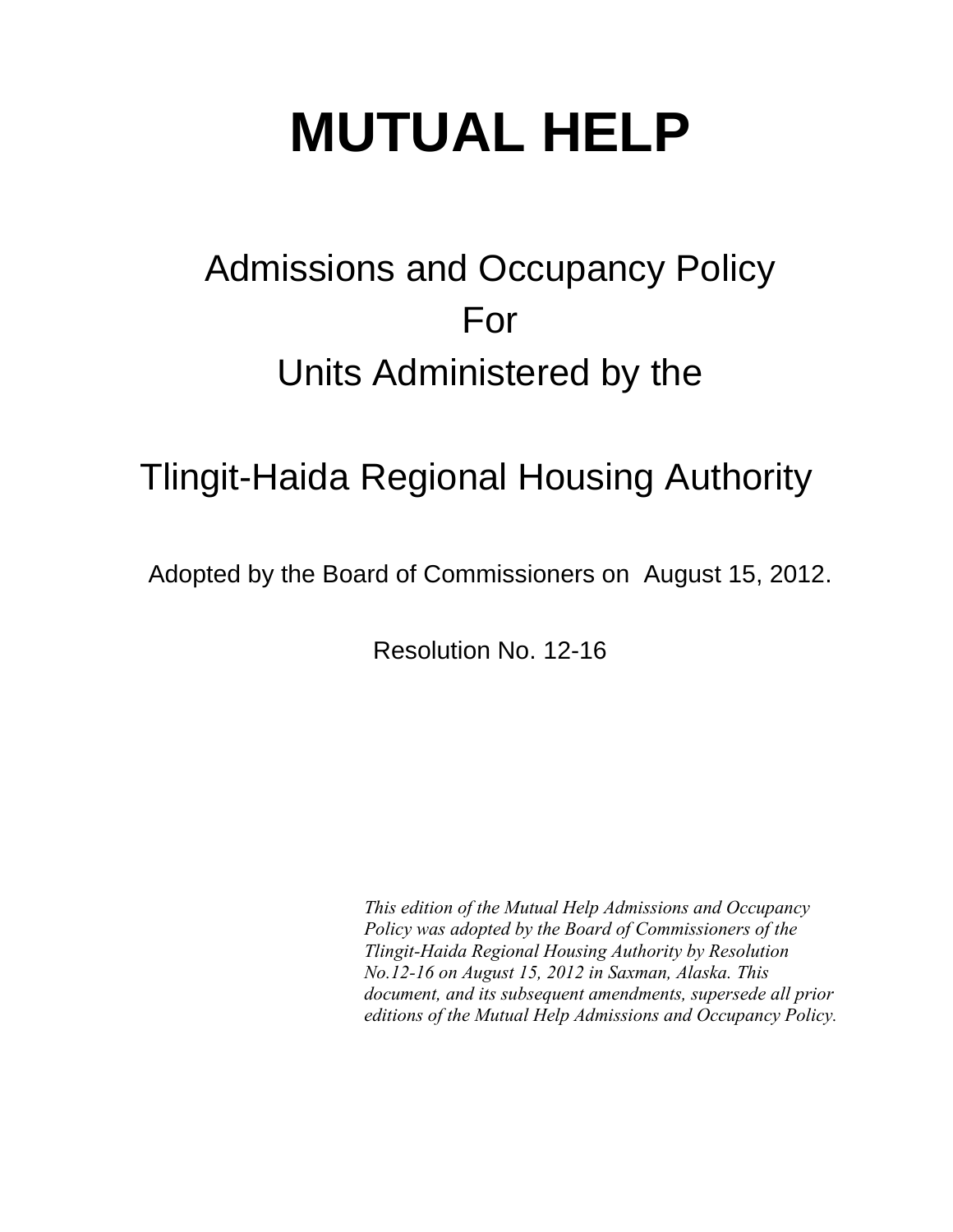# MUTUAL HELP

## Admissions and Occupancy Policy
## For
## Units Administered by the

## Tlingit-Haida Regional Housing Authority

Adopted by the Board of Commissioners on August 15, 2012.

Resolution No. 12-16

*This edition of the Mutual Help Admissions and Occupancy Policy was adopted by the Board of Commissioners of the Tlingit-Haida Regional Housing Authority by Resolution No.12-16 on August 15, 2012 in Saxman, Alaska. This document, and its subsequent amendments, supersede all prior editions of the Mutual Help Admissions and Occupancy Policy.*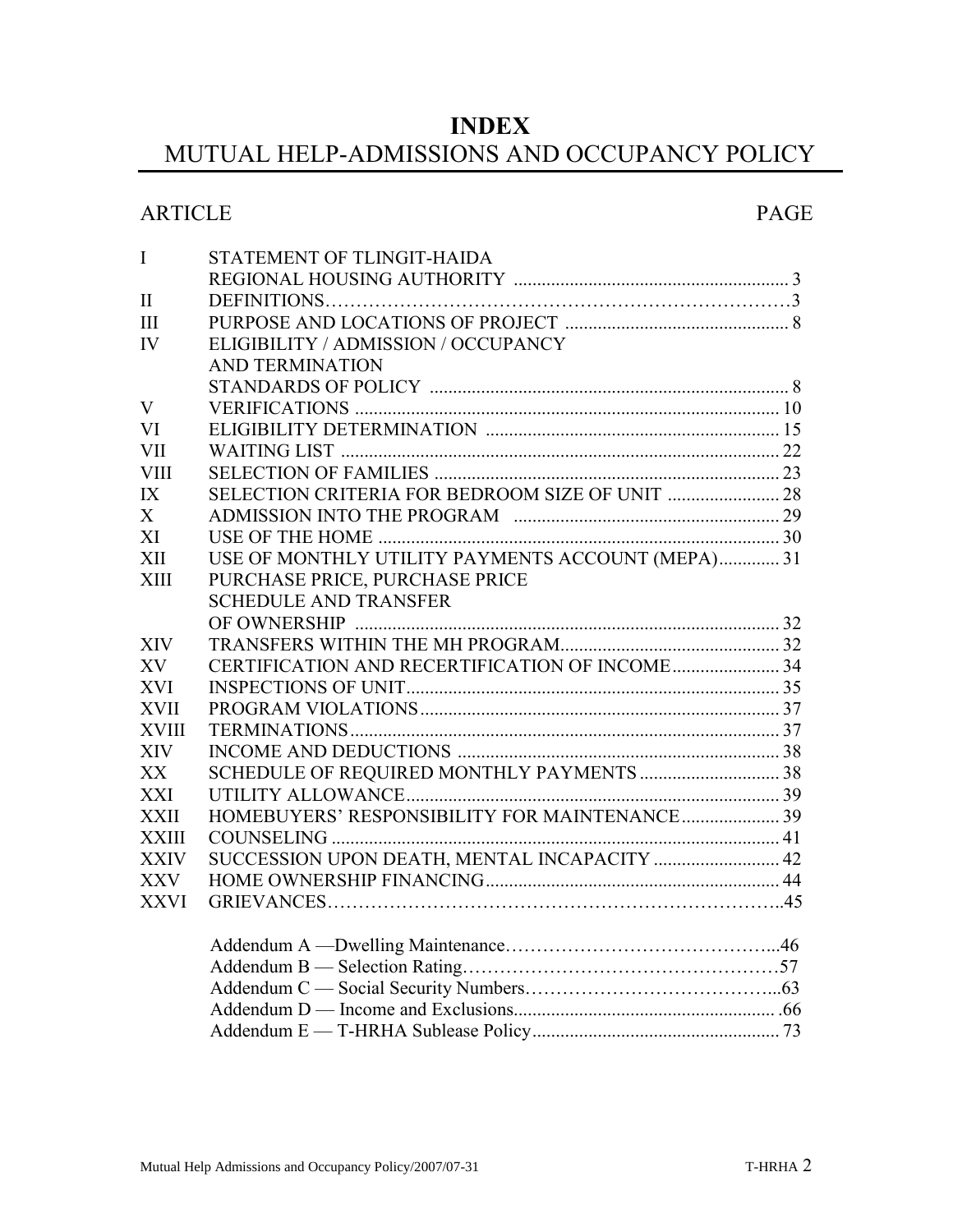# INDEX

## MUTUAL HELP-ADMISSIONS AND OCCUPANCY POLICY

| ARTICLE | | PAGE |
|---|---|---|
| I | STATEMENT OF TLINGIT-HAIDA REGIONAL HOUSING AUTHORITY | 3 |
| II | DEFINITIONS | 3 |
| III | PURPOSE AND LOCATIONS OF PROJECT | 8 |
| IV | ELIGIBILITY / ADMISSION / OCCUPANCY AND TERMINATION STANDARDS OF POLICY | 8 |
| V | VERIFICATIONS | 10 |
| VI | ELIGIBILITY DETERMINATION | 15 |
| VII | WAITING LIST | 22 |
| VIII | SELECTION OF FAMILIES | 23 |
| IX | SELECTION CRITERIA FOR BEDROOM SIZE OF UNIT | 28 |
| X | ADMISSION INTO THE PROGRAM | 29 |
| XI | USE OF THE HOME | 30 |
| XII | USE OF MONTHLY UTILITY PAYMENTS ACCOUNT (MEPA) | 31 |
| XIII | PURCHASE PRICE, PURCHASE PRICE SCHEDULE AND TRANSFER OF OWNERSHIP | 32 |
| XIV | TRANSFERS WITHIN THE MH PROGRAM | 32 |
| XV | CERTIFICATION AND RECERTIFICATION OF INCOME | 34 |
| XVI | INSPECTIONS OF UNIT | 35 |
| XVII | PROGRAM VIOLATIONS | 37 |
| XVIII | TERMINATIONS | 37 |
| XIV | INCOME AND DEDUCTIONS | 38 |
| XX | SCHEDULE OF REQUIRED MONTHLY PAYMENTS | 38 |
| XXI | UTILITY ALLOWANCE | 39 |
| XXII | HOMEBUYERS' RESPONSIBILITY FOR MAINTENANCE | 39 |
| XXIII | COUNSELING | 41 |
| XXIV | SUCCESSION UPON DEATH, MENTAL INCAPACITY | 42 |
| XXV | HOME OWNERSHIP FINANCING | 44 |
| XXVI | GRIEVANCES | 45 |
| | Addendum A —Dwelling Maintenance | 46 |
| | Addendum B — Selection Rating | 57 |
| | Addendum C — Social Security Numbers | 63 |
| | Addendum D — Income and Exclusions | 66 |
| | Addendum E — T-HRHA Sublease Policy | 73 |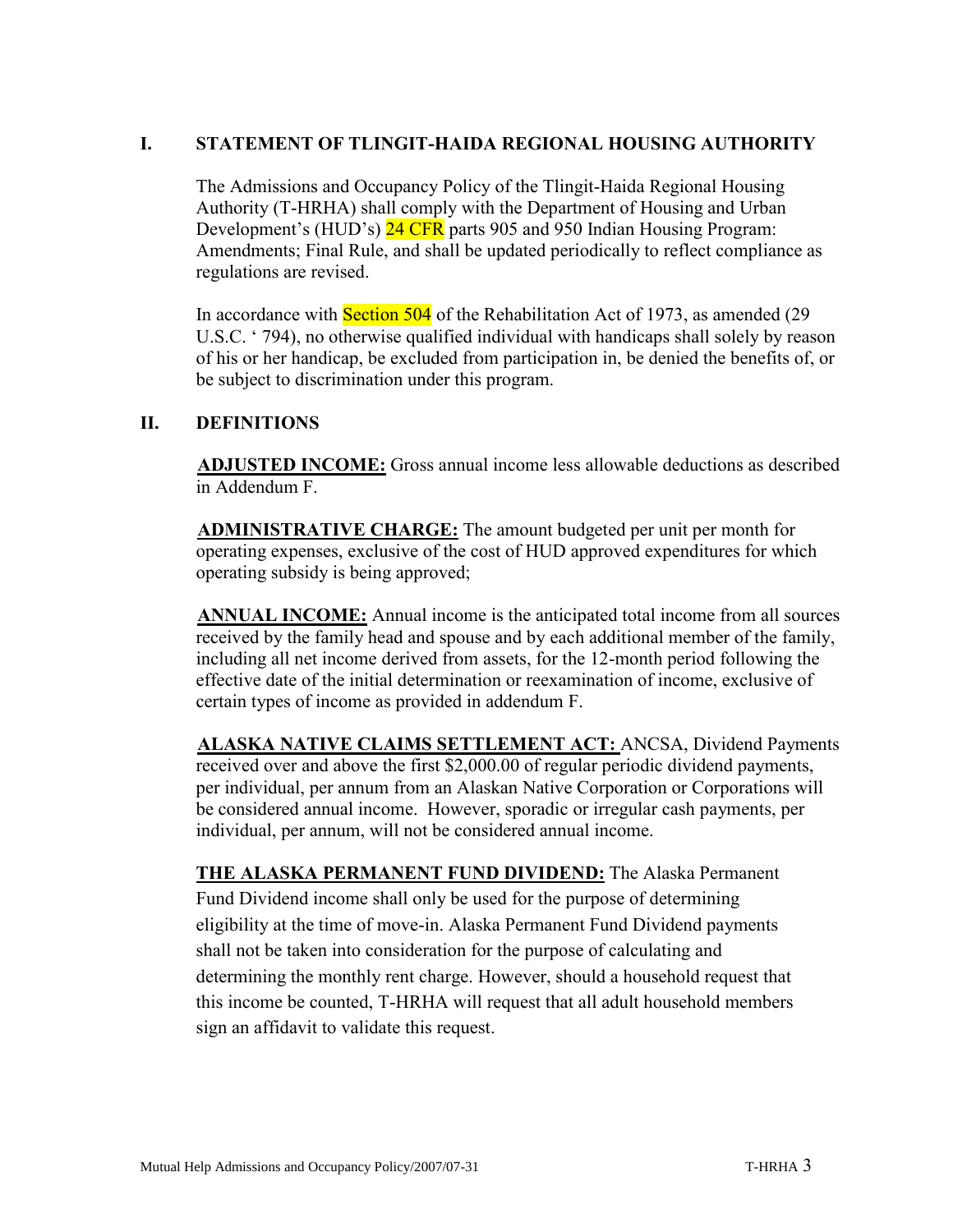## I. STATEMENT OF TLINGIT-HAIDA REGIONAL HOUSING AUTHORITY

The Admissions and Occupancy Policy of the Tlingit-Haida Regional Housing Authority (T-HRHA) shall comply with the Department of Housing and Urban Development's (HUD's) 24 CFR parts 905 and 950 Indian Housing Program: Amendments; Final Rule, and shall be updated periodically to reflect compliance as regulations are revised.

In accordance with Section 504 of the Rehabilitation Act of 1973, as amended (29 U.S.C. ' 794), no otherwise qualified individual with handicaps shall solely by reason of his or her handicap, be excluded from participation in, be denied the benefits of, or be subject to discrimination under this program.

## II. DEFINITIONS

**ADJUSTED INCOME:** Gross annual income less allowable deductions as described in Addendum F.

**ADMINISTRATIVE CHARGE:** The amount budgeted per unit per month for operating expenses, exclusive of the cost of HUD approved expenditures for which operating subsidy is being approved;

**ANNUAL INCOME:** Annual income is the anticipated total income from all sources received by the family head and spouse and by each additional member of the family, including all net income derived from assets, for the 12-month period following the effective date of the initial determination or reexamination of income, exclusive of certain types of income as provided in addendum F.

**ALASKA NATIVE CLAIMS SETTLEMENT ACT:** ANCSA, Dividend Payments received over and above the first $2,000.00 of regular periodic dividend payments, per individual, per annum from an Alaskan Native Corporation or Corporations will be considered annual income. However, sporadic or irregular cash payments, per individual, per annum, will not be considered annual income.

**THE ALASKA PERMANENT FUND DIVIDEND:** The Alaska Permanent Fund Dividend income shall only be used for the purpose of determining eligibility at the time of move-in. Alaska Permanent Fund Dividend payments shall not be taken into consideration for the purpose of calculating and determining the monthly rent charge. However, should a household request that this income be counted, T-HRHA will request that all adult household members sign an affidavit to validate this request.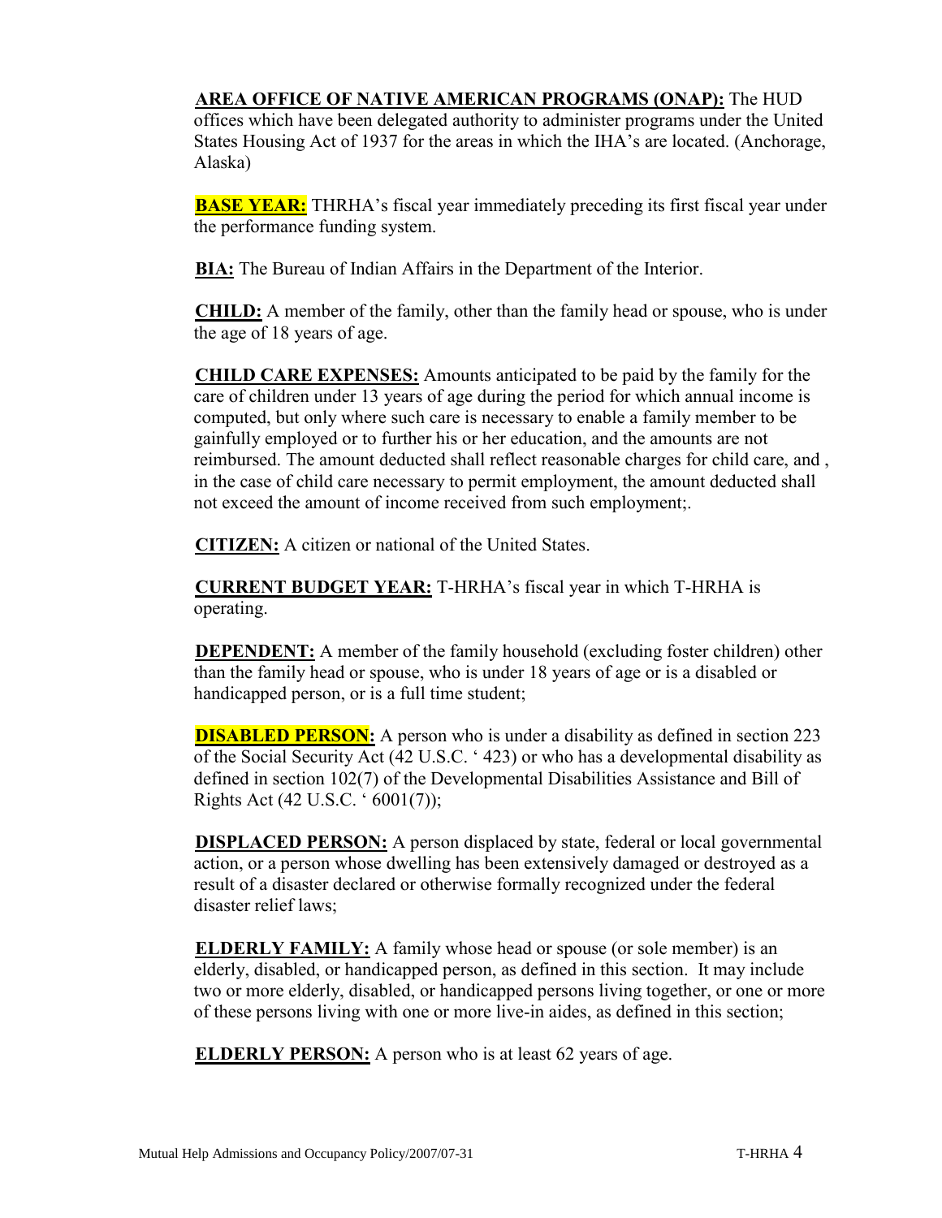**AREA OFFICE OF NATIVE AMERICAN PROGRAMS (ONAP):** The HUD offices which have been delegated authority to administer programs under the United States Housing Act of 1937 for the areas in which the IHA's are located. (Anchorage, Alaska)

**BASE YEAR:** THRHA's fiscal year immediately preceding its first fiscal year under the performance funding system.

**BIA:** The Bureau of Indian Affairs in the Department of the Interior.

**CHILD:** A member of the family, other than the family head or spouse, who is under the age of 18 years of age.

**CHILD CARE EXPENSES:** Amounts anticipated to be paid by the family for the care of children under 13 years of age during the period for which annual income is computed, but only where such care is necessary to enable a family member to be gainfully employed or to further his or her education, and the amounts are not reimbursed. The amount deducted shall reflect reasonable charges for child care, and , in the case of child care necessary to permit employment, the amount deducted shall not exceed the amount of income received from such employment;.

**CITIZEN:** A citizen or national of the United States.

**CURRENT BUDGET YEAR:** T-HRHA's fiscal year in which T-HRHA is operating.

**DEPENDENT:** A member of the family household (excluding foster children) other than the family head or spouse, who is under 18 years of age or is a disabled or handicapped person, or is a full time student;

**DISABLED PERSON:** A person who is under a disability as defined in section 223 of the Social Security Act (42 U.S.C. ' 423) or who has a developmental disability as defined in section 102(7) of the Developmental Disabilities Assistance and Bill of Rights Act (42 U.S.C. ' 6001(7));

**DISPLACED PERSON:** A person displaced by state, federal or local governmental action, or a person whose dwelling has been extensively damaged or destroyed as a result of a disaster declared or otherwise formally recognized under the federal disaster relief laws;

**ELDERLY FAMILY:** A family whose head or spouse (or sole member) is an elderly, disabled, or handicapped person, as defined in this section. It may include two or more elderly, disabled, or handicapped persons living together, or one or more of these persons living with one or more live-in aides, as defined in this section;

**ELDERLY PERSON:** A person who is at least 62 years of age.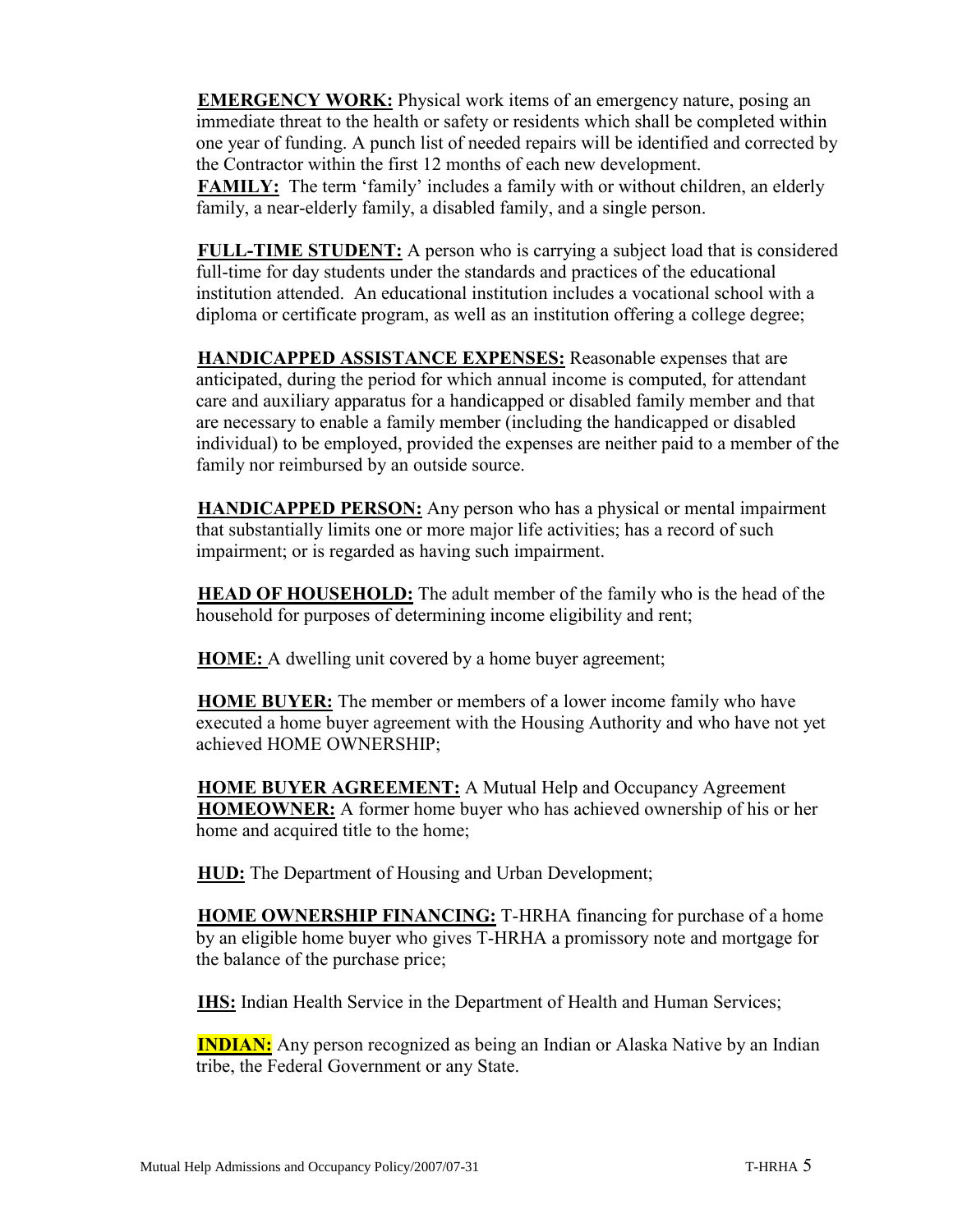**EMERGENCY WORK:** Physical work items of an emergency nature, posing an immediate threat to the health or safety or residents which shall be completed within one year of funding. A punch list of needed repairs will be identified and corrected by the Contractor within the first 12 months of each new development.

**FAMILY:** The term 'family' includes a family with or without children, an elderly family, a near-elderly family, a disabled family, and a single person.

**FULL-TIME STUDENT:** A person who is carrying a subject load that is considered full-time for day students under the standards and practices of the educational institution attended. An educational institution includes a vocational school with a diploma or certificate program, as well as an institution offering a college degree;

**HANDICAPPED ASSISTANCE EXPENSES:** Reasonable expenses that are anticipated, during the period for which annual income is computed, for attendant care and auxiliary apparatus for a handicapped or disabled family member and that are necessary to enable a family member (including the handicapped or disabled individual) to be employed, provided the expenses are neither paid to a member of the family nor reimbursed by an outside source.

**HANDICAPPED PERSON:** Any person who has a physical or mental impairment that substantially limits one or more major life activities; has a record of such impairment; or is regarded as having such impairment.

**HEAD OF HOUSEHOLD:** The adult member of the family who is the head of the household for purposes of determining income eligibility and rent;

**HOME:** A dwelling unit covered by a home buyer agreement;

**HOME BUYER:** The member or members of a lower income family who have executed a home buyer agreement with the Housing Authority and who have not yet achieved HOME OWNERSHIP;

**HOME BUYER AGREEMENT:** A Mutual Help and Occupancy Agreement

**HOMEOWNER:** A former home buyer who has achieved ownership of his or her home and acquired title to the home;

**HUD:** The Department of Housing and Urban Development;

**HOME OWNERSHIP FINANCING:** T-HRHA financing for purchase of a home by an eligible home buyer who gives T-HRHA a promissory note and mortgage for the balance of the purchase price;

**IHS:** Indian Health Service in the Department of Health and Human Services;

**INDIAN:** Any person recognized as being an Indian or Alaska Native by an Indian tribe, the Federal Government or any State.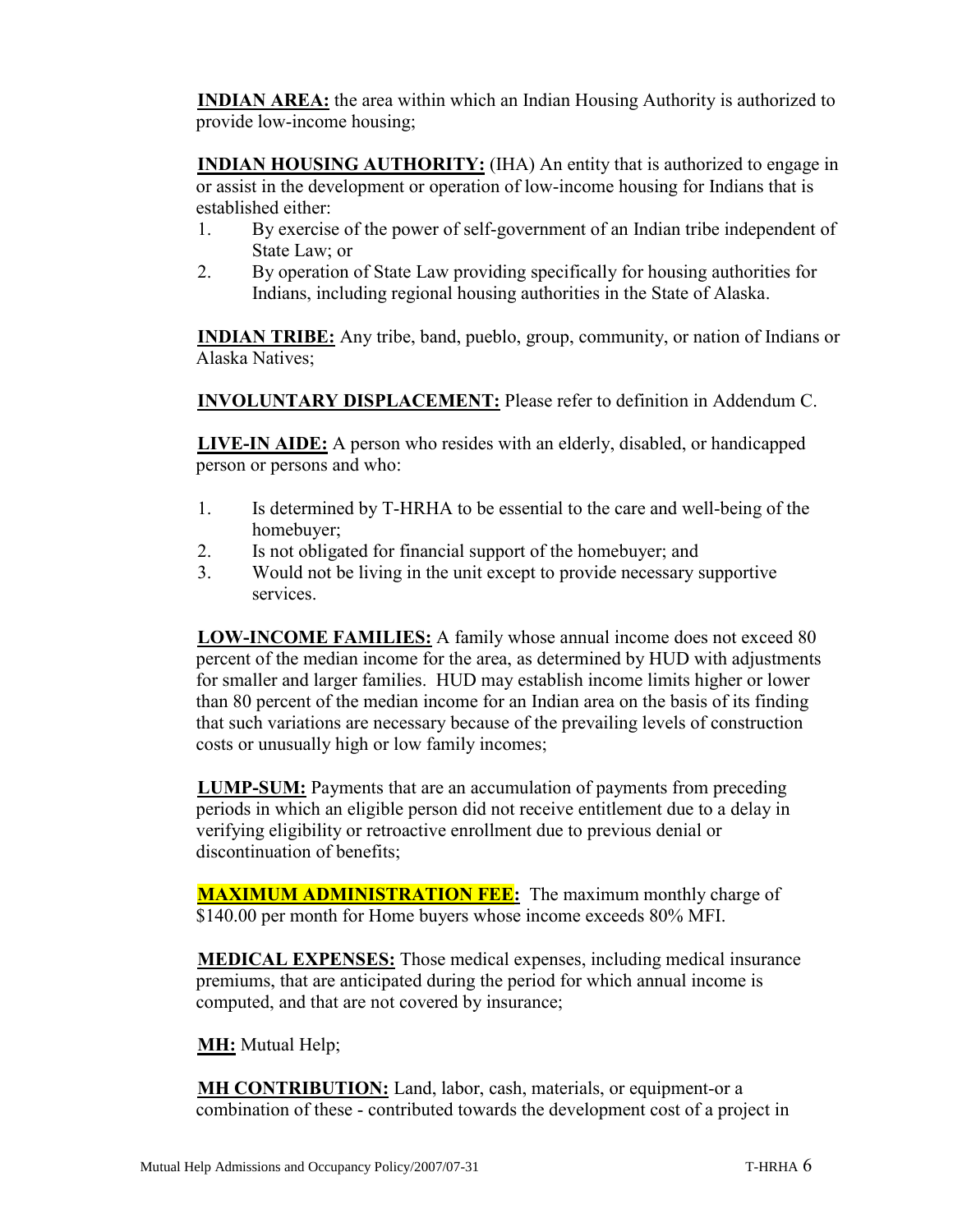**INDIAN AREA:** the area within which an Indian Housing Authority is authorized to provide low-income housing;

**INDIAN HOUSING AUTHORITY:** (IHA) An entity that is authorized to engage in or assist in the development or operation of low-income housing for Indians that is established either:

1. By exercise of the power of self-government of an Indian tribe independent of State Law; or
2. By operation of State Law providing specifically for housing authorities for Indians, including regional housing authorities in the State of Alaska.

**INDIAN TRIBE:** Any tribe, band, pueblo, group, community, or nation of Indians or Alaska Natives;

**INVOLUNTARY DISPLACEMENT:** Please refer to definition in Addendum C.

**LIVE-IN AIDE:** A person who resides with an elderly, disabled, or handicapped person or persons and who:

1. Is determined by T-HRHA to be essential to the care and well-being of the homebuyer;
2. Is not obligated for financial support of the homebuyer; and
3. Would not be living in the unit except to provide necessary supportive services.

**LOW-INCOME FAMILIES:** A family whose annual income does not exceed 80 percent of the median income for the area, as determined by HUD with adjustments for smaller and larger families. HUD may establish income limits higher or lower than 80 percent of the median income for an Indian area on the basis of its finding that such variations are necessary because of the prevailing levels of construction costs or unusually high or low family incomes;

**LUMP-SUM:** Payments that are an accumulation of payments from preceding periods in which an eligible person did not receive entitlement due to a delay in verifying eligibility or retroactive enrollment due to previous denial or discontinuation of benefits;

**MAXIMUM ADMINISTRATION FEE:** The maximum monthly charge of $140.00 per month for Home buyers whose income exceeds 80% MFI.

**MEDICAL EXPENSES:** Those medical expenses, including medical insurance premiums, that are anticipated during the period for which annual income is computed, and that are not covered by insurance;

**MH:** Mutual Help;

**MH CONTRIBUTION:** Land, labor, cash, materials, or equipment-or a combination of these - contributed towards the development cost of a project in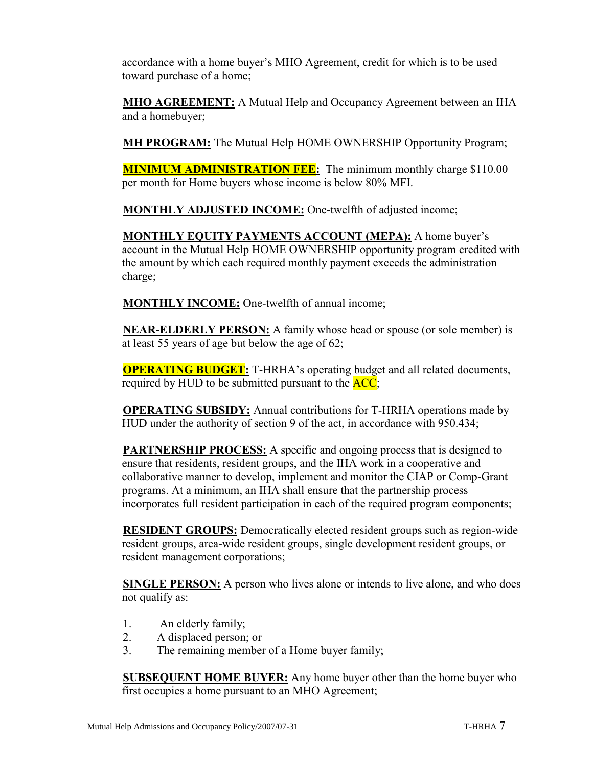accordance with a home buyer's MHO Agreement, credit for which is to be used toward purchase of a home;

**MHO AGREEMENT:** A Mutual Help and Occupancy Agreement between an IHA and a homebuyer;

**MH PROGRAM:** The Mutual Help HOME OWNERSHIP Opportunity Program;

**MINIMUM ADMINISTRATION FEE:** The minimum monthly charge $110.00 per month for Home buyers whose income is below 80% MFI.

**MONTHLY ADJUSTED INCOME:** One-twelfth of adjusted income;

**MONTHLY EQUITY PAYMENTS ACCOUNT (MEPA):** A home buyer's account in the Mutual Help HOME OWNERSHIP opportunity program credited with the amount by which each required monthly payment exceeds the administration charge;

**MONTHLY INCOME:** One-twelfth of annual income;

**NEAR-ELDERLY PERSON:** A family whose head or spouse (or sole member) is at least 55 years of age but below the age of 62;

**OPERATING BUDGET:** T-HRHA's operating budget and all related documents, required by HUD to be submitted pursuant to the ACC;

**OPERATING SUBSIDY:** Annual contributions for T-HRHA operations made by HUD under the authority of section 9 of the act, in accordance with 950.434;

**PARTNERSHIP PROCESS:** A specific and ongoing process that is designed to ensure that residents, resident groups, and the IHA work in a cooperative and collaborative manner to develop, implement and monitor the CIAP or Comp-Grant programs. At a minimum, an IHA shall ensure that the partnership process incorporates full resident participation in each of the required program components;

**RESIDENT GROUPS:** Democratically elected resident groups such as region-wide resident groups, area-wide resident groups, single development resident groups, or resident management corporations;

**SINGLE PERSON:** A person who lives alone or intends to live alone, and who does not qualify as:

1. An elderly family;
2. A displaced person; or
3. The remaining member of a Home buyer family;

**SUBSEQUENT HOME BUYER:** Any home buyer other than the home buyer who first occupies a home pursuant to an MHO Agreement;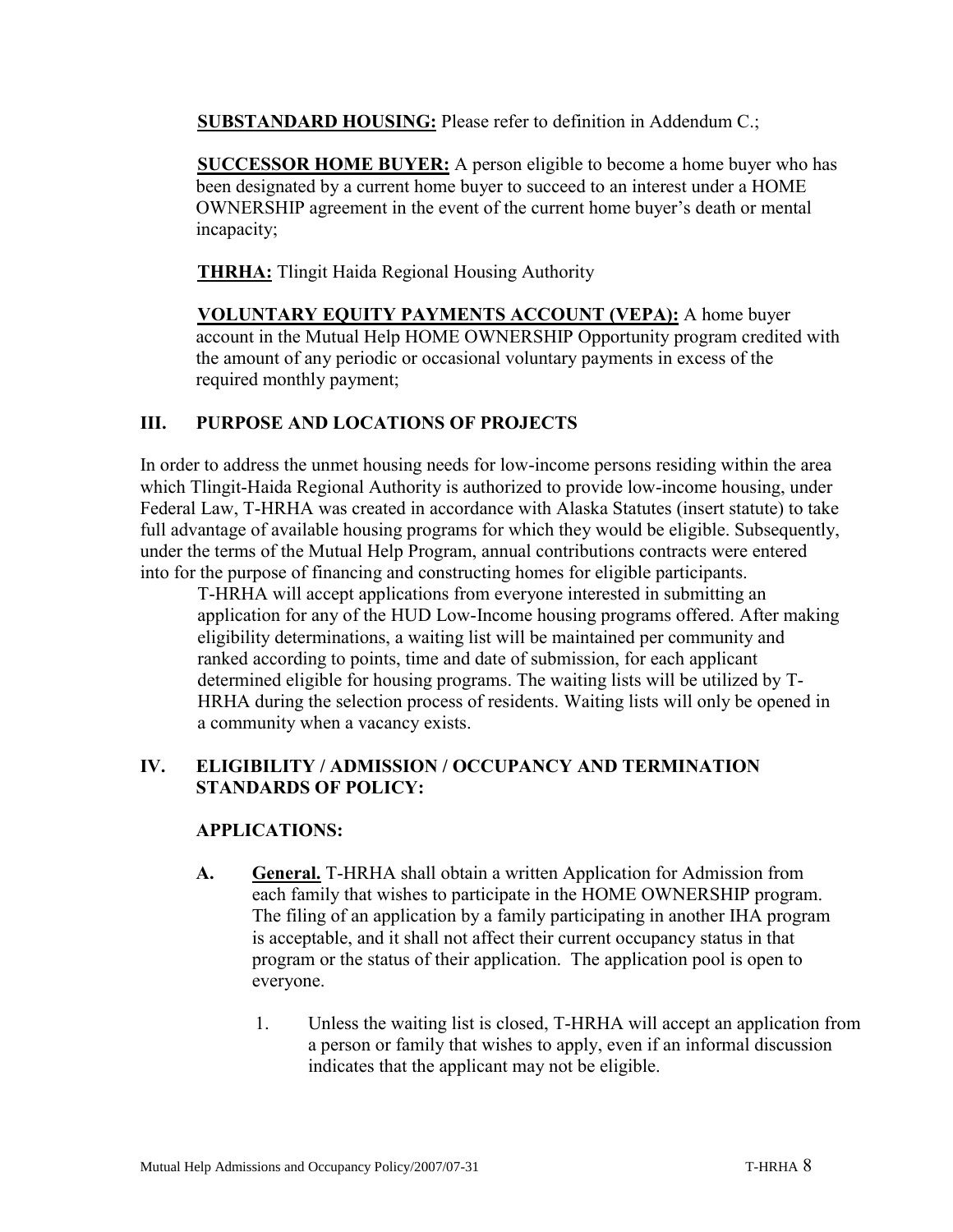**SUBSTANDARD HOUSING:** Please refer to definition in Addendum C.;

**SUCCESSOR HOME BUYER:** A person eligible to become a home buyer who has been designated by a current home buyer to succeed to an interest under a HOME OWNERSHIP agreement in the event of the current home buyer's death or mental incapacity;

**THRHA:** Tlingit Haida Regional Housing Authority

**VOLUNTARY EQUITY PAYMENTS ACCOUNT (VEPA):** A home buyer account in the Mutual Help HOME OWNERSHIP Opportunity program credited with the amount of any periodic or occasional voluntary payments in excess of the required monthly payment;

## III. PURPOSE AND LOCATIONS OF PROJECTS

In order to address the unmet housing needs for low-income persons residing within the area which Tlingit-Haida Regional Authority is authorized to provide low-income housing, under Federal Law, T-HRHA was created in accordance with Alaska Statutes (insert statute) to take full advantage of available housing programs for which they would be eligible. Subsequently, under the terms of the Mutual Help Program, annual contributions contracts were entered into for the purpose of financing and constructing homes for eligible participants.

T-HRHA will accept applications from everyone interested in submitting an application for any of the HUD Low-Income housing programs offered. After making eligibility determinations, a waiting list will be maintained per community and ranked according to points, time and date of submission, for each applicant determined eligible for housing programs. The waiting lists will be utilized by T-HRHA during the selection process of residents. Waiting lists will only be opened in a community when a vacancy exists.

## IV. ELIGIBILITY / ADMISSION / OCCUPANCY AND TERMINATION STANDARDS OF POLICY:

### APPLICATIONS:

**A. General.** T-HRHA shall obtain a written Application for Admission from each family that wishes to participate in the HOME OWNERSHIP program. The filing of an application by a family participating in another IHA program is acceptable, and it shall not affect their current occupancy status in that program or the status of their application. The application pool is open to everyone.

1. Unless the waiting list is closed, T-HRHA will accept an application from a person or family that wishes to apply, even if an informal discussion indicates that the applicant may not be eligible.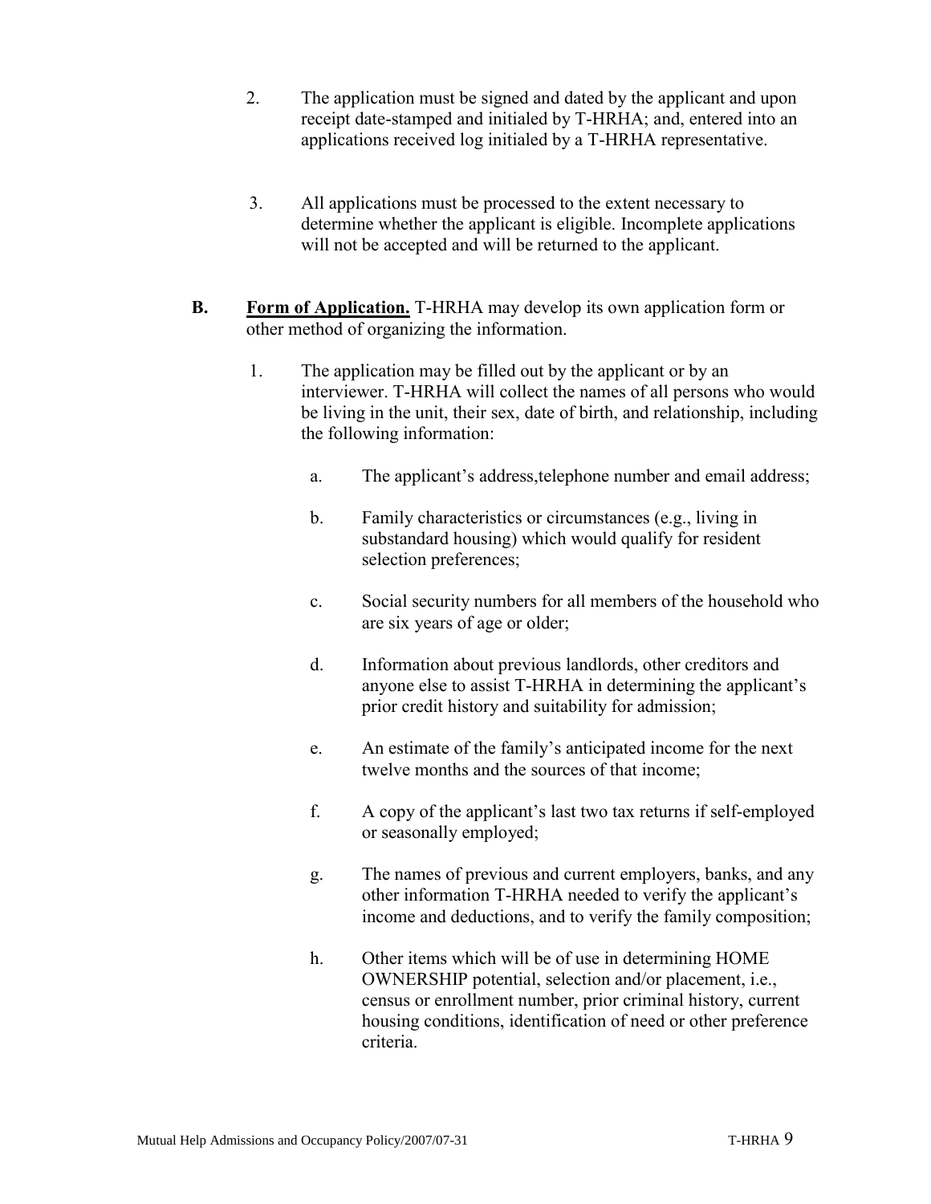2. The application must be signed and dated by the applicant and upon receipt date-stamped and initialed by T-HRHA; and, entered into an applications received log initialed by a T-HRHA representative.

3. All applications must be processed to the extent necessary to determine whether the applicant is eligible. Incomplete applications will not be accepted and will be returned to the applicant.

**B.** **Form of Application.** T-HRHA may develop its own application form or other method of organizing the information.

1. The application may be filled out by the applicant or by an interviewer. T-HRHA will collect the names of all persons who would be living in the unit, their sex, date of birth, and relationship, including the following information:

   a. The applicant's address,telephone number and email address;

   b. Family characteristics or circumstances (e.g., living in substandard housing) which would qualify for resident selection preferences;

   c. Social security numbers for all members of the household who are six years of age or older;

   d. Information about previous landlords, other creditors and anyone else to assist T-HRHA in determining the applicant's prior credit history and suitability for admission;

   e. An estimate of the family's anticipated income for the next twelve months and the sources of that income;

   f. A copy of the applicant's last two tax returns if self-employed or seasonally employed;

   g. The names of previous and current employers, banks, and any other information T-HRHA needed to verify the applicant's income and deductions, and to verify the family composition;

   h. Other items which will be of use in determining HOME OWNERSHIP potential, selection and/or placement, i.e., census or enrollment number, prior criminal history, current housing conditions, identification of need or other preference criteria.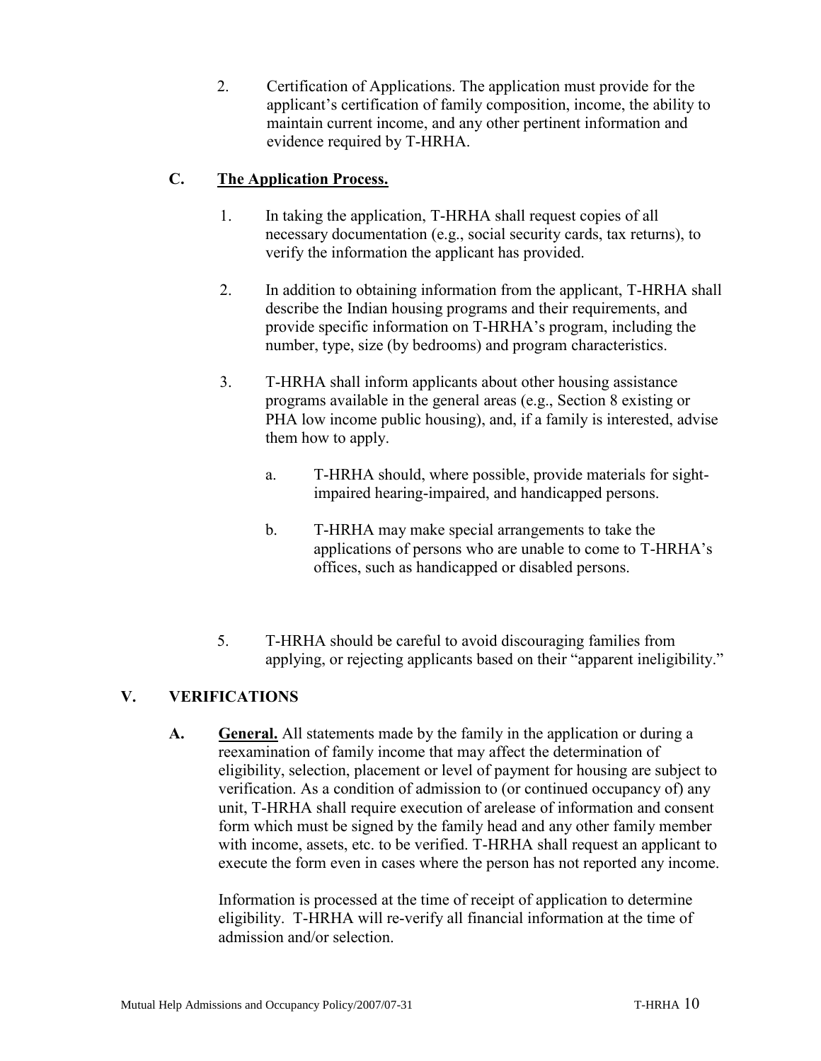2. Certification of Applications. The application must provide for the applicant's certification of family composition, income, the ability to maintain current income, and any other pertinent information and evidence required by T-HRHA.

### C. <u>The Application Process.</u>

1. In taking the application, T-HRHA shall request copies of all necessary documentation (e.g., social security cards, tax returns), to verify the information the applicant has provided.

2. In addition to obtaining information from the applicant, T-HRHA shall describe the Indian housing programs and their requirements, and provide specific information on T-HRHA's program, including the number, type, size (by bedrooms) and program characteristics.

3. T-HRHA shall inform applicants about other housing assistance programs available in the general areas (e.g., Section 8 existing or PHA low income public housing), and, if a family is interested, advise them how to apply.

   a. T-HRHA should, where possible, provide materials for sight-impaired hearing-impaired, and handicapped persons.

   b. T-HRHA may make special arrangements to take the applications of persons who are unable to come to T-HRHA's offices, such as handicapped or disabled persons.

5. T-HRHA should be careful to avoid discouraging families from applying, or rejecting applicants based on their "apparent ineligibility."

## V. VERIFICATIONS

**A. <u>General.</u>** All statements made by the family in the application or during a reexamination of family income that may affect the determination of eligibility, selection, placement or level of payment for housing are subject to verification. As a condition of admission to (or continued occupancy of) any unit, T-HRHA shall require execution of arelease of information and consent form which must be signed by the family head and any other family member with income, assets, etc. to be verified. T-HRHA shall request an applicant to execute the form even in cases where the person has not reported any income.

Information is processed at the time of receipt of application to determine eligibility. T-HRHA will re-verify all financial information at the time of admission and/or selection.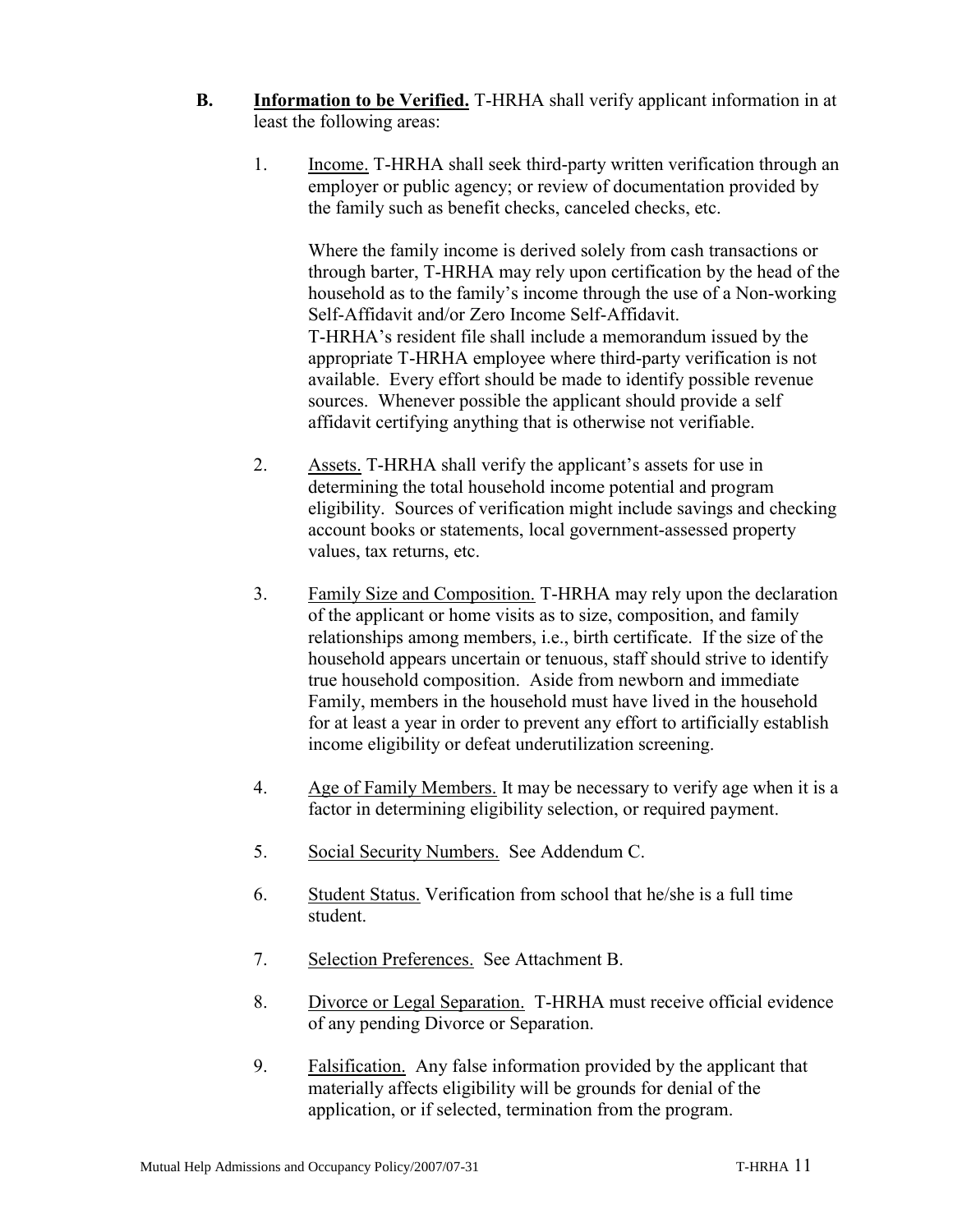**B.** **<u>Information to be Verified.</u>** T-HRHA shall verify applicant information in at least the following areas:

1. <u>Income.</u> T-HRHA shall seek third-party written verification through an employer or public agency; or review of documentation provided by the family such as benefit checks, canceled checks, etc.

   Where the family income is derived solely from cash transactions or through barter, T-HRHA may rely upon certification by the head of the household as to the family's income through the use of a Non-working Self-Affidavit and/or Zero Income Self-Affidavit.
   T-HRHA's resident file shall include a memorandum issued by the appropriate T-HRHA employee where third-party verification is not available. Every effort should be made to identify possible revenue sources. Whenever possible the applicant should provide a self affidavit certifying anything that is otherwise not verifiable.

2. <u>Assets.</u> T-HRHA shall verify the applicant's assets for use in determining the total household income potential and program eligibility. Sources of verification might include savings and checking account books or statements, local government-assessed property values, tax returns, etc.

3. <u>Family Size and Composition.</u> T-HRHA may rely upon the declaration of the applicant or home visits as to size, composition, and family relationships among members, i.e., birth certificate. If the size of the household appears uncertain or tenuous, staff should strive to identify true household composition. Aside from newborn and immediate Family, members in the household must have lived in the household for at least a year in order to prevent any effort to artificially establish income eligibility or defeat underutilization screening.

4. <u>Age of Family Members.</u> It may be necessary to verify age when it is a factor in determining eligibility selection, or required payment.

5. <u>Social Security Numbers.</u> See Addendum C.

6. <u>Student Status.</u> Verification from school that he/she is a full time student.

7. <u>Selection Preferences.</u> See Attachment B.

8. <u>Divorce or Legal Separation.</u> T-HRHA must receive official evidence of any pending Divorce or Separation.

9. <u>Falsification.</u> Any false information provided by the applicant that materially affects eligibility will be grounds for denial of the application, or if selected, termination from the program.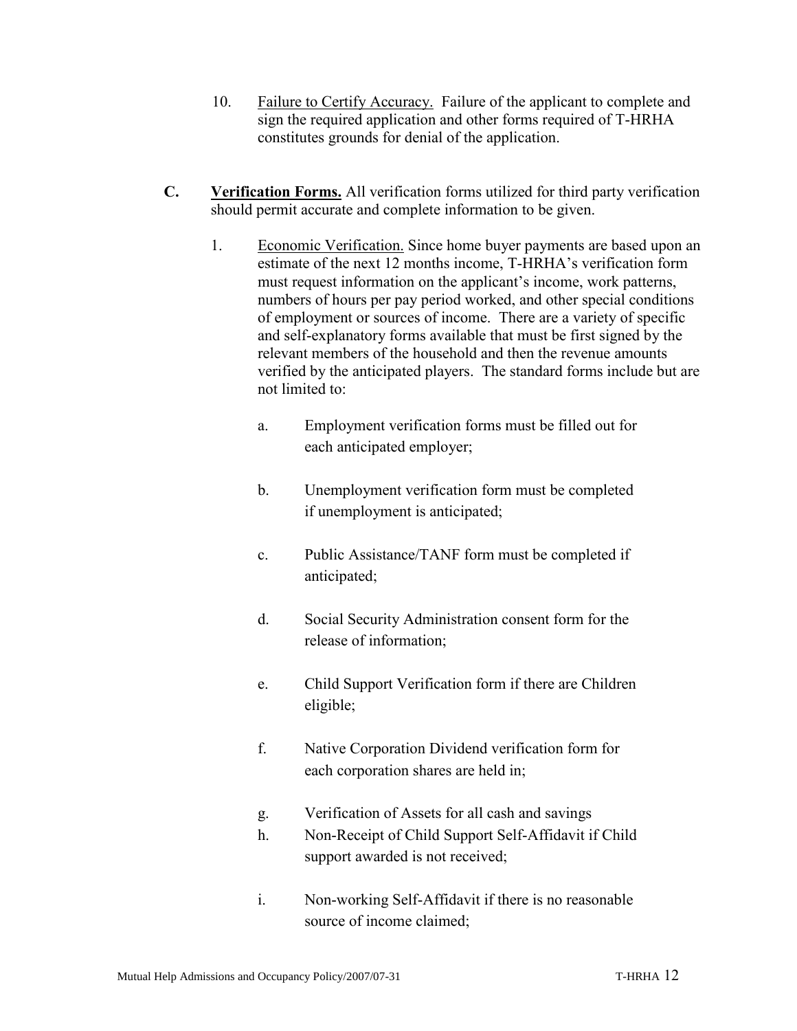10. Failure to Certify Accuracy. Failure of the applicant to complete and sign the required application and other forms required of T-HRHA constitutes grounds for denial of the application.

**C. Verification Forms.** All verification forms utilized for third party verification should permit accurate and complete information to be given.

1. Economic Verification. Since home buyer payments are based upon an estimate of the next 12 months income, T-HRHA's verification form must request information on the applicant's income, work patterns, numbers of hours per pay period worked, and other special conditions of employment or sources of income. There are a variety of specific and self-explanatory forms available that must be first signed by the relevant members of the household and then the revenue amounts verified by the anticipated players. The standard forms include but are not limited to:

   a. Employment verification forms must be filled out for each anticipated employer;

   b. Unemployment verification form must be completed if unemployment is anticipated;

   c. Public Assistance/TANF form must be completed if anticipated;

   d. Social Security Administration consent form for the release of information;

   e. Child Support Verification form if there are Children eligible;

   f. Native Corporation Dividend verification form for each corporation shares are held in;

   g. Verification of Assets for all cash and savings

   h. Non-Receipt of Child Support Self-Affidavit if Child support awarded is not received;

   i. Non-working Self-Affidavit if there is no reasonable source of income claimed;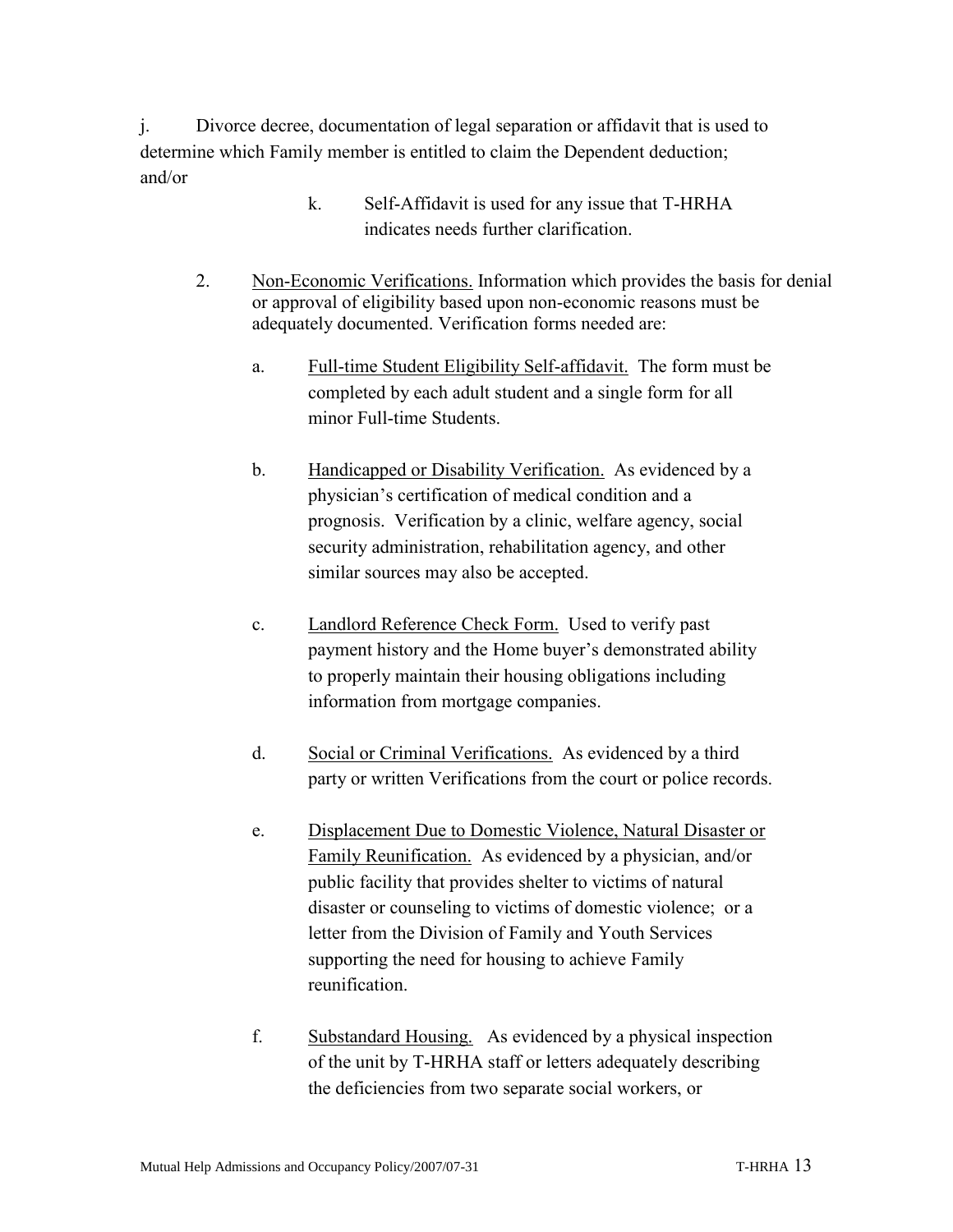j. Divorce decree, documentation of legal separation or affidavit that is used to determine which Family member is entitled to claim the Dependent deduction; and/or

k. Self-Affidavit is used for any issue that T-HRHA indicates needs further clarification.

2. Non-Economic Verifications. Information which provides the basis for denial or approval of eligibility based upon non-economic reasons must be adequately documented. Verification forms needed are:

   a. Full-time Student Eligibility Self-affidavit. The form must be completed by each adult student and a single form for all minor Full-time Students.

   b. Handicapped or Disability Verification. As evidenced by a physician's certification of medical condition and a prognosis. Verification by a clinic, welfare agency, social security administration, rehabilitation agency, and other similar sources may also be accepted.

   c. Landlord Reference Check Form. Used to verify past payment history and the Home buyer's demonstrated ability to properly maintain their housing obligations including information from mortgage companies.

   d. Social or Criminal Verifications. As evidenced by a third party or written Verifications from the court or police records.

   e. Displacement Due to Domestic Violence, Natural Disaster or Family Reunification. As evidenced by a physician, and/or public facility that provides shelter to victims of natural disaster or counseling to victims of domestic violence; or a letter from the Division of Family and Youth Services supporting the need for housing to achieve Family reunification.

   f. Substandard Housing. As evidenced by a physical inspection of the unit by T-HRHA staff or letters adequately describing the deficiencies from two separate social workers, or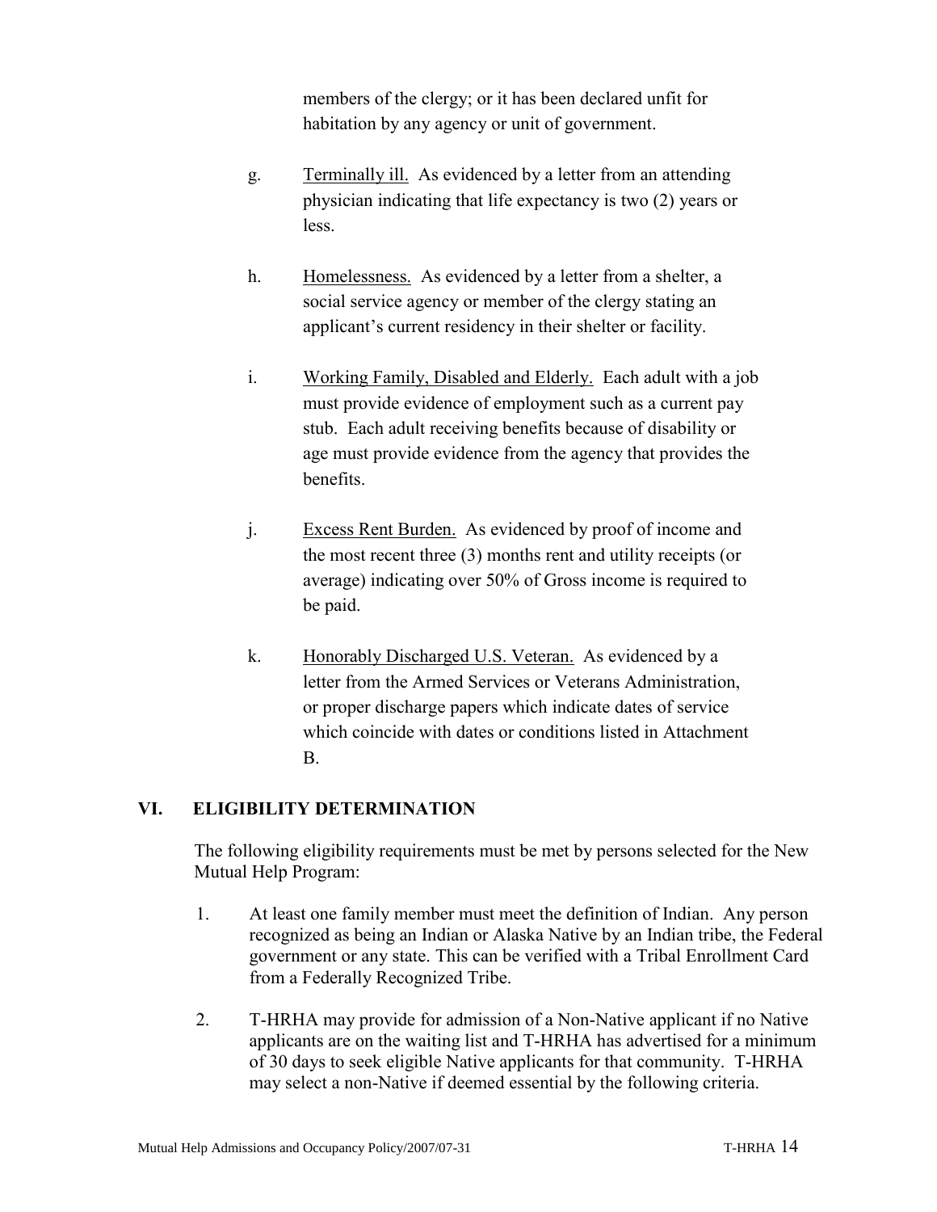members of the clergy; or it has been declared unfit for habitation by any agency or unit of government.

g. Terminally ill. As evidenced by a letter from an attending physician indicating that life expectancy is two (2) years or less.

h. Homelessness. As evidenced by a letter from a shelter, a social service agency or member of the clergy stating an applicant's current residency in their shelter or facility.

i. Working Family, Disabled and Elderly. Each adult with a job must provide evidence of employment such as a current pay stub. Each adult receiving benefits because of disability or age must provide evidence from the agency that provides the benefits.

j. Excess Rent Burden. As evidenced by proof of income and the most recent three (3) months rent and utility receipts (or average) indicating over 50% of Gross income is required to be paid.

k. Honorably Discharged U.S. Veteran. As evidenced by a letter from the Armed Services or Veterans Administration, or proper discharge papers which indicate dates of service which coincide with dates or conditions listed in Attachment B.

## VI. ELIGIBILITY DETERMINATION

The following eligibility requirements must be met by persons selected for the New Mutual Help Program:

1. At least one family member must meet the definition of Indian. Any person recognized as being an Indian or Alaska Native by an Indian tribe, the Federal government or any state. This can be verified with a Tribal Enrollment Card from a Federally Recognized Tribe.

2. T-HRHA may provide for admission of a Non-Native applicant if no Native applicants are on the waiting list and T-HRHA has advertised for a minimum of 30 days to seek eligible Native applicants for that community. T-HRHA may select a non-Native if deemed essential by the following criteria.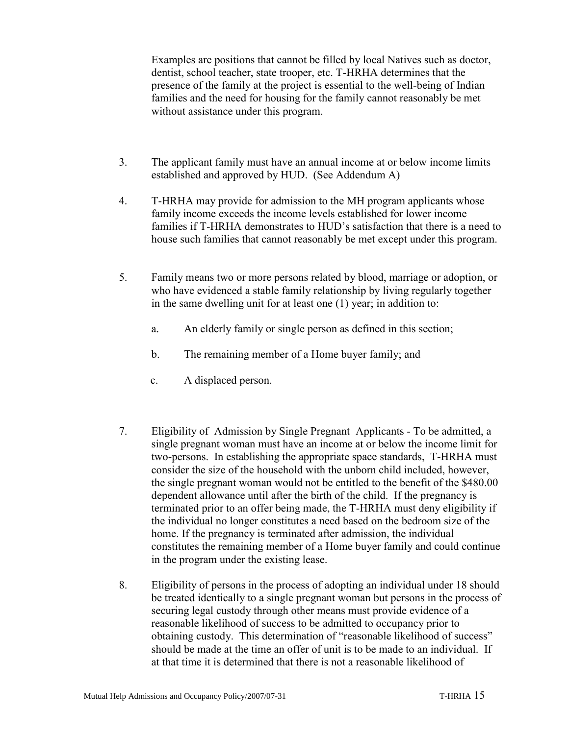Examples are positions that cannot be filled by local Natives such as doctor, dentist, school teacher, state trooper, etc. T-HRHA determines that the presence of the family at the project is essential to the well-being of Indian families and the need for housing for the family cannot reasonably be met without assistance under this program.

3. The applicant family must have an annual income at or below income limits established and approved by HUD. (See Addendum A)

4. T-HRHA may provide for admission to the MH program applicants whose family income exceeds the income levels established for lower income families if T-HRHA demonstrates to HUD's satisfaction that there is a need to house such families that cannot reasonably be met except under this program.

5. Family means two or more persons related by blood, marriage or adoption, or who have evidenced a stable family relationship by living regularly together in the same dwelling unit for at least one (1) year; in addition to:

   a. An elderly family or single person as defined in this section;

   b. The remaining member of a Home buyer family; and

   c. A displaced person.

7. Eligibility of Admission by Single Pregnant Applicants - To be admitted, a single pregnant woman must have an income at or below the income limit for two-persons. In establishing the appropriate space standards, T-HRHA must consider the size of the household with the unborn child included, however, the single pregnant woman would not be entitled to the benefit of the $480.00 dependent allowance until after the birth of the child. If the pregnancy is terminated prior to an offer being made, the T-HRHA must deny eligibility if the individual no longer constitutes a need based on the bedroom size of the home. If the pregnancy is terminated after admission, the individual constitutes the remaining member of a Home buyer family and could continue in the program under the existing lease.

8. Eligibility of persons in the process of adopting an individual under 18 should be treated identically to a single pregnant woman but persons in the process of securing legal custody through other means must provide evidence of a reasonable likelihood of success to be admitted to occupancy prior to obtaining custody. This determination of "reasonable likelihood of success" should be made at the time an offer of unit is to be made to an individual. If at that time it is determined that there is not a reasonable likelihood of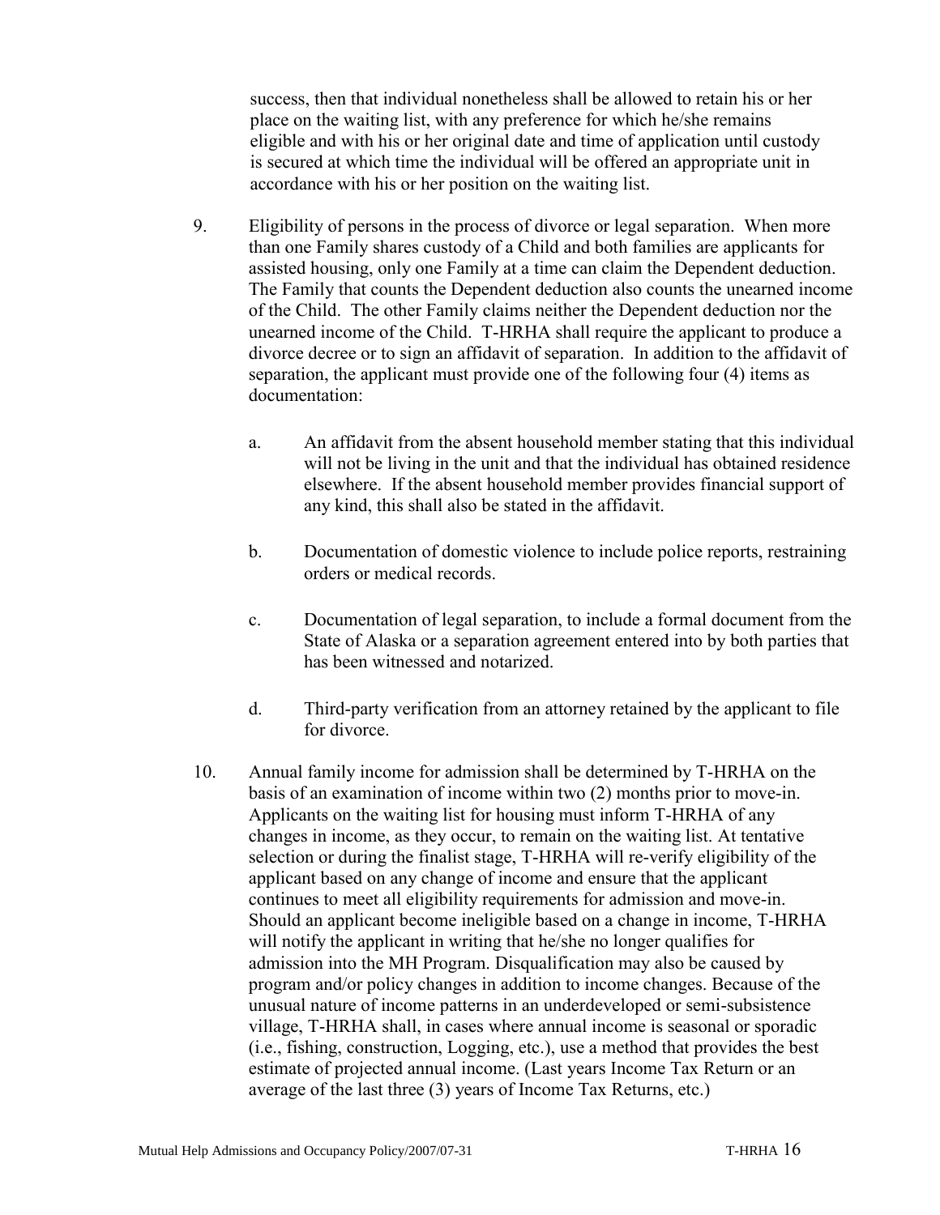success, then that individual nonetheless shall be allowed to retain his or her place on the waiting list, with any preference for which he/she remains eligible and with his or her original date and time of application until custody is secured at which time the individual will be offered an appropriate unit in accordance with his or her position on the waiting list.

9. Eligibility of persons in the process of divorce or legal separation. When more than one Family shares custody of a Child and both families are applicants for assisted housing, only one Family at a time can claim the Dependent deduction. The Family that counts the Dependent deduction also counts the unearned income of the Child. The other Family claims neither the Dependent deduction nor the unearned income of the Child. T-HRHA shall require the applicant to produce a divorce decree or to sign an affidavit of separation. In addition to the affidavit of separation, the applicant must provide one of the following four (4) items as documentation:

   a. An affidavit from the absent household member stating that this individual will not be living in the unit and that the individual has obtained residence elsewhere. If the absent household member provides financial support of any kind, this shall also be stated in the affidavit.

   b. Documentation of domestic violence to include police reports, restraining orders or medical records.

   c. Documentation of legal separation, to include a formal document from the State of Alaska or a separation agreement entered into by both parties that has been witnessed and notarized.

   d. Third-party verification from an attorney retained by the applicant to file for divorce.

10. Annual family income for admission shall be determined by T-HRHA on the basis of an examination of income within two (2) months prior to move-in. Applicants on the waiting list for housing must inform T-HRHA of any changes in income, as they occur, to remain on the waiting list. At tentative selection or during the finalist stage, T-HRHA will re-verify eligibility of the applicant based on any change of income and ensure that the applicant continues to meet all eligibility requirements for admission and move-in. Should an applicant become ineligible based on a change in income, T-HRHA will notify the applicant in writing that he/she no longer qualifies for admission into the MH Program. Disqualification may also be caused by program and/or policy changes in addition to income changes. Because of the unusual nature of income patterns in an underdeveloped or semi-subsistence village, T-HRHA shall, in cases where annual income is seasonal or sporadic (i.e., fishing, construction, Logging, etc.), use a method that provides the best estimate of projected annual income. (Last years Income Tax Return or an average of the last three (3) years of Income Tax Returns, etc.)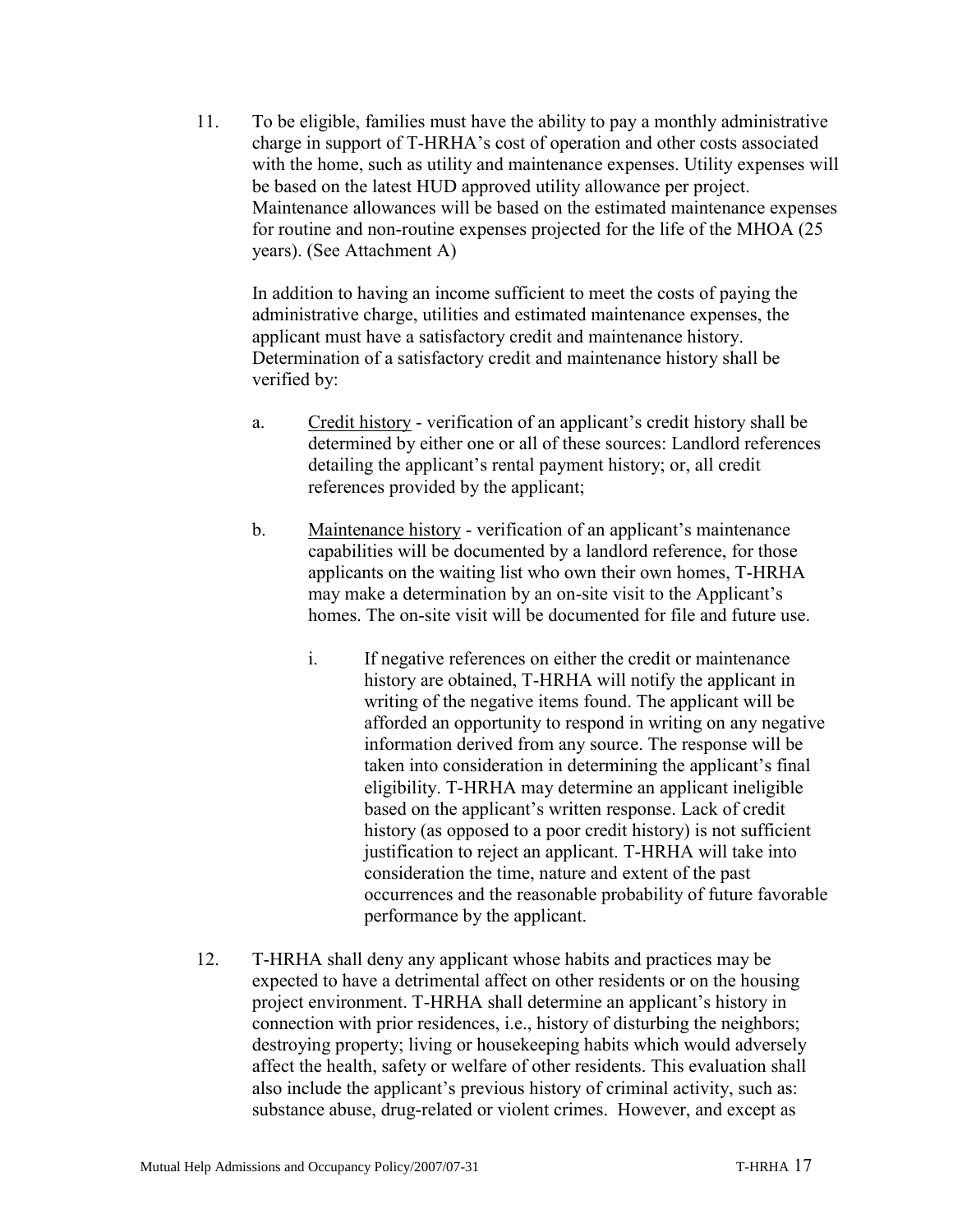11. To be eligible, families must have the ability to pay a monthly administrative charge in support of T-HRHA's cost of operation and other costs associated with the home, such as utility and maintenance expenses. Utility expenses will be based on the latest HUD approved utility allowance per project. Maintenance allowances will be based on the estimated maintenance expenses for routine and non-routine expenses projected for the life of the MHOA (25 years). (See Attachment A)

    In addition to having an income sufficient to meet the costs of paying the administrative charge, utilities and estimated maintenance expenses, the applicant must have a satisfactory credit and maintenance history. Determination of a satisfactory credit and maintenance history shall be verified by:

    a. Credit history - verification of an applicant's credit history shall be determined by either one or all of these sources: Landlord references detailing the applicant's rental payment history; or, all credit references provided by the applicant;

    b. Maintenance history - verification of an applicant's maintenance capabilities will be documented by a landlord reference, for those applicants on the waiting list who own their own homes, T-HRHA may make a determination by an on-site visit to the Applicant's homes. The on-site visit will be documented for file and future use.

        i. If negative references on either the credit or maintenance history are obtained, T-HRHA will notify the applicant in writing of the negative items found. The applicant will be afforded an opportunity to respond in writing on any negative information derived from any source. The response will be taken into consideration in determining the applicant's final eligibility. T-HRHA may determine an applicant ineligible based on the applicant's written response. Lack of credit history (as opposed to a poor credit history) is not sufficient justification to reject an applicant. T-HRHA will take into consideration the time, nature and extent of the past occurrences and the reasonable probability of future favorable performance by the applicant.

12. T-HRHA shall deny any applicant whose habits and practices may be expected to have a detrimental affect on other residents or on the housing project environment. T-HRHA shall determine an applicant's history in connection with prior residences, i.e., history of disturbing the neighbors; destroying property; living or housekeeping habits which would adversely affect the health, safety or welfare of other residents. This evaluation shall also include the applicant's previous history of criminal activity, such as: substance abuse, drug-related or violent crimes. However, and except as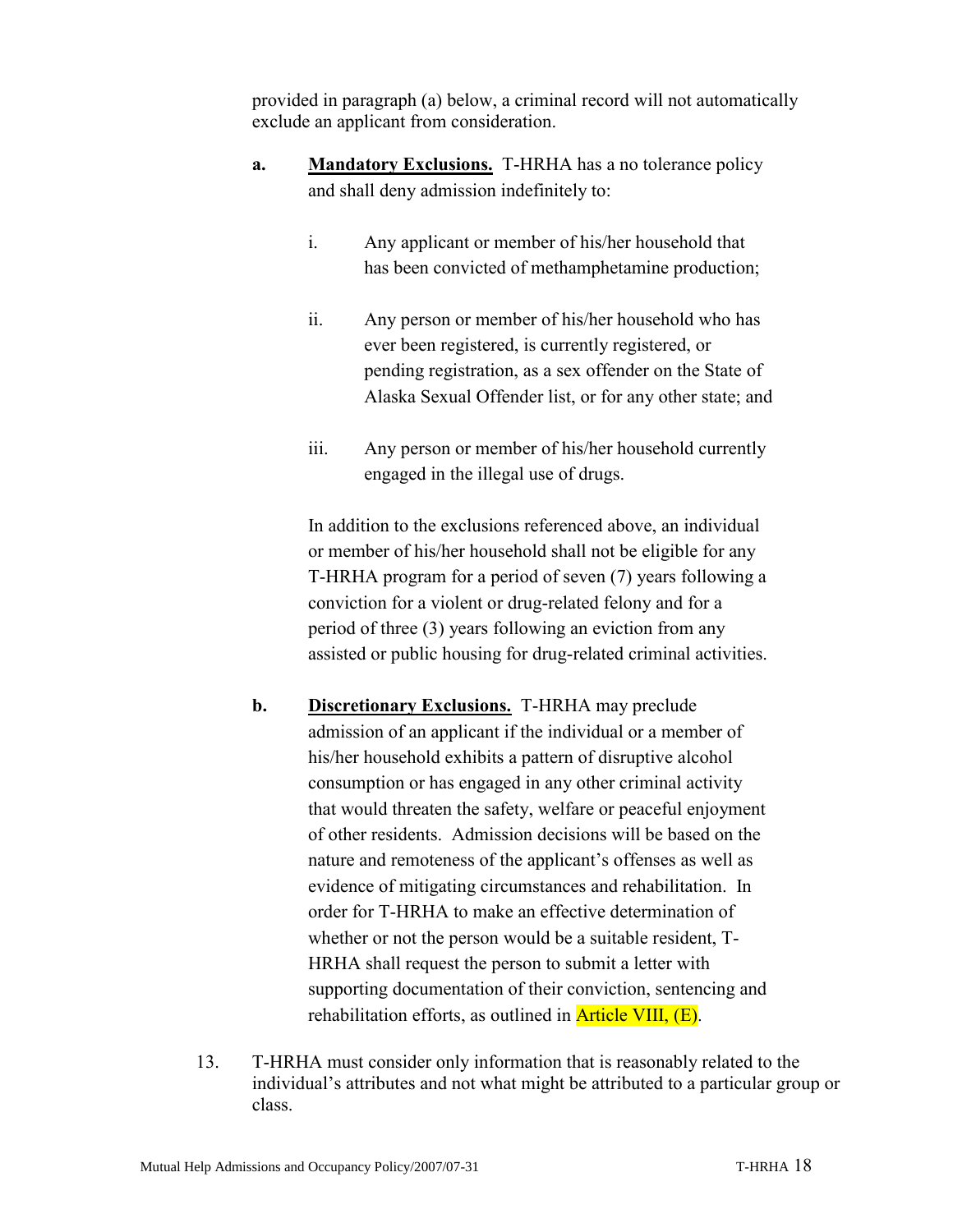provided in paragraph (a) below, a criminal record will not automatically exclude an applicant from consideration.

**a.** **Mandatory Exclusions.** T-HRHA has a no tolerance policy and shall deny admission indefinitely to:

i. Any applicant or member of his/her household that has been convicted of methamphetamine production;

ii. Any person or member of his/her household who has ever been registered, is currently registered, or pending registration, as a sex offender on the State of Alaska Sexual Offender list, or for any other state; and

iii. Any person or member of his/her household currently engaged in the illegal use of drugs.

In addition to the exclusions referenced above, an individual or member of his/her household shall not be eligible for any T-HRHA program for a period of seven (7) years following a conviction for a violent or drug-related felony and for a period of three (3) years following an eviction from any assisted or public housing for drug-related criminal activities.

**b.** **Discretionary Exclusions.** T-HRHA may preclude admission of an applicant if the individual or a member of his/her household exhibits a pattern of disruptive alcohol consumption or has engaged in any other criminal activity that would threaten the safety, welfare or peaceful enjoyment of other residents. Admission decisions will be based on the nature and remoteness of the applicant's offenses as well as evidence of mitigating circumstances and rehabilitation. In order for T-HRHA to make an effective determination of whether or not the person would be a suitable resident, T-HRHA shall request the person to submit a letter with supporting documentation of their conviction, sentencing and rehabilitation efforts, as outlined in Article VIII, (E).

13. T-HRHA must consider only information that is reasonably related to the individual's attributes and not what might be attributed to a particular group or class.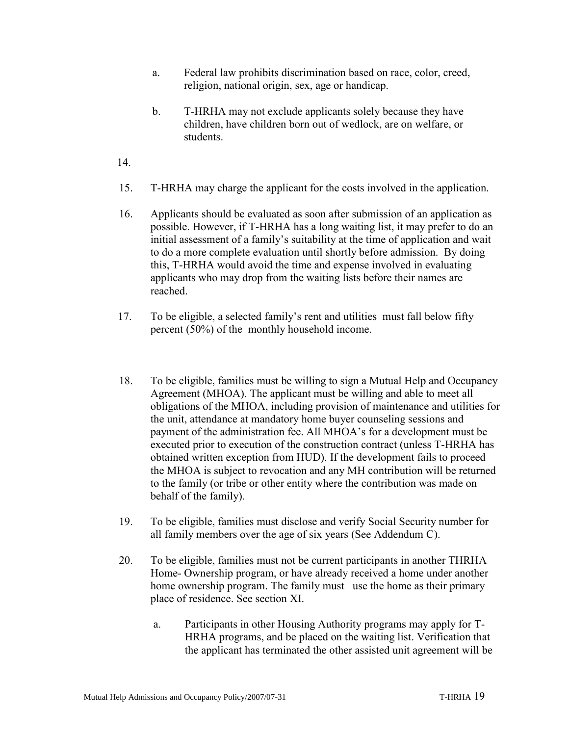a. Federal law prohibits discrimination based on race, color, creed, religion, national origin, sex, age or handicap.

b. T-HRHA may not exclude applicants solely because they have children, have children born out of wedlock, are on welfare, or students.

14.

15. T-HRHA may charge the applicant for the costs involved in the application.

16. Applicants should be evaluated as soon after submission of an application as possible. However, if T-HRHA has a long waiting list, it may prefer to do an initial assessment of a family's suitability at the time of application and wait to do a more complete evaluation until shortly before admission. By doing this, T-HRHA would avoid the time and expense involved in evaluating applicants who may drop from the waiting lists before their names are reached.

17. To be eligible, a selected family's rent and utilities must fall below fifty percent (50%) of the monthly household income.

18. To be eligible, families must be willing to sign a Mutual Help and Occupancy Agreement (MHOA). The applicant must be willing and able to meet all obligations of the MHOA, including provision of maintenance and utilities for the unit, attendance at mandatory home buyer counseling sessions and payment of the administration fee. All MHOA's for a development must be executed prior to execution of the construction contract (unless T-HRHA has obtained written exception from HUD). If the development fails to proceed the MHOA is subject to revocation and any MH contribution will be returned to the family (or tribe or other entity where the contribution was made on behalf of the family).

19. To be eligible, families must disclose and verify Social Security number for all family members over the age of six years (See Addendum C).

20. To be eligible, families must not be current participants in another THRHA Home- Ownership program, or have already received a home under another home ownership program. The family must use the home as their primary place of residence. See section XI.

    a. Participants in other Housing Authority programs may apply for T-HRHA programs, and be placed on the waiting list. Verification that the applicant has terminated the other assisted unit agreement will be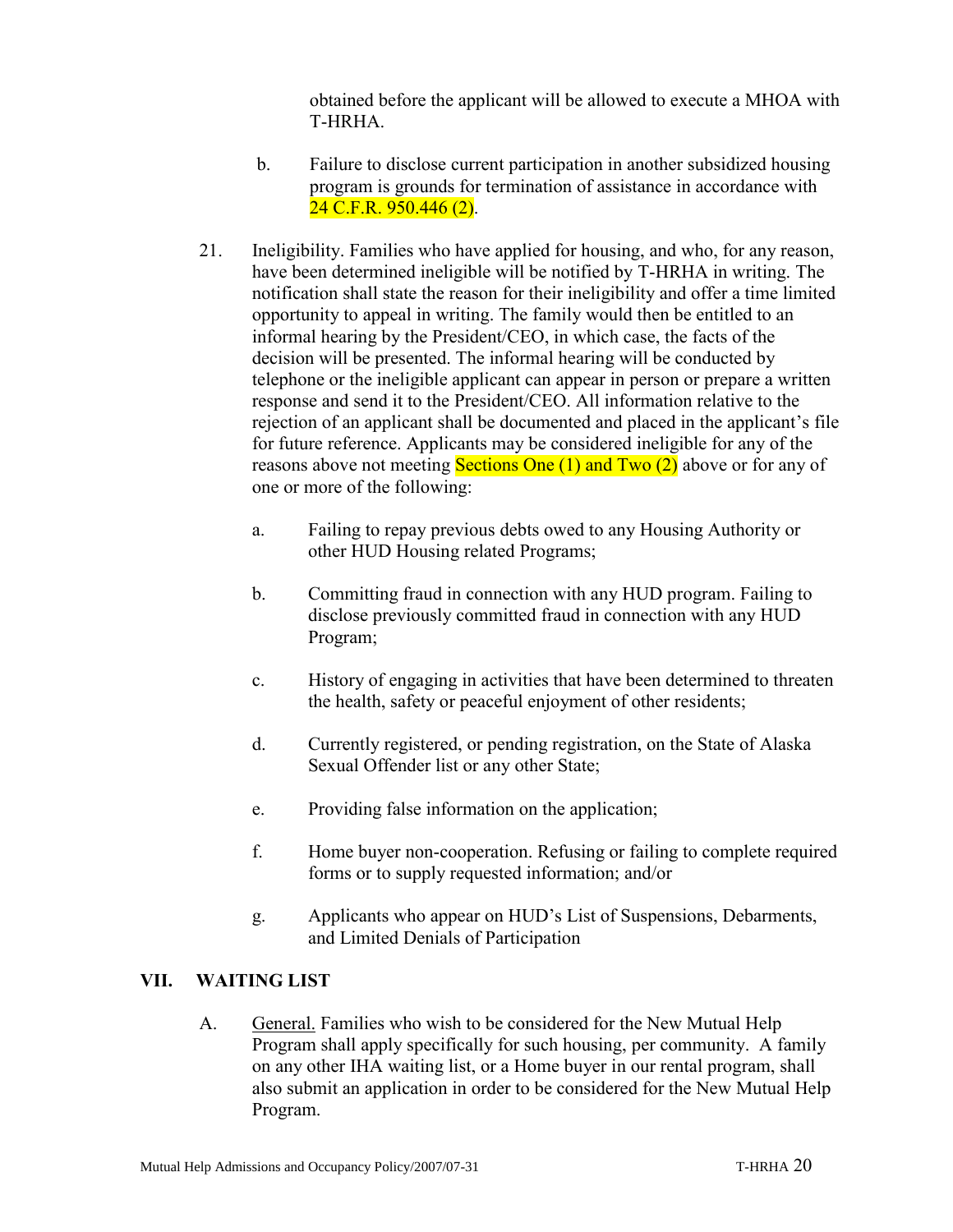obtained before the applicant will be allowed to execute a MHOA with T-HRHA.

b. Failure to disclose current participation in another subsidized housing program is grounds for termination of assistance in accordance with 24 C.F.R. 950.446 (2).

21. Ineligibility. Families who have applied for housing, and who, for any reason, have been determined ineligible will be notified by T-HRHA in writing. The notification shall state the reason for their ineligibility and offer a time limited opportunity to appeal in writing. The family would then be entitled to an informal hearing by the President/CEO, in which case, the facts of the decision will be presented. The informal hearing will be conducted by telephone or the ineligible applicant can appear in person or prepare a written response and send it to the President/CEO. All information relative to the rejection of an applicant shall be documented and placed in the applicant's file for future reference. Applicants may be considered ineligible for any of the reasons above not meeting Sections One (1) and Two (2) above or for any of one or more of the following:

   a. Failing to repay previous debts owed to any Housing Authority or other HUD Housing related Programs;

   b. Committing fraud in connection with any HUD program. Failing to disclose previously committed fraud in connection with any HUD Program;

   c. History of engaging in activities that have been determined to threaten the health, safety or peaceful enjoyment of other residents;

   d. Currently registered, or pending registration, on the State of Alaska Sexual Offender list or any other State;

   e. Providing false information on the application;

   f. Home buyer non-cooperation. Refusing or failing to complete required forms or to supply requested information; and/or

   g. Applicants who appear on HUD's List of Suspensions, Debarments, and Limited Denials of Participation

## VII. WAITING LIST

A. General. Families who wish to be considered for the New Mutual Help Program shall apply specifically for such housing, per community. A family on any other IHA waiting list, or a Home buyer in our rental program, shall also submit an application in order to be considered for the New Mutual Help Program.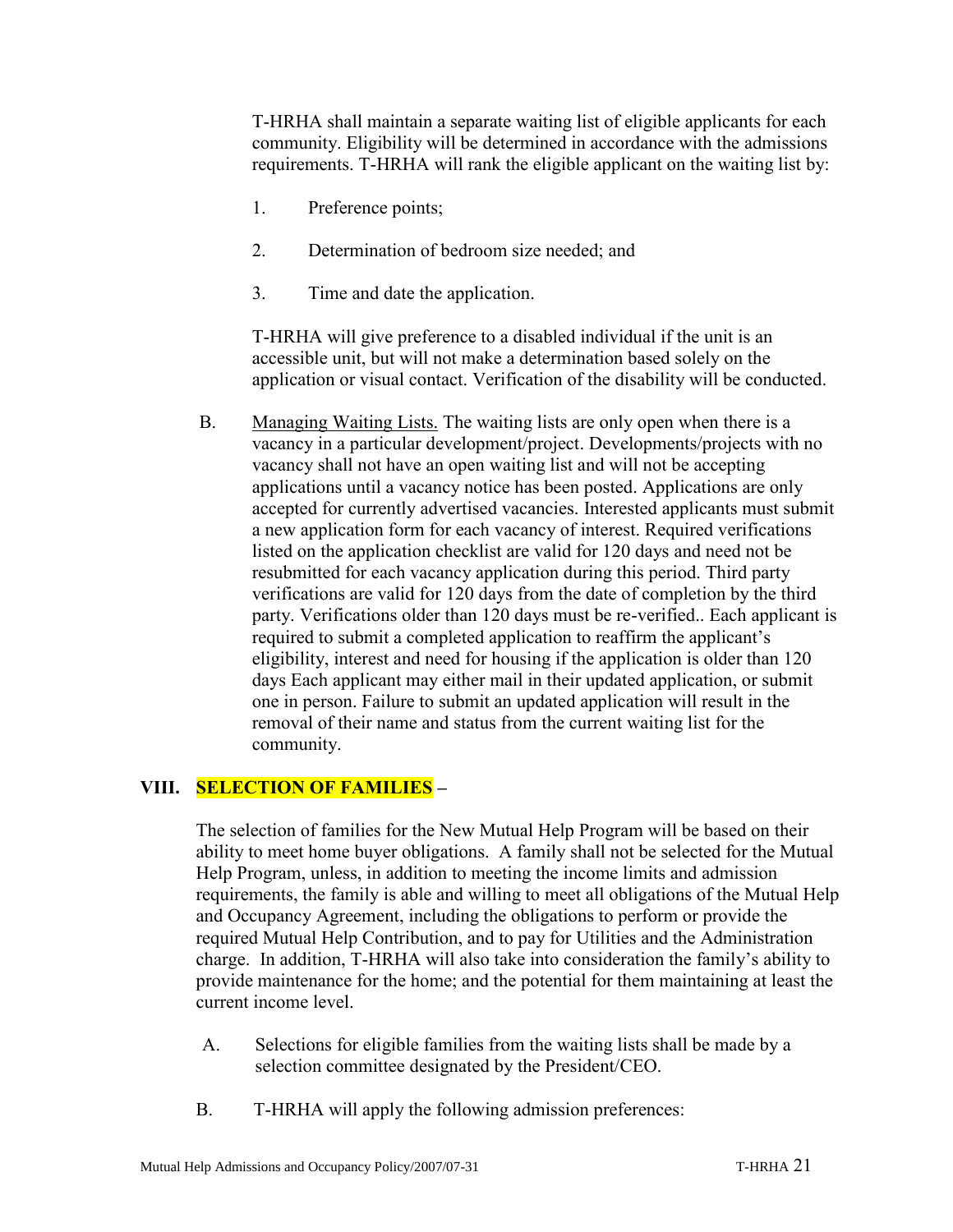T-HRHA shall maintain a separate waiting list of eligible applicants for each community. Eligibility will be determined in accordance with the admissions requirements. T-HRHA will rank the eligible applicant on the waiting list by:

1. Preference points;
2. Determination of bedroom size needed; and
3. Time and date the application.

T-HRHA will give preference to a disabled individual if the unit is an accessible unit, but will not make a determination based solely on the application or visual contact. Verification of the disability will be conducted.

B. Managing Waiting Lists. The waiting lists are only open when there is a vacancy in a particular development/project. Developments/projects with no vacancy shall not have an open waiting list and will not be accepting applications until a vacancy notice has been posted. Applications are only accepted for currently advertised vacancies. Interested applicants must submit a new application form for each vacancy of interest. Required verifications listed on the application checklist are valid for 120 days and need not be resubmitted for each vacancy application during this period. Third party verifications are valid for 120 days from the date of completion by the third party. Verifications older than 120 days must be re-verified.. Each applicant is required to submit a completed application to reaffirm the applicant's eligibility, interest and need for housing if the application is older than 120 days Each applicant may either mail in their updated application, or submit one in person. Failure to submit an updated application will result in the removal of their name and status from the current waiting list for the community.

## VIII. SELECTION OF FAMILIES –

The selection of families for the New Mutual Help Program will be based on their ability to meet home buyer obligations. A family shall not be selected for the Mutual Help Program, unless, in addition to meeting the income limits and admission requirements, the family is able and willing to meet all obligations of the Mutual Help and Occupancy Agreement, including the obligations to perform or provide the required Mutual Help Contribution, and to pay for Utilities and the Administration charge. In addition, T-HRHA will also take into consideration the family's ability to provide maintenance for the home; and the potential for them maintaining at least the current income level.

A. Selections for eligible families from the waiting lists shall be made by a selection committee designated by the President/CEO.

B. T-HRHA will apply the following admission preferences: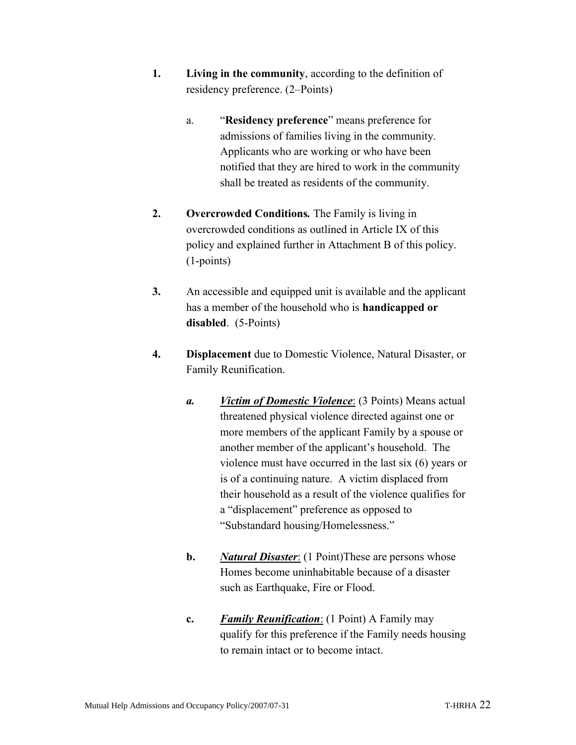1. **Living in the community**, according to the definition of residency preference. (2–Points)

   a. "**Residency preference**" means preference for admissions of families living in the community. Applicants who are working or who have been notified that they are hired to work in the community shall be treated as residents of the community.

2. **Overcrowded Conditions.** The Family is living in overcrowded conditions as outlined in Article IX of this policy and explained further in Attachment B of this policy. (1-points)

3. An accessible and equipped unit is available and the applicant has a member of the household who is **handicapped or disabled**. (5-Points)

4. **Displacement** due to Domestic Violence, Natural Disaster, or Family Reunification.

   ***a.*** ***Victim of Domestic Violence***: (3 Points) Means actual threatened physical violence directed against one or more members of the applicant Family by a spouse or another member of the applicant's household. The violence must have occurred in the last six (6) years or is of a continuing nature. A victim displaced from their household as a result of the violence qualifies for a "displacement" preference as opposed to "Substandard housing/Homelessness."

   **b.** ***Natural Disaster***: (1 Point)These are persons whose Homes become uninhabitable because of a disaster such as Earthquake, Fire or Flood.

   **c.** ***Family Reunification***: (1 Point) A Family may qualify for this preference if the Family needs housing to remain intact or to become intact.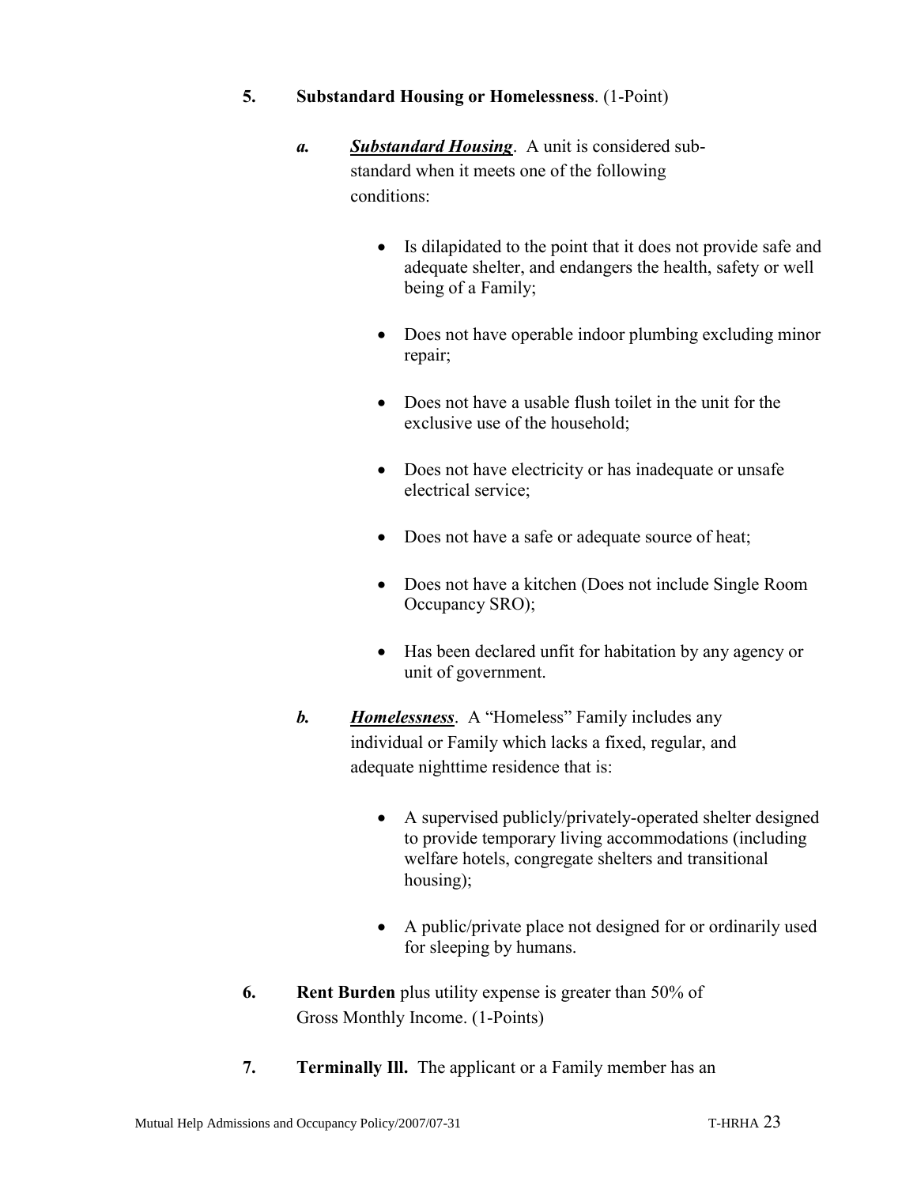5. **Substandard Housing or Homelessness**. (1-Point)

   *a.* ***Substandard Housing***. A unit is considered sub-standard when it meets one of the following conditions:

   - Is dilapidated to the point that it does not provide safe and adequate shelter, and endangers the health, safety or well being of a Family;
   - Does not have operable indoor plumbing excluding minor repair;
   - Does not have a usable flush toilet in the unit for the exclusive use of the household;
   - Does not have electricity or has inadequate or unsafe electrical service;
   - Does not have a safe or adequate source of heat;
   - Does not have a kitchen (Does not include Single Room Occupancy SRO);
   - Has been declared unfit for habitation by any agency or unit of government.

   *b.* ***Homelessness***. A "Homeless" Family includes any individual or Family which lacks a fixed, regular, and adequate nighttime residence that is:

   - A supervised publicly/privately-operated shelter designed to provide temporary living accommodations (including welfare hotels, congregate shelters and transitional housing);
   - A public/private place not designed for or ordinarily used for sleeping by humans.

6. **Rent Burden** plus utility expense is greater than 50% of Gross Monthly Income. (1-Points)

7. **Terminally Ill.** The applicant or a Family member has an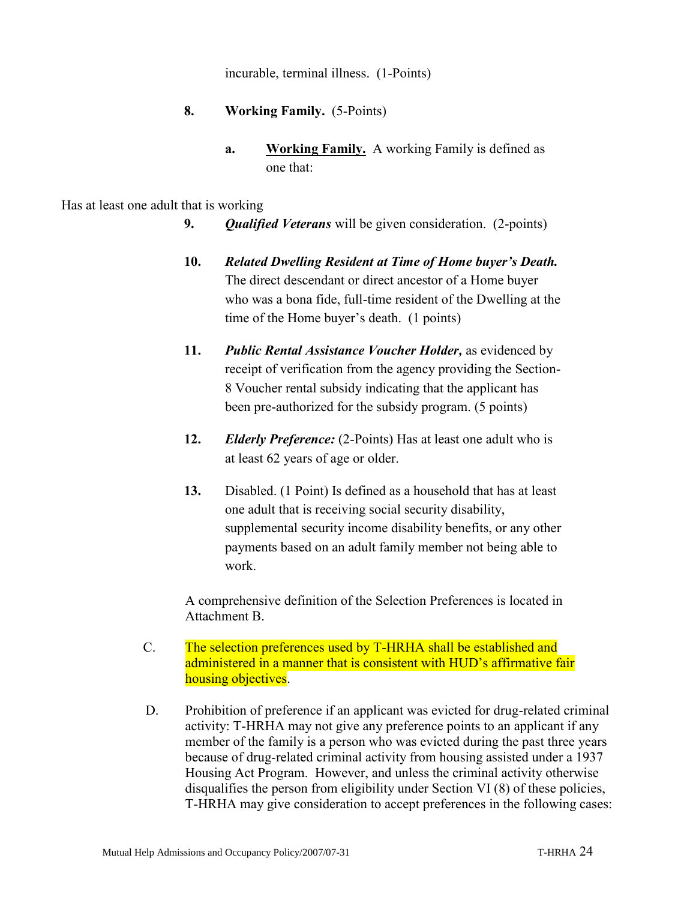incurable, terminal illness. (1-Points)

8. **Working Family.** (5-Points)

   a. **Working Family.** A working Family is defined as one that:

Has at least one adult that is working

9. ***Qualified Veterans*** will be given consideration. (2-points)

10. ***Related Dwelling Resident at Time of Home buyer's Death.*** The direct descendant or direct ancestor of a Home buyer who was a bona fide, full-time resident of the Dwelling at the time of the Home buyer's death. (1 points)

11. ***Public Rental Assistance Voucher Holder,*** as evidenced by receipt of verification from the agency providing the Section-8 Voucher rental subsidy indicating that the applicant has been pre-authorized for the subsidy program. (5 points)

12. ***Elderly Preference:*** (2-Points) Has at least one adult who is at least 62 years of age or older.

13. Disabled. (1 Point) Is defined as a household that has at least one adult that is receiving social security disability, supplemental security income disability benefits, or any other payments based on an adult family member not being able to work.

A comprehensive definition of the Selection Preferences is located in Attachment B.

C. The selection preferences used by T-HRHA shall be established and administered in a manner that is consistent with HUD's affirmative fair housing objectives.

D. Prohibition of preference if an applicant was evicted for drug-related criminal activity: T-HRHA may not give any preference points to an applicant if any member of the family is a person who was evicted during the past three years because of drug-related criminal activity from housing assisted under a 1937 Housing Act Program. However, and unless the criminal activity otherwise disqualifies the person from eligibility under Section VI (8) of these policies, T-HRHA may give consideration to accept preferences in the following cases: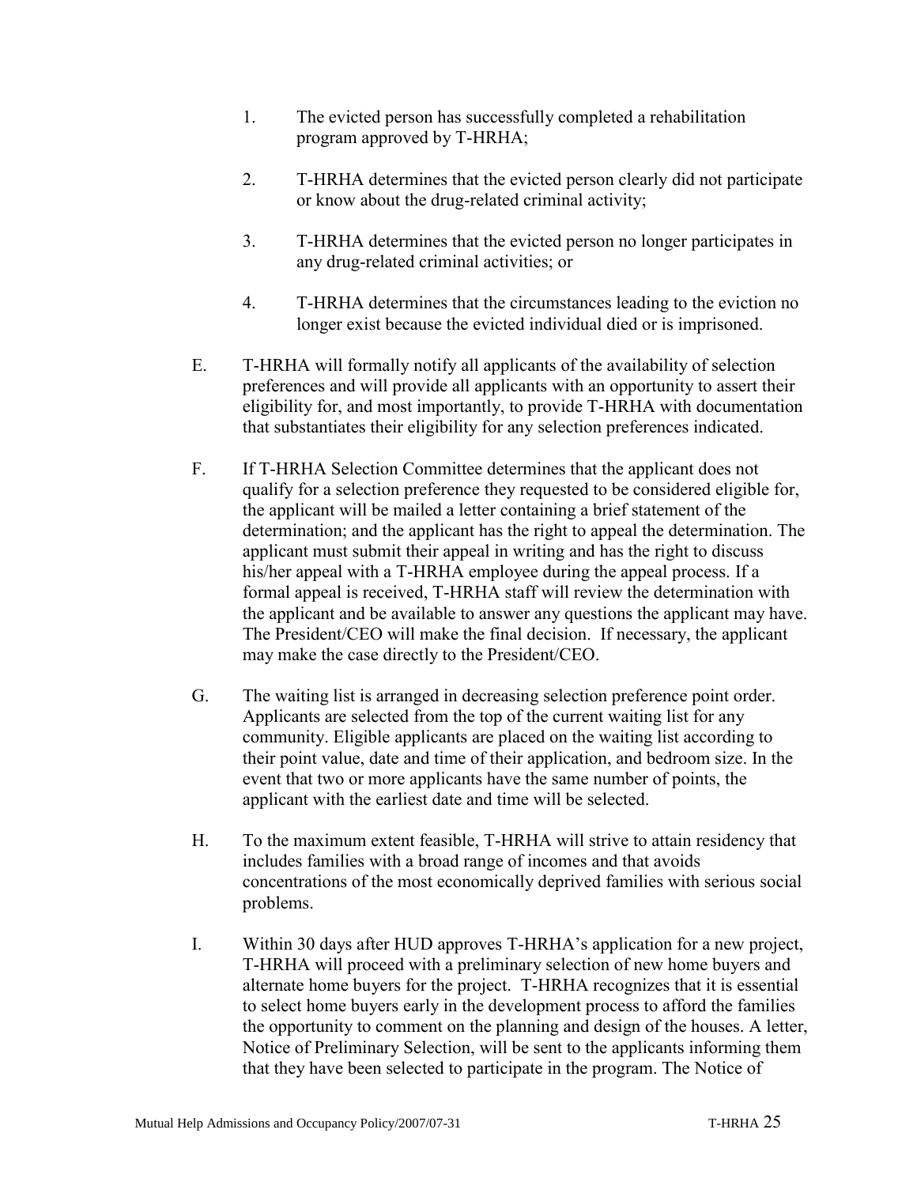1. The evicted person has successfully completed a rehabilitation program approved by T-HRHA;

2. T-HRHA determines that the evicted person clearly did not participate or know about the drug-related criminal activity;

3. T-HRHA determines that the evicted person no longer participates in any drug-related criminal activities; or

4. T-HRHA determines that the circumstances leading to the eviction no longer exist because the evicted individual died or is imprisoned.

E. T-HRHA will formally notify all applicants of the availability of selection preferences and will provide all applicants with an opportunity to assert their eligibility for, and most importantly, to provide T-HRHA with documentation that substantiates their eligibility for any selection preferences indicated.

F. If T-HRHA Selection Committee determines that the applicant does not qualify for a selection preference they requested to be considered eligible for, the applicant will be mailed a letter containing a brief statement of the determination; and the applicant has the right to appeal the determination. The applicant must submit their appeal in writing and has the right to discuss his/her appeal with a T-HRHA employee during the appeal process. If a formal appeal is received, T-HRHA staff will review the determination with the applicant and be available to answer any questions the applicant may have. The President/CEO will make the final decision. If necessary, the applicant may make the case directly to the President/CEO.

G. The waiting list is arranged in decreasing selection preference point order. Applicants are selected from the top of the current waiting list for any community. Eligible applicants are placed on the waiting list according to their point value, date and time of their application, and bedroom size. In the event that two or more applicants have the same number of points, the applicant with the earliest date and time will be selected.

H. To the maximum extent feasible, T-HRHA will strive to attain residency that includes families with a broad range of incomes and that avoids concentrations of the most economically deprived families with serious social problems.

I. Within 30 days after HUD approves T-HRHA's application for a new project, T-HRHA will proceed with a preliminary selection of new home buyers and alternate home buyers for the project. T-HRHA recognizes that it is essential to select home buyers early in the development process to afford the families the opportunity to comment on the planning and design of the houses. A letter, Notice of Preliminary Selection, will be sent to the applicants informing them that they have been selected to participate in the program. The Notice of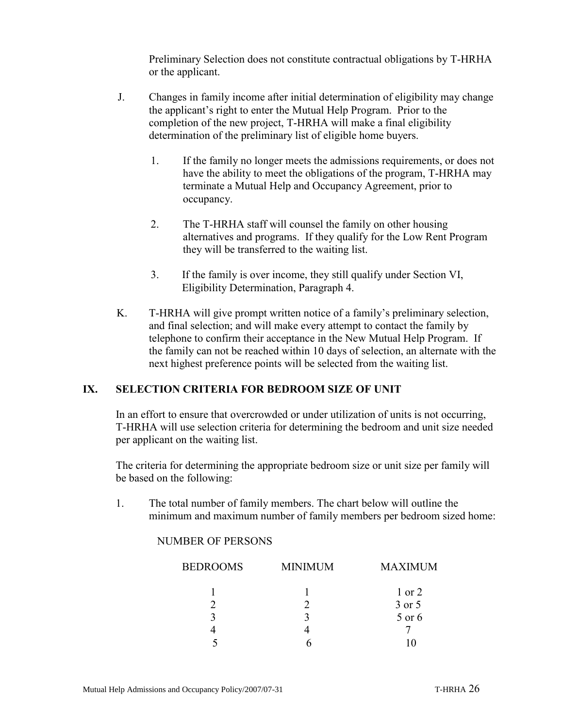Preliminary Selection does not constitute contractual obligations by T-HRHA or the applicant.

J. Changes in family income after initial determination of eligibility may change the applicant's right to enter the Mutual Help Program. Prior to the completion of the new project, T-HRHA will make a final eligibility determination of the preliminary list of eligible home buyers.

   1. If the family no longer meets the admissions requirements, or does not have the ability to meet the obligations of the program, T-HRHA may terminate a Mutual Help and Occupancy Agreement, prior to occupancy.

   2. The T-HRHA staff will counsel the family on other housing alternatives and programs. If they qualify for the Low Rent Program they will be transferred to the waiting list.

   3. If the family is over income, they still qualify under Section VI, Eligibility Determination, Paragraph 4.

K. T-HRHA will give prompt written notice of a family's preliminary selection, and final selection; and will make every attempt to contact the family by telephone to confirm their acceptance in the New Mutual Help Program. If the family can not be reached within 10 days of selection, an alternate with the next highest preference points will be selected from the waiting list.

## IX. SELECTION CRITERIA FOR BEDROOM SIZE OF UNIT

In an effort to ensure that overcrowded or under utilization of units is not occurring, T-HRHA will use selection criteria for determining the bedroom and unit size needed per applicant on the waiting list.

The criteria for determining the appropriate bedroom size or unit size per family will be based on the following:

1. The total number of family members. The chart below will outline the minimum and maximum number of family members per bedroom sized home:

NUMBER OF PERSONS

| BEDROOMS | MINIMUM | MAXIMUM |
|---|---|---|
| 1 | 1 | 1 or 2 |
| 2 | 2 | 3 or 5 |
| 3 | 3 | 5 or 6 |
| 4 | 4 | 7 |
| 5 | 6 | 10 |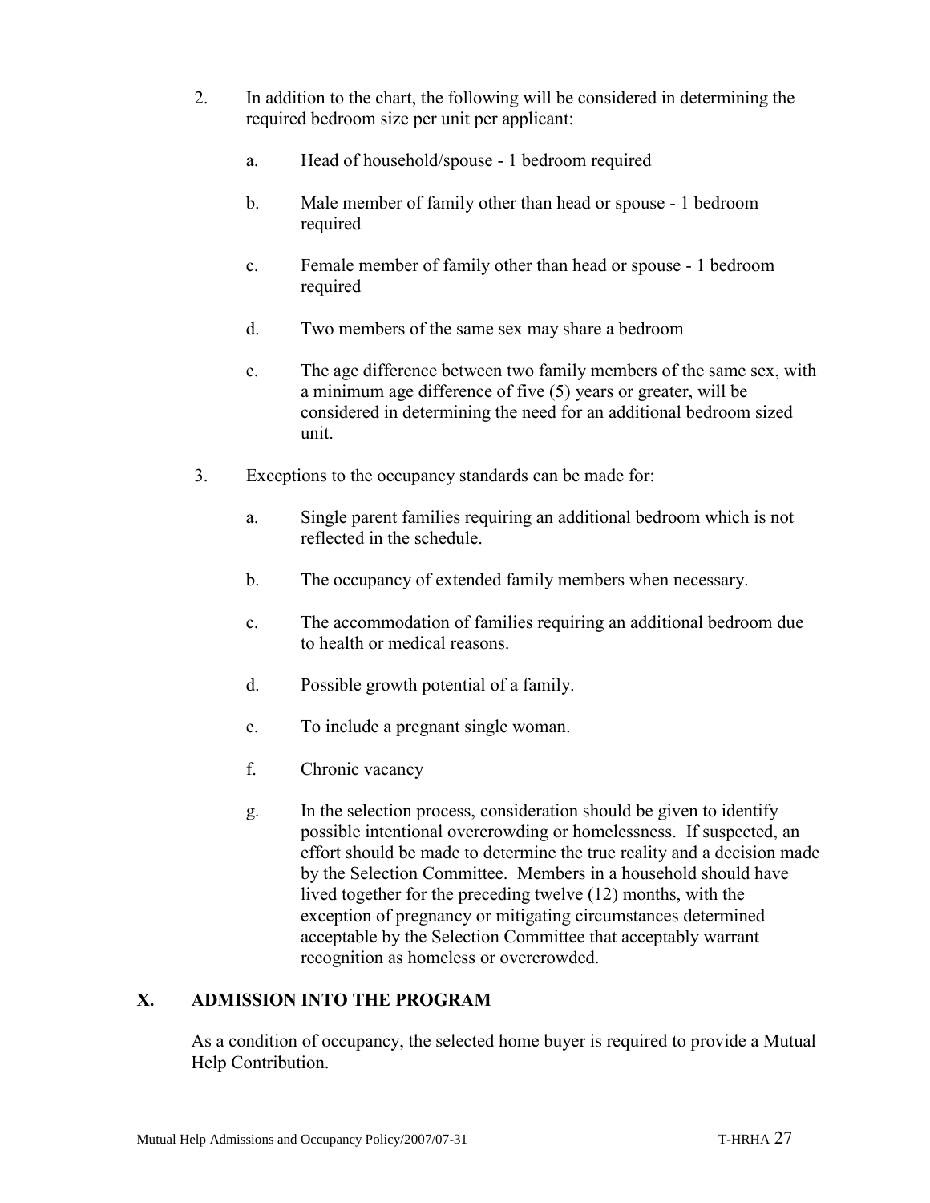2. In addition to the chart, the following will be considered in determining the required bedroom size per unit per applicant:

    a. Head of household/spouse - 1 bedroom required

    b. Male member of family other than head or spouse - 1 bedroom required

    c. Female member of family other than head or spouse - 1 bedroom required

    d. Two members of the same sex may share a bedroom

    e. The age difference between two family members of the same sex, with a minimum age difference of five (5) years or greater, will be considered in determining the need for an additional bedroom sized unit.

3. Exceptions to the occupancy standards can be made for:

    a. Single parent families requiring an additional bedroom which is not reflected in the schedule.

    b. The occupancy of extended family members when necessary.

    c. The accommodation of families requiring an additional bedroom due to health or medical reasons.

    d. Possible growth potential of a family.

    e. To include a pregnant single woman.

    f. Chronic vacancy

    g. In the selection process, consideration should be given to identify possible intentional overcrowding or homelessness. If suspected, an effort should be made to determine the true reality and a decision made by the Selection Committee. Members in a household should have lived together for the preceding twelve (12) months, with the exception of pregnancy or mitigating circumstances determined acceptable by the Selection Committee that acceptably warrant recognition as homeless or overcrowded.

## X. ADMISSION INTO THE PROGRAM

As a condition of occupancy, the selected home buyer is required to provide a Mutual Help Contribution.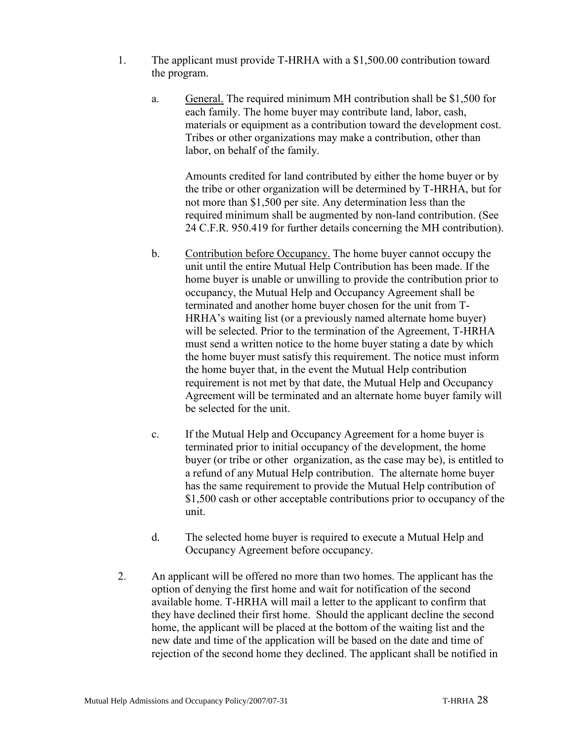1. The applicant must provide T-HRHA with a $1,500.00 contribution toward the program.

   a. General. The required minimum MH contribution shall be $1,500 for each family. The home buyer may contribute land, labor, cash, materials or equipment as a contribution toward the development cost. Tribes or other organizations may make a contribution, other than labor, on behalf of the family.

      Amounts credited for land contributed by either the home buyer or by the tribe or other organization will be determined by T-HRHA, but for not more than $1,500 per site. Any determination less than the required minimum shall be augmented by non-land contribution. (See 24 C.F.R. 950.419 for further details concerning the MH contribution).

   b. Contribution before Occupancy. The home buyer cannot occupy the unit until the entire Mutual Help Contribution has been made. If the home buyer is unable or unwilling to provide the contribution prior to occupancy, the Mutual Help and Occupancy Agreement shall be terminated and another home buyer chosen for the unit from T-HRHA's waiting list (or a previously named alternate home buyer) will be selected. Prior to the termination of the Agreement, T-HRHA must send a written notice to the home buyer stating a date by which the home buyer must satisfy this requirement. The notice must inform the home buyer that, in the event the Mutual Help contribution requirement is not met by that date, the Mutual Help and Occupancy Agreement will be terminated and an alternate home buyer family will be selected for the unit.

   c. If the Mutual Help and Occupancy Agreement for a home buyer is terminated prior to initial occupancy of the development, the home buyer (or tribe or other organization, as the case may be), is entitled to a refund of any Mutual Help contribution. The alternate home buyer has the same requirement to provide the Mutual Help contribution of $1,500 cash or other acceptable contributions prior to occupancy of the unit.

   d. The selected home buyer is required to execute a Mutual Help and Occupancy Agreement before occupancy.

2. An applicant will be offered no more than two homes. The applicant has the option of denying the first home and wait for notification of the second available home. T-HRHA will mail a letter to the applicant to confirm that they have declined their first home. Should the applicant decline the second home, the applicant will be placed at the bottom of the waiting list and the new date and time of the application will be based on the date and time of rejection of the second home they declined. The applicant shall be notified in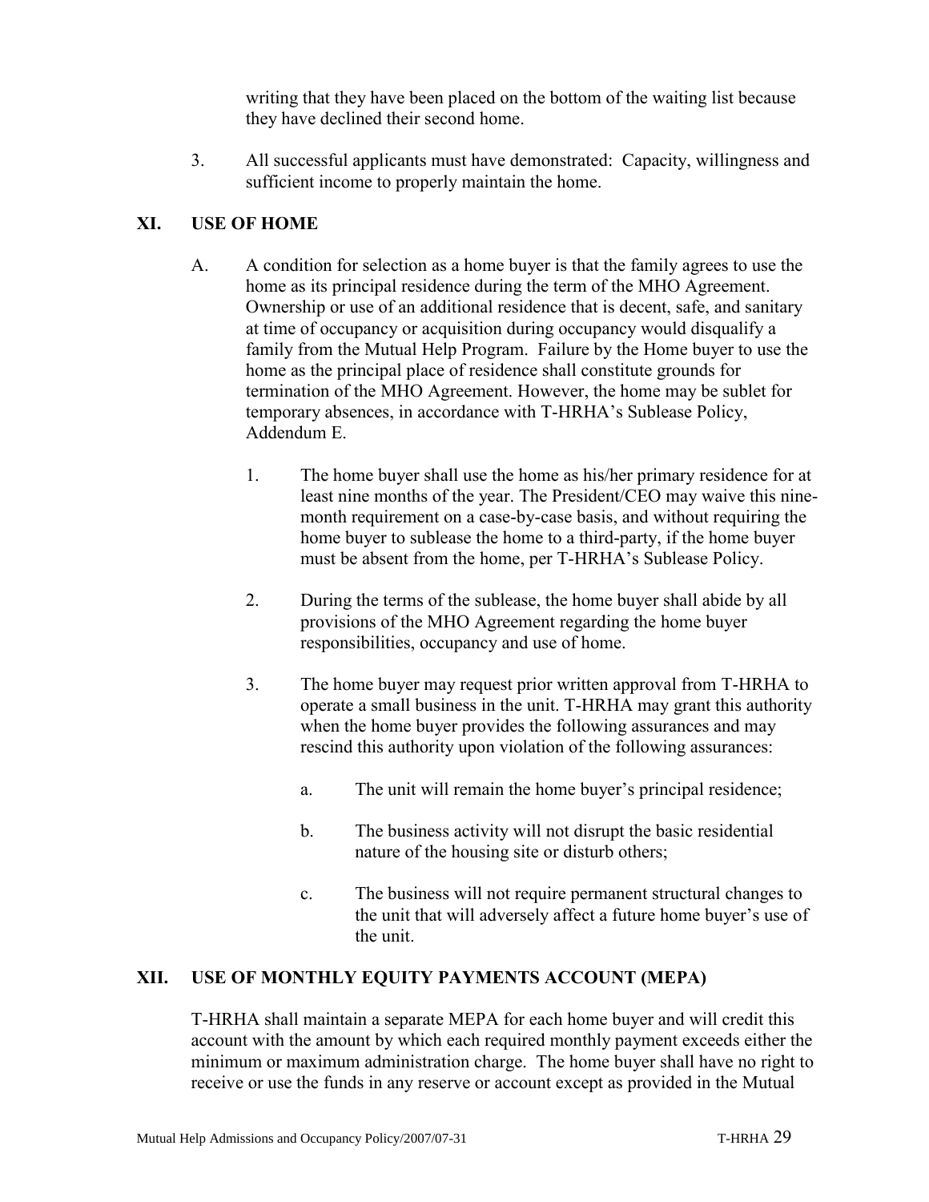writing that they have been placed on the bottom of the waiting list because they have declined their second home.

3. All successful applicants must have demonstrated: Capacity, willingness and sufficient income to properly maintain the home.

## XI. USE OF HOME

A. A condition for selection as a home buyer is that the family agrees to use the home as its principal residence during the term of the MHO Agreement. Ownership or use of an additional residence that is decent, safe, and sanitary at time of occupancy or acquisition during occupancy would disqualify a family from the Mutual Help Program. Failure by the Home buyer to use the home as the principal place of residence shall constitute grounds for termination of the MHO Agreement. However, the home may be sublet for temporary absences, in accordance with T-HRHA's Sublease Policy, Addendum E.

   1. The home buyer shall use the home as his/her primary residence for at least nine months of the year. The President/CEO may waive this nine-month requirement on a case-by-case basis, and without requiring the home buyer to sublease the home to a third-party, if the home buyer must be absent from the home, per T-HRHA's Sublease Policy.

   2. During the terms of the sublease, the home buyer shall abide by all provisions of the MHO Agreement regarding the home buyer responsibilities, occupancy and use of home.

   3. The home buyer may request prior written approval from T-HRHA to operate a small business in the unit. T-HRHA may grant this authority when the home buyer provides the following assurances and may rescind this authority upon violation of the following assurances:

      a. The unit will remain the home buyer's principal residence;

      b. The business activity will not disrupt the basic residential nature of the housing site or disturb others;

      c. The business will not require permanent structural changes to the unit that will adversely affect a future home buyer's use of the unit.

## XII. USE OF MONTHLY EQUITY PAYMENTS ACCOUNT (MEPA)

T-HRHA shall maintain a separate MEPA for each home buyer and will credit this account with the amount by which each required monthly payment exceeds either the minimum or maximum administration charge. The home buyer shall have no right to receive or use the funds in any reserve or account except as provided in the Mutual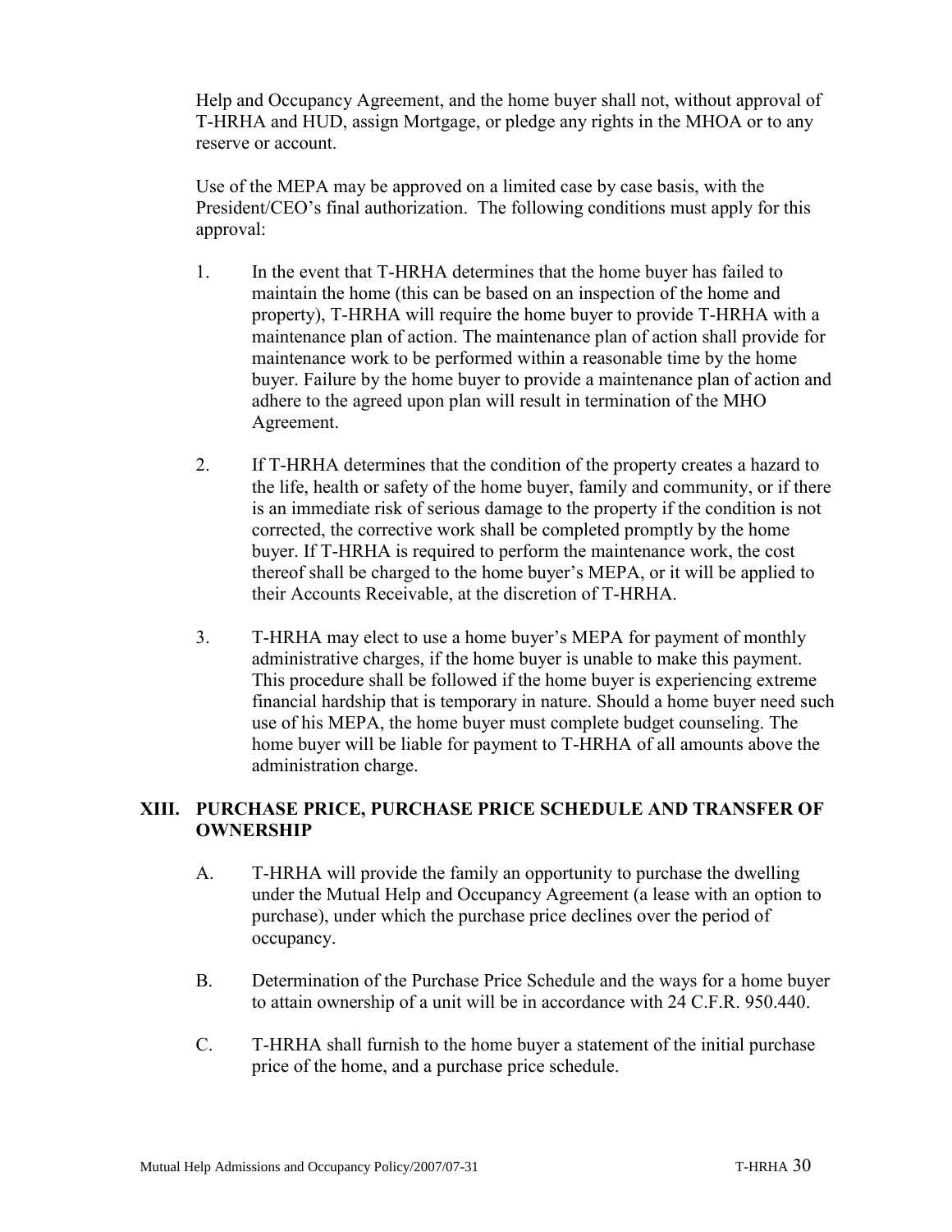Help and Occupancy Agreement, and the home buyer shall not, without approval of T-HRHA and HUD, assign Mortgage, or pledge any rights in the MHOA or to any reserve or account.

Use of the MEPA may be approved on a limited case by case basis, with the President/CEO's final authorization. The following conditions must apply for this approval:

1. In the event that T-HRHA determines that the home buyer has failed to maintain the home (this can be based on an inspection of the home and property), T-HRHA will require the home buyer to provide T-HRHA with a maintenance plan of action. The maintenance plan of action shall provide for maintenance work to be performed within a reasonable time by the home buyer. Failure by the home buyer to provide a maintenance plan of action and adhere to the agreed upon plan will result in termination of the MHO Agreement.

2. If T-HRHA determines that the condition of the property creates a hazard to the life, health or safety of the home buyer, family and community, or if there is an immediate risk of serious damage to the property if the condition is not corrected, the corrective work shall be completed promptly by the home buyer. If T-HRHA is required to perform the maintenance work, the cost thereof shall be charged to the home buyer's MEPA, or it will be applied to their Accounts Receivable, at the discretion of T-HRHA.

3. T-HRHA may elect to use a home buyer's MEPA for payment of monthly administrative charges, if the home buyer is unable to make this payment. This procedure shall be followed if the home buyer is experiencing extreme financial hardship that is temporary in nature. Should a home buyer need such use of his MEPA, the home buyer must complete budget counseling. The home buyer will be liable for payment to T-HRHA of all amounts above the administration charge.

## XIII. PURCHASE PRICE, PURCHASE PRICE SCHEDULE AND TRANSFER OF OWNERSHIP

A. T-HRHA will provide the family an opportunity to purchase the dwelling under the Mutual Help and Occupancy Agreement (a lease with an option to purchase), under which the purchase price declines over the period of occupancy.

B. Determination of the Purchase Price Schedule and the ways for a home buyer to attain ownership of a unit will be in accordance with 24 C.F.R. 950.440.

C. T-HRHA shall furnish to the home buyer a statement of the initial purchase price of the home, and a purchase price schedule.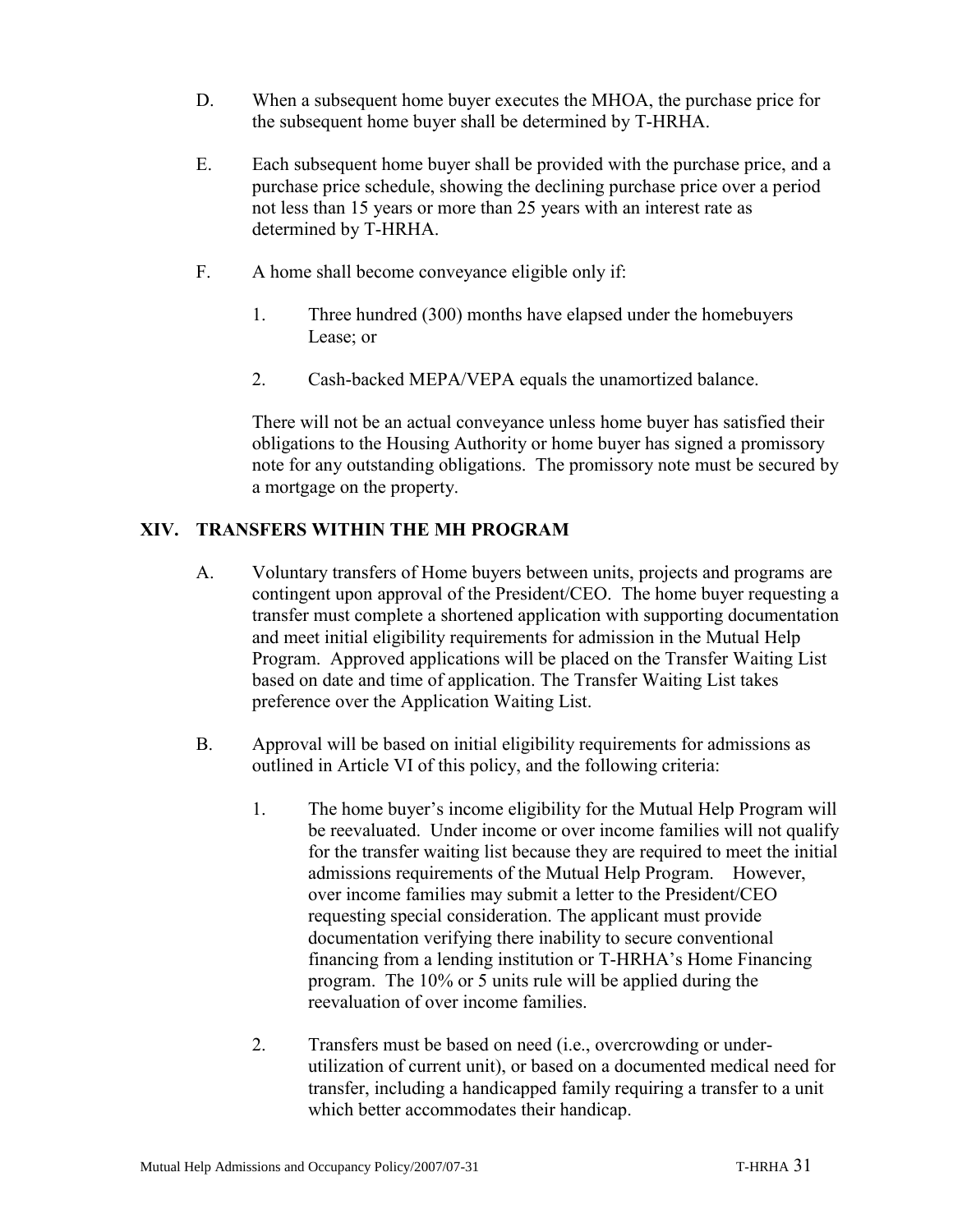D. When a subsequent home buyer executes the MHOA, the purchase price for the subsequent home buyer shall be determined by T-HRHA.

E. Each subsequent home buyer shall be provided with the purchase price, and a purchase price schedule, showing the declining purchase price over a period not less than 15 years or more than 25 years with an interest rate as determined by T-HRHA.

F. A home shall become conveyance eligible only if:

   1. Three hundred (300) months have elapsed under the homebuyers Lease; or

   2. Cash-backed MEPA/VEPA equals the unamortized balance.

   There will not be an actual conveyance unless home buyer has satisfied their obligations to the Housing Authority or home buyer has signed a promissory note for any outstanding obligations. The promissory note must be secured by a mortgage on the property.

## XIV. TRANSFERS WITHIN THE MH PROGRAM

A. Voluntary transfers of Home buyers between units, projects and programs are contingent upon approval of the President/CEO. The home buyer requesting a transfer must complete a shortened application with supporting documentation and meet initial eligibility requirements for admission in the Mutual Help Program. Approved applications will be placed on the Transfer Waiting List based on date and time of application. The Transfer Waiting List takes preference over the Application Waiting List.

B. Approval will be based on initial eligibility requirements for admissions as outlined in Article VI of this policy, and the following criteria:

   1. The home buyer's income eligibility for the Mutual Help Program will be reevaluated. Under income or over income families will not qualify for the transfer waiting list because they are required to meet the initial admissions requirements of the Mutual Help Program. However, over income families may submit a letter to the President/CEO requesting special consideration. The applicant must provide documentation verifying there inability to secure conventional financing from a lending institution or T-HRHA's Home Financing program. The 10% or 5 units rule will be applied during the reevaluation of over income families.

   2. Transfers must be based on need (i.e., overcrowding or under-utilization of current unit), or based on a documented medical need for transfer, including a handicapped family requiring a transfer to a unit which better accommodates their handicap.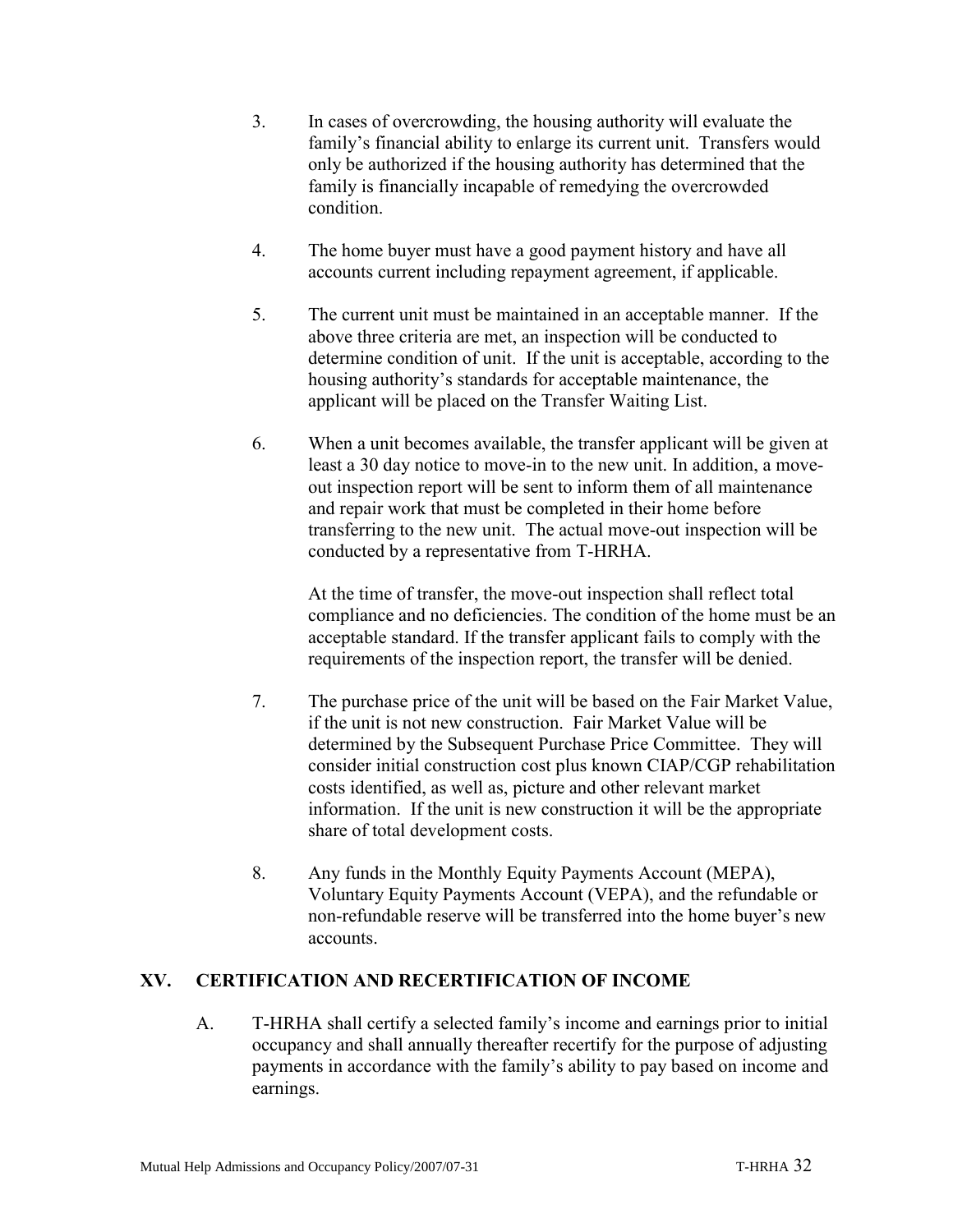3. In cases of overcrowding, the housing authority will evaluate the family's financial ability to enlarge its current unit. Transfers would only be authorized if the housing authority has determined that the family is financially incapable of remedying the overcrowded condition.

4. The home buyer must have a good payment history and have all accounts current including repayment agreement, if applicable.

5. The current unit must be maintained in an acceptable manner. If the above three criteria are met, an inspection will be conducted to determine condition of unit. If the unit is acceptable, according to the housing authority's standards for acceptable maintenance, the applicant will be placed on the Transfer Waiting List.

6. When a unit becomes available, the transfer applicant will be given at least a 30 day notice to move-in to the new unit. In addition, a move-out inspection report will be sent to inform them of all maintenance and repair work that must be completed in their home before transferring to the new unit. The actual move-out inspection will be conducted by a representative from T-HRHA.

   At the time of transfer, the move-out inspection shall reflect total compliance and no deficiencies. The condition of the home must be an acceptable standard. If the transfer applicant fails to comply with the requirements of the inspection report, the transfer will be denied.

7. The purchase price of the unit will be based on the Fair Market Value, if the unit is not new construction. Fair Market Value will be determined by the Subsequent Purchase Price Committee. They will consider initial construction cost plus known CIAP/CGP rehabilitation costs identified, as well as, picture and other relevant market information. If the unit is new construction it will be the appropriate share of total development costs.

8. Any funds in the Monthly Equity Payments Account (MEPA), Voluntary Equity Payments Account (VEPA), and the refundable or non-refundable reserve will be transferred into the home buyer's new accounts.

## XV. CERTIFICATION AND RECERTIFICATION OF INCOME

A. T-HRHA shall certify a selected family's income and earnings prior to initial occupancy and shall annually thereafter recertify for the purpose of adjusting payments in accordance with the family's ability to pay based on income and earnings.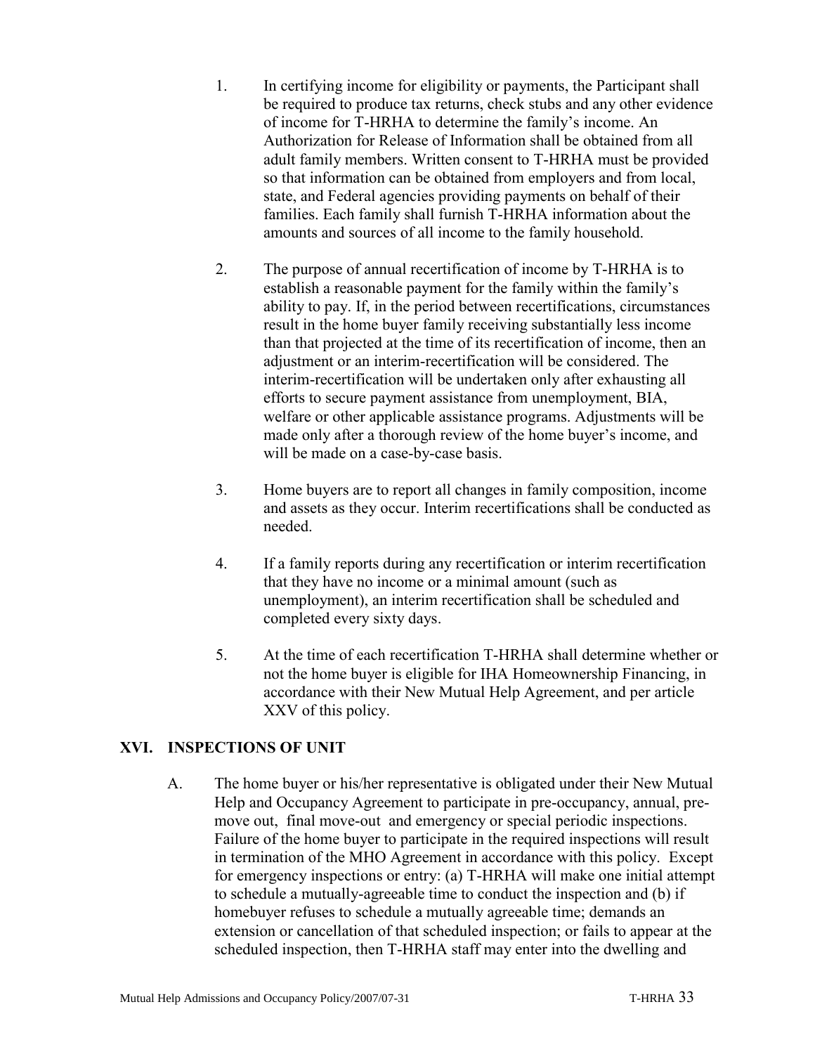1. In certifying income for eligibility or payments, the Participant shall be required to produce tax returns, check stubs and any other evidence of income for T-HRHA to determine the family's income. An Authorization for Release of Information shall be obtained from all adult family members. Written consent to T-HRHA must be provided so that information can be obtained from employers and from local, state, and Federal agencies providing payments on behalf of their families. Each family shall furnish T-HRHA information about the amounts and sources of all income to the family household.

2. The purpose of annual recertification of income by T-HRHA is to establish a reasonable payment for the family within the family's ability to pay. If, in the period between recertifications, circumstances result in the home buyer family receiving substantially less income than that projected at the time of its recertification of income, then an adjustment or an interim-recertification will be considered. The interim-recertification will be undertaken only after exhausting all efforts to secure payment assistance from unemployment, BIA, welfare or other applicable assistance programs. Adjustments will be made only after a thorough review of the home buyer's income, and will be made on a case-by-case basis.

3. Home buyers are to report all changes in family composition, income and assets as they occur. Interim recertifications shall be conducted as needed.

4. If a family reports during any recertification or interim recertification that they have no income or a minimal amount (such as unemployment), an interim recertification shall be scheduled and completed every sixty days.

5. At the time of each recertification T-HRHA shall determine whether or not the home buyer is eligible for IHA Homeownership Financing, in accordance with their New Mutual Help Agreement, and per article XXV of this policy.

## XVI. INSPECTIONS OF UNIT

A. The home buyer or his/her representative is obligated under their New Mutual Help and Occupancy Agreement to participate in pre-occupancy, annual, pre-move out, final move-out and emergency or special periodic inspections. Failure of the home buyer to participate in the required inspections will result in termination of the MHO Agreement in accordance with this policy. Except for emergency inspections or entry: (a) T-HRHA will make one initial attempt to schedule a mutually-agreeable time to conduct the inspection and (b) if homebuyer refuses to schedule a mutually agreeable time; demands an extension or cancellation of that scheduled inspection; or fails to appear at the scheduled inspection, then T-HRHA staff may enter into the dwelling and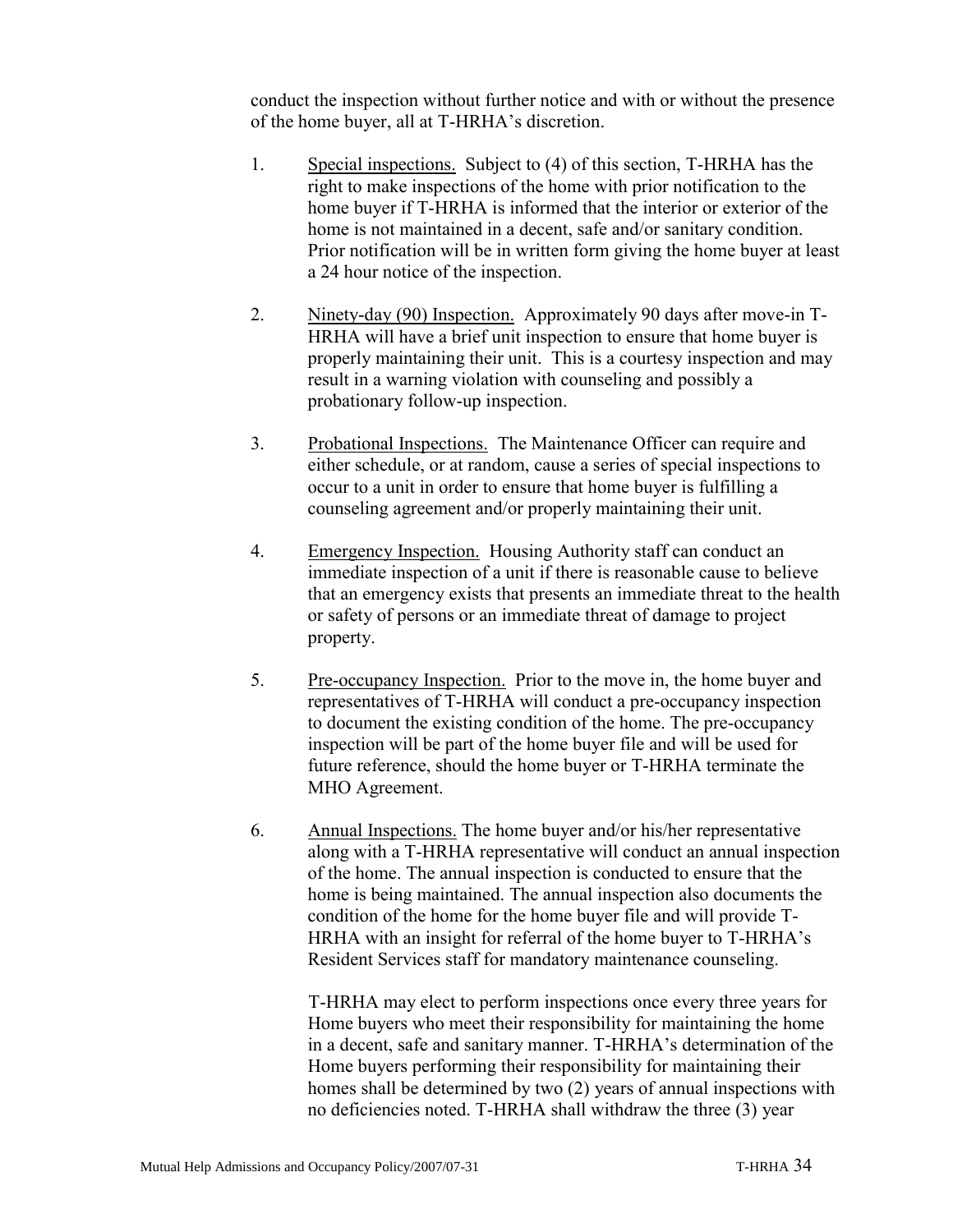conduct the inspection without further notice and with or without the presence of the home buyer, all at T-HRHA's discretion.

1. <u>Special inspections.</u> Subject to (4) of this section, T-HRHA has the right to make inspections of the home with prior notification to the home buyer if T-HRHA is informed that the interior or exterior of the home is not maintained in a decent, safe and/or sanitary condition. Prior notification will be in written form giving the home buyer at least a 24 hour notice of the inspection.

2. <u>Ninety-day (90) Inspection.</u> Approximately 90 days after move-in T-HRHA will have a brief unit inspection to ensure that home buyer is properly maintaining their unit. This is a courtesy inspection and may result in a warning violation with counseling and possibly a probationary follow-up inspection.

3. <u>Probational Inspections.</u> The Maintenance Officer can require and either schedule, or at random, cause a series of special inspections to occur to a unit in order to ensure that home buyer is fulfilling a counseling agreement and/or properly maintaining their unit.

4. <u>Emergency Inspection.</u> Housing Authority staff can conduct an immediate inspection of a unit if there is reasonable cause to believe that an emergency exists that presents an immediate threat to the health or safety of persons or an immediate threat of damage to project property.

5. <u>Pre-occupancy Inspection.</u> Prior to the move in, the home buyer and representatives of T-HRHA will conduct a pre-occupancy inspection to document the existing condition of the home. The pre-occupancy inspection will be part of the home buyer file and will be used for future reference, should the home buyer or T-HRHA terminate the MHO Agreement.

6. <u>Annual Inspections.</u> The home buyer and/or his/her representative along with a T-HRHA representative will conduct an annual inspection of the home. The annual inspection is conducted to ensure that the home is being maintained. The annual inspection also documents the condition of the home for the home buyer file and will provide T-HRHA with an insight for referral of the home buyer to T-HRHA's Resident Services staff for mandatory maintenance counseling.

   T-HRHA may elect to perform inspections once every three years for Home buyers who meet their responsibility for maintaining the home in a decent, safe and sanitary manner. T-HRHA's determination of the Home buyers performing their responsibility for maintaining their homes shall be determined by two (2) years of annual inspections with no deficiencies noted. T-HRHA shall withdraw the three (3) year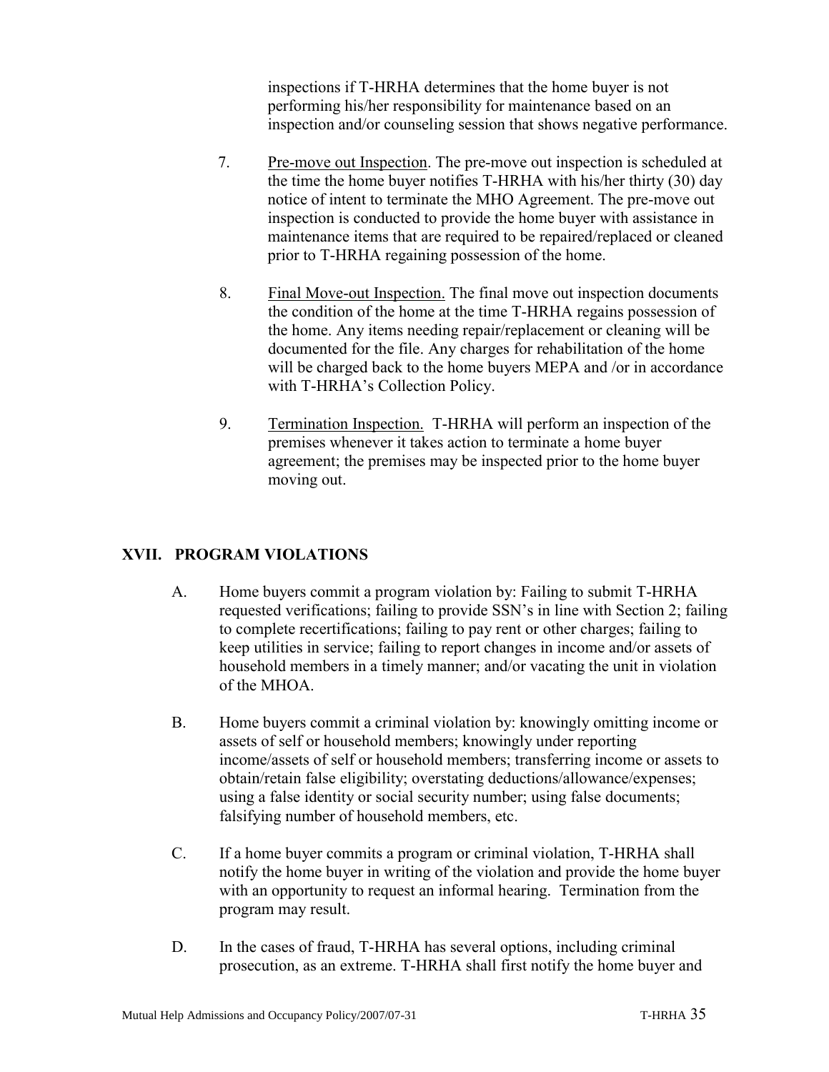inspections if T-HRHA determines that the home buyer is not performing his/her responsibility for maintenance based on an inspection and/or counseling session that shows negative performance.

7. Pre-move out Inspection. The pre-move out inspection is scheduled at the time the home buyer notifies T-HRHA with his/her thirty (30) day notice of intent to terminate the MHO Agreement. The pre-move out inspection is conducted to provide the home buyer with assistance in maintenance items that are required to be repaired/replaced or cleaned prior to T-HRHA regaining possession of the home.

8. Final Move-out Inspection. The final move out inspection documents the condition of the home at the time T-HRHA regains possession of the home. Any items needing repair/replacement or cleaning will be documented for the file. Any charges for rehabilitation of the home will be charged back to the home buyers MEPA and /or in accordance with T-HRHA's Collection Policy.

9. Termination Inspection. T-HRHA will perform an inspection of the premises whenever it takes action to terminate a home buyer agreement; the premises may be inspected prior to the home buyer moving out.

## XVII. PROGRAM VIOLATIONS

A. Home buyers commit a program violation by: Failing to submit T-HRHA requested verifications; failing to provide SSN's in line with Section 2; failing to complete recertifications; failing to pay rent or other charges; failing to keep utilities in service; failing to report changes in income and/or assets of household members in a timely manner; and/or vacating the unit in violation of the MHOA.

B. Home buyers commit a criminal violation by: knowingly omitting income or assets of self or household members; knowingly under reporting income/assets of self or household members; transferring income or assets to obtain/retain false eligibility; overstating deductions/allowance/expenses; using a false identity or social security number; using false documents; falsifying number of household members, etc.

C. If a home buyer commits a program or criminal violation, T-HRHA shall notify the home buyer in writing of the violation and provide the home buyer with an opportunity to request an informal hearing. Termination from the program may result.

D. In the cases of fraud, T-HRHA has several options, including criminal prosecution, as an extreme. T-HRHA shall first notify the home buyer and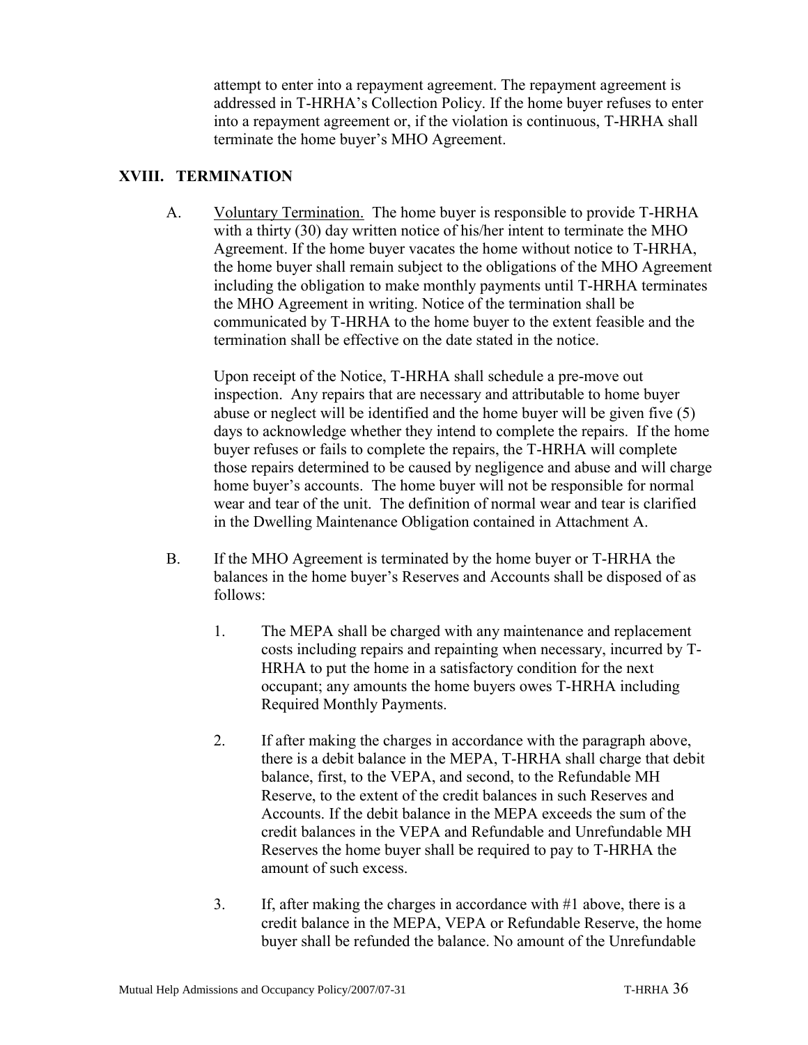attempt to enter into a repayment agreement. The repayment agreement is addressed in T-HRHA's Collection Policy. If the home buyer refuses to enter into a repayment agreement or, if the violation is continuous, T-HRHA shall terminate the home buyer's MHO Agreement.

## XVIII. TERMINATION

A. Voluntary Termination. The home buyer is responsible to provide T-HRHA with a thirty (30) day written notice of his/her intent to terminate the MHO Agreement. If the home buyer vacates the home without notice to T-HRHA, the home buyer shall remain subject to the obligations of the MHO Agreement including the obligation to make monthly payments until T-HRHA terminates the MHO Agreement in writing. Notice of the termination shall be communicated by T-HRHA to the home buyer to the extent feasible and the termination shall be effective on the date stated in the notice.

Upon receipt of the Notice, T-HRHA shall schedule a pre-move out inspection. Any repairs that are necessary and attributable to home buyer abuse or neglect will be identified and the home buyer will be given five (5) days to acknowledge whether they intend to complete the repairs. If the home buyer refuses or fails to complete the repairs, the T-HRHA will complete those repairs determined to be caused by negligence and abuse and will charge home buyer's accounts. The home buyer will not be responsible for normal wear and tear of the unit. The definition of normal wear and tear is clarified in the Dwelling Maintenance Obligation contained in Attachment A.

B. If the MHO Agreement is terminated by the home buyer or T-HRHA the balances in the home buyer's Reserves and Accounts shall be disposed of as follows:

1. The MEPA shall be charged with any maintenance and replacement costs including repairs and repainting when necessary, incurred by T-HRHA to put the home in a satisfactory condition for the next occupant; any amounts the home buyers owes T-HRHA including Required Monthly Payments.

2. If after making the charges in accordance with the paragraph above, there is a debit balance in the MEPA, T-HRHA shall charge that debit balance, first, to the VEPA, and second, to the Refundable MH Reserve, to the extent of the credit balances in such Reserves and Accounts. If the debit balance in the MEPA exceeds the sum of the credit balances in the VEPA and Refundable and Unrefundable MH Reserves the home buyer shall be required to pay to T-HRHA the amount of such excess.

3. If, after making the charges in accordance with #1 above, there is a credit balance in the MEPA, VEPA or Refundable Reserve, the home buyer shall be refunded the balance. No amount of the Unrefundable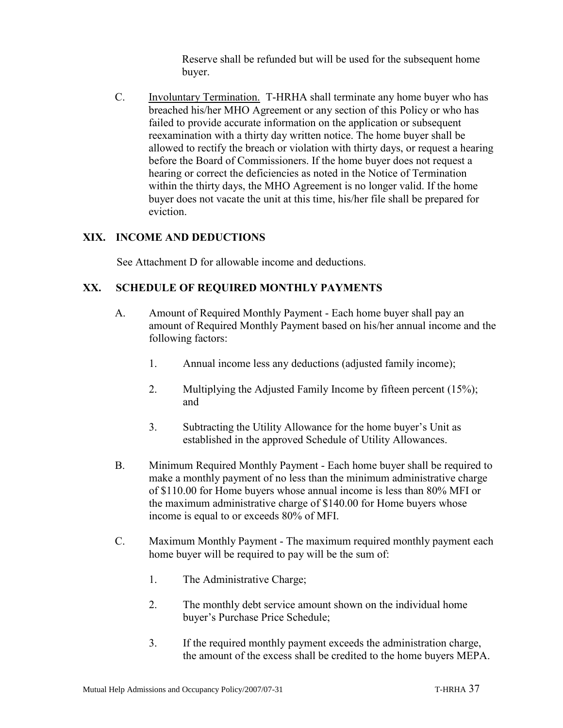Reserve shall be refunded but will be used for the subsequent home buyer.

C. <u>Involuntary Termination.</u> T-HRHA shall terminate any home buyer who has breached his/her MHO Agreement or any section of this Policy or who has failed to provide accurate information on the application or subsequent reexamination with a thirty day written notice. The home buyer shall be allowed to rectify the breach or violation with thirty days, or request a hearing before the Board of Commissioners. If the home buyer does not request a hearing or correct the deficiencies as noted in the Notice of Termination within the thirty days, the MHO Agreement is no longer valid. If the home buyer does not vacate the unit at this time, his/her file shall be prepared for eviction.

## XIX. INCOME AND DEDUCTIONS

See Attachment D for allowable income and deductions.

## XX. SCHEDULE OF REQUIRED MONTHLY PAYMENTS

A. Amount of Required Monthly Payment - Each home buyer shall pay an amount of Required Monthly Payment based on his/her annual income and the following factors:

1. Annual income less any deductions (adjusted family income);

2. Multiplying the Adjusted Family Income by fifteen percent (15%); and

3. Subtracting the Utility Allowance for the home buyer's Unit as established in the approved Schedule of Utility Allowances.

B. Minimum Required Monthly Payment - Each home buyer shall be required to make a monthly payment of no less than the minimum administrative charge of $110.00 for Home buyers whose annual income is less than 80% MFI or the maximum administrative charge of $140.00 for Home buyers whose income is equal to or exceeds 80% of MFI.

C. Maximum Monthly Payment - The maximum required monthly payment each home buyer will be required to pay will be the sum of:

1. The Administrative Charge;

2. The monthly debt service amount shown on the individual home buyer's Purchase Price Schedule;

3. If the required monthly payment exceeds the administration charge, the amount of the excess shall be credited to the home buyers MEPA.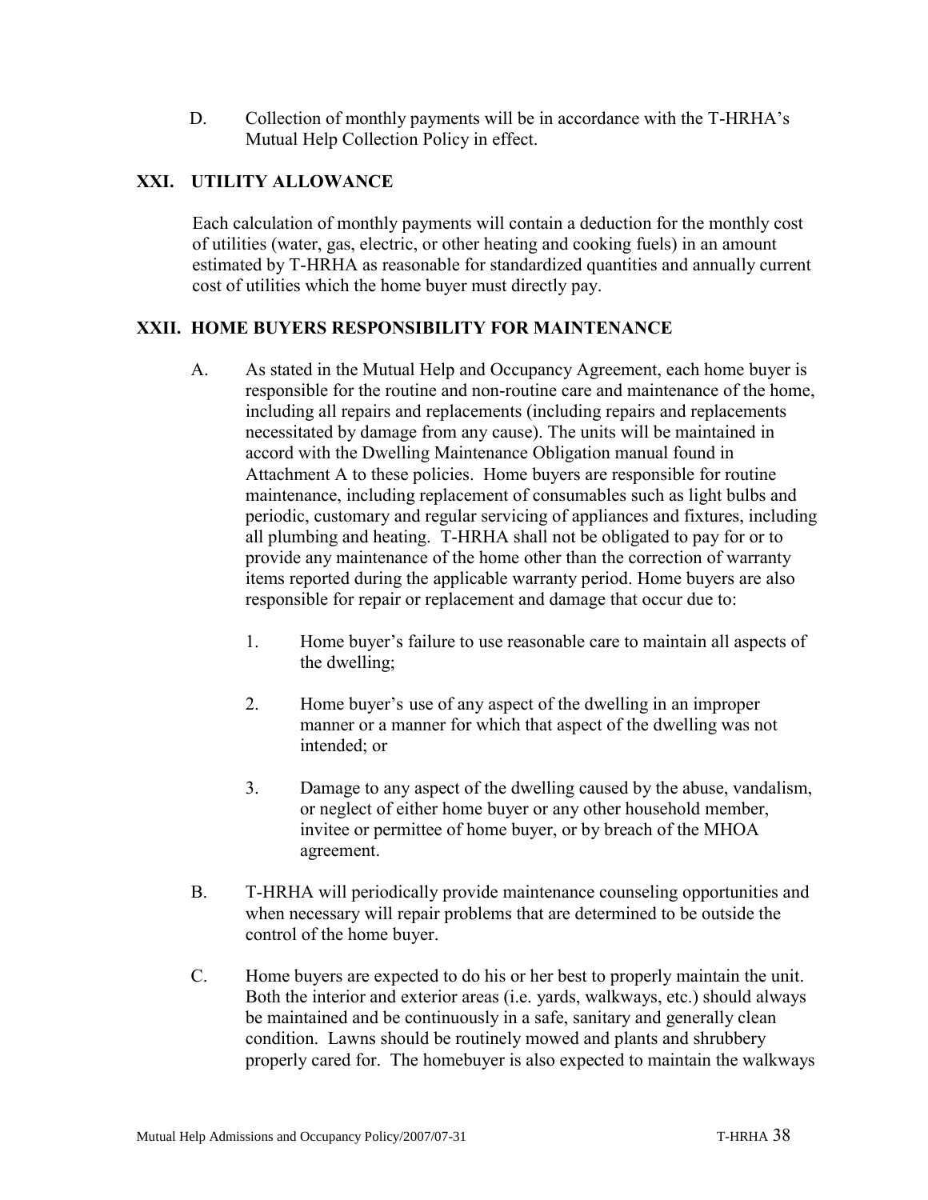D. Collection of monthly payments will be in accordance with the T-HRHA's Mutual Help Collection Policy in effect.

## XXI. UTILITY ALLOWANCE

Each calculation of monthly payments will contain a deduction for the monthly cost of utilities (water, gas, electric, or other heating and cooking fuels) in an amount estimated by T-HRHA as reasonable for standardized quantities and annually current cost of utilities which the home buyer must directly pay.

## XXII. HOME BUYERS RESPONSIBILITY FOR MAINTENANCE

A. As stated in the Mutual Help and Occupancy Agreement, each home buyer is responsible for the routine and non-routine care and maintenance of the home, including all repairs and replacements (including repairs and replacements necessitated by damage from any cause). The units will be maintained in accord with the Dwelling Maintenance Obligation manual found in Attachment A to these policies. Home buyers are responsible for routine maintenance, including replacement of consumables such as light bulbs and periodic, customary and regular servicing of appliances and fixtures, including all plumbing and heating. T-HRHA shall not be obligated to pay for or to provide any maintenance of the home other than the correction of warranty items reported during the applicable warranty period. Home buyers are also responsible for repair or replacement and damage that occur due to:

   1. Home buyer's failure to use reasonable care to maintain all aspects of the dwelling;

   2. Home buyer's use of any aspect of the dwelling in an improper manner or a manner for which that aspect of the dwelling was not intended; or

   3. Damage to any aspect of the dwelling caused by the abuse, vandalism, or neglect of either home buyer or any other household member, invitee or permittee of home buyer, or by breach of the MHOA agreement.

B. T-HRHA will periodically provide maintenance counseling opportunities and when necessary will repair problems that are determined to be outside the control of the home buyer.

C. Home buyers are expected to do his or her best to properly maintain the unit. Both the interior and exterior areas (i.e. yards, walkways, etc.) should always be maintained and be continuously in a safe, sanitary and generally clean condition. Lawns should be routinely mowed and plants and shrubbery properly cared for. The homebuyer is also expected to maintain the walkways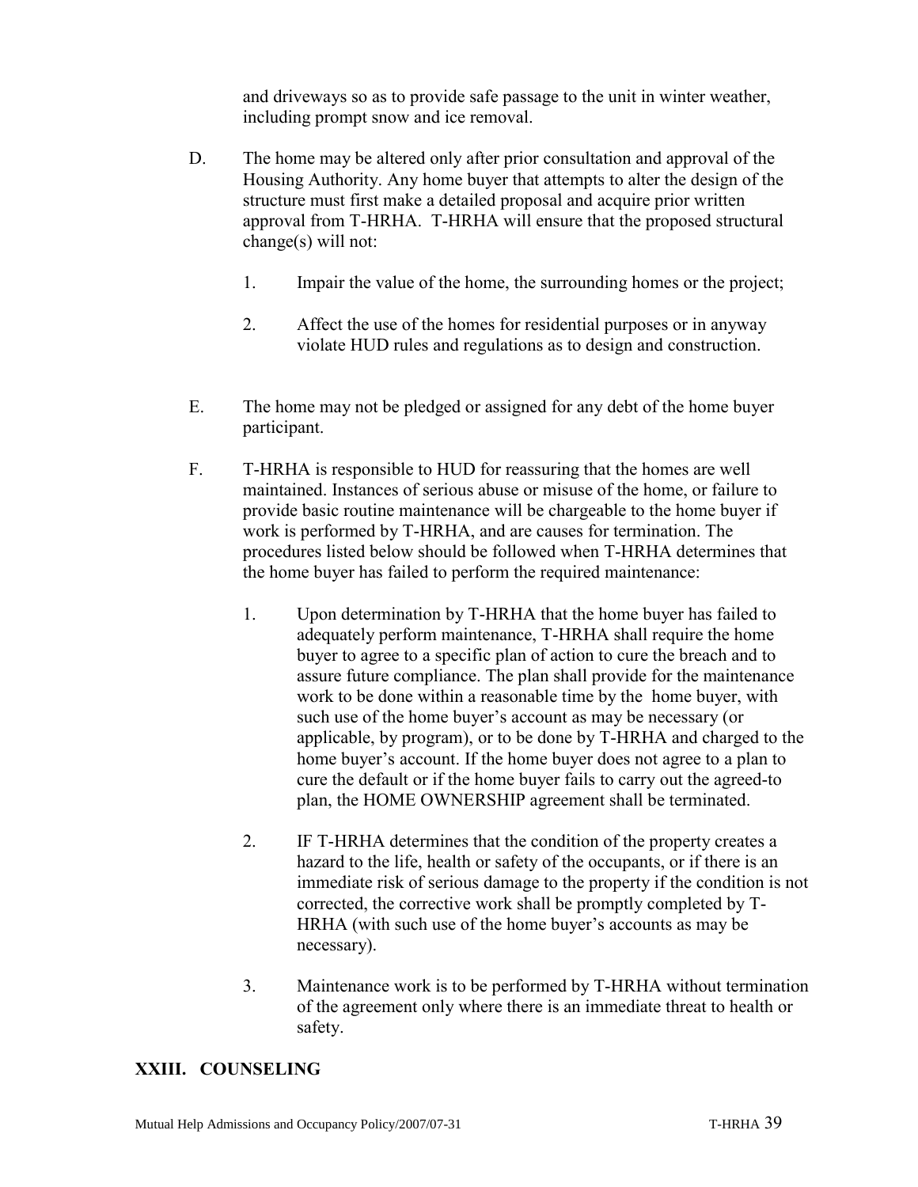and driveways so as to provide safe passage to the unit in winter weather, including prompt snow and ice removal.

D. The home may be altered only after prior consultation and approval of the Housing Authority. Any home buyer that attempts to alter the design of the structure must first make a detailed proposal and acquire prior written approval from T-HRHA. T-HRHA will ensure that the proposed structural change(s) will not:

   1. Impair the value of the home, the surrounding homes or the project;

   2. Affect the use of the homes for residential purposes or in anyway violate HUD rules and regulations as to design and construction.

E. The home may not be pledged or assigned for any debt of the home buyer participant.

F. T-HRHA is responsible to HUD for reassuring that the homes are well maintained. Instances of serious abuse or misuse of the home, or failure to provide basic routine maintenance will be chargeable to the home buyer if work is performed by T-HRHA, and are causes for termination. The procedures listed below should be followed when T-HRHA determines that the home buyer has failed to perform the required maintenance:

   1. Upon determination by T-HRHA that the home buyer has failed to adequately perform maintenance, T-HRHA shall require the home buyer to agree to a specific plan of action to cure the breach and to assure future compliance. The plan shall provide for the maintenance work to be done within a reasonable time by the home buyer, with such use of the home buyer's account as may be necessary (or applicable, by program), or to be done by T-HRHA and charged to the home buyer's account. If the home buyer does not agree to a plan to cure the default or if the home buyer fails to carry out the agreed-to plan, the HOME OWNERSHIP agreement shall be terminated.

   2. IF T-HRHA determines that the condition of the property creates a hazard to the life, health or safety of the occupants, or if there is an immediate risk of serious damage to the property if the condition is not corrected, the corrective work shall be promptly completed by T-HRHA (with such use of the home buyer's accounts as may be necessary).

   3. Maintenance work is to be performed by T-HRHA without termination of the agreement only where there is an immediate threat to health or safety.

## XXIII. COUNSELING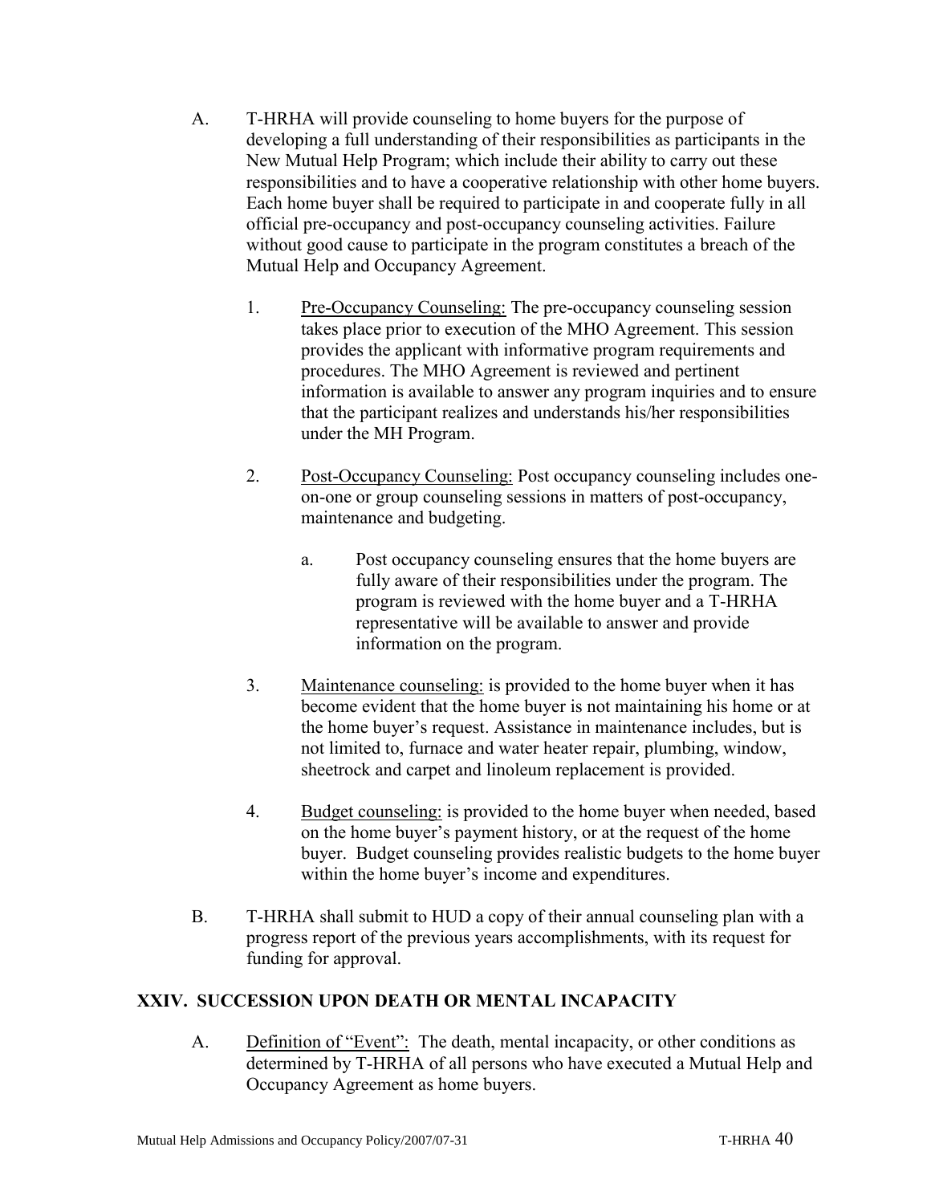A. T-HRHA will provide counseling to home buyers for the purpose of developing a full understanding of their responsibilities as participants in the New Mutual Help Program; which include their ability to carry out these responsibilities and to have a cooperative relationship with other home buyers. Each home buyer shall be required to participate in and cooperate fully in all official pre-occupancy and post-occupancy counseling activities. Failure without good cause to participate in the program constitutes a breach of the Mutual Help and Occupancy Agreement.

   1. Pre-Occupancy Counseling: The pre-occupancy counseling session takes place prior to execution of the MHO Agreement. This session provides the applicant with informative program requirements and procedures. The MHO Agreement is reviewed and pertinent information is available to answer any program inquiries and to ensure that the participant realizes and understands his/her responsibilities under the MH Program.

   2. Post-Occupancy Counseling: Post occupancy counseling includes one-on-one or group counseling sessions in matters of post-occupancy, maintenance and budgeting.

      a. Post occupancy counseling ensures that the home buyers are fully aware of their responsibilities under the program. The program is reviewed with the home buyer and a T-HRHA representative will be available to answer and provide information on the program.

   3. Maintenance counseling: is provided to the home buyer when it has become evident that the home buyer is not maintaining his home or at the home buyer's request. Assistance in maintenance includes, but is not limited to, furnace and water heater repair, plumbing, window, sheetrock and carpet and linoleum replacement is provided.

   4. Budget counseling: is provided to the home buyer when needed, based on the home buyer's payment history, or at the request of the home buyer. Budget counseling provides realistic budgets to the home buyer within the home buyer's income and expenditures.

B. T-HRHA shall submit to HUD a copy of their annual counseling plan with a progress report of the previous years accomplishments, with its request for funding for approval.

## XXIV. SUCCESSION UPON DEATH OR MENTAL INCAPACITY

A. Definition of "Event": The death, mental incapacity, or other conditions as determined by T-HRHA of all persons who have executed a Mutual Help and Occupancy Agreement as home buyers.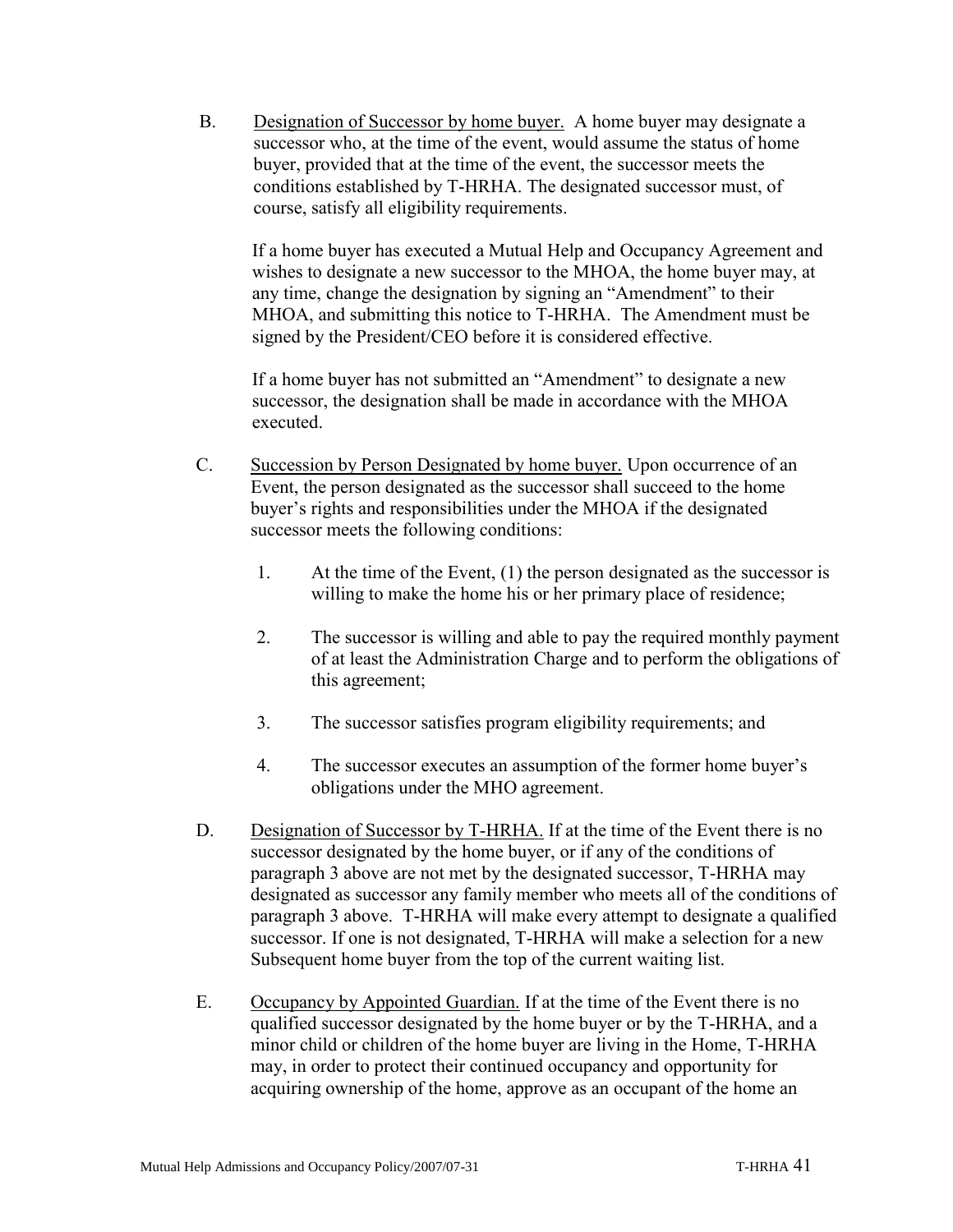B. <u>Designation of Successor by home buyer.</u> A home buyer may designate a successor who, at the time of the event, would assume the status of home buyer, provided that at the time of the event, the successor meets the conditions established by T-HRHA. The designated successor must, of course, satisfy all eligibility requirements.

If a home buyer has executed a Mutual Help and Occupancy Agreement and wishes to designate a new successor to the MHOA, the home buyer may, at any time, change the designation by signing an "Amendment" to their MHOA, and submitting this notice to T-HRHA. The Amendment must be signed by the President/CEO before it is considered effective.

If a home buyer has not submitted an "Amendment" to designate a new successor, the designation shall be made in accordance with the MHOA executed.

C. <u>Succession by Person Designated by home buyer.</u> Upon occurrence of an Event, the person designated as the successor shall succeed to the home buyer's rights and responsibilities under the MHOA if the designated successor meets the following conditions:

1. At the time of the Event, (1) the person designated as the successor is willing to make the home his or her primary place of residence;

2. The successor is willing and able to pay the required monthly payment of at least the Administration Charge and to perform the obligations of this agreement;

3. The successor satisfies program eligibility requirements; and

4. The successor executes an assumption of the former home buyer's obligations under the MHO agreement.

D. <u>Designation of Successor by T-HRHA.</u> If at the time of the Event there is no successor designated by the home buyer, or if any of the conditions of paragraph 3 above are not met by the designated successor, T-HRHA may designated as successor any family member who meets all of the conditions of paragraph 3 above. T-HRHA will make every attempt to designate a qualified successor. If one is not designated, T-HRHA will make a selection for a new Subsequent home buyer from the top of the current waiting list.

E. <u>Occupancy by Appointed Guardian.</u> If at the time of the Event there is no qualified successor designated by the home buyer or by the T-HRHA, and a minor child or children of the home buyer are living in the Home, T-HRHA may, in order to protect their continued occupancy and opportunity for acquiring ownership of the home, approve as an occupant of the home an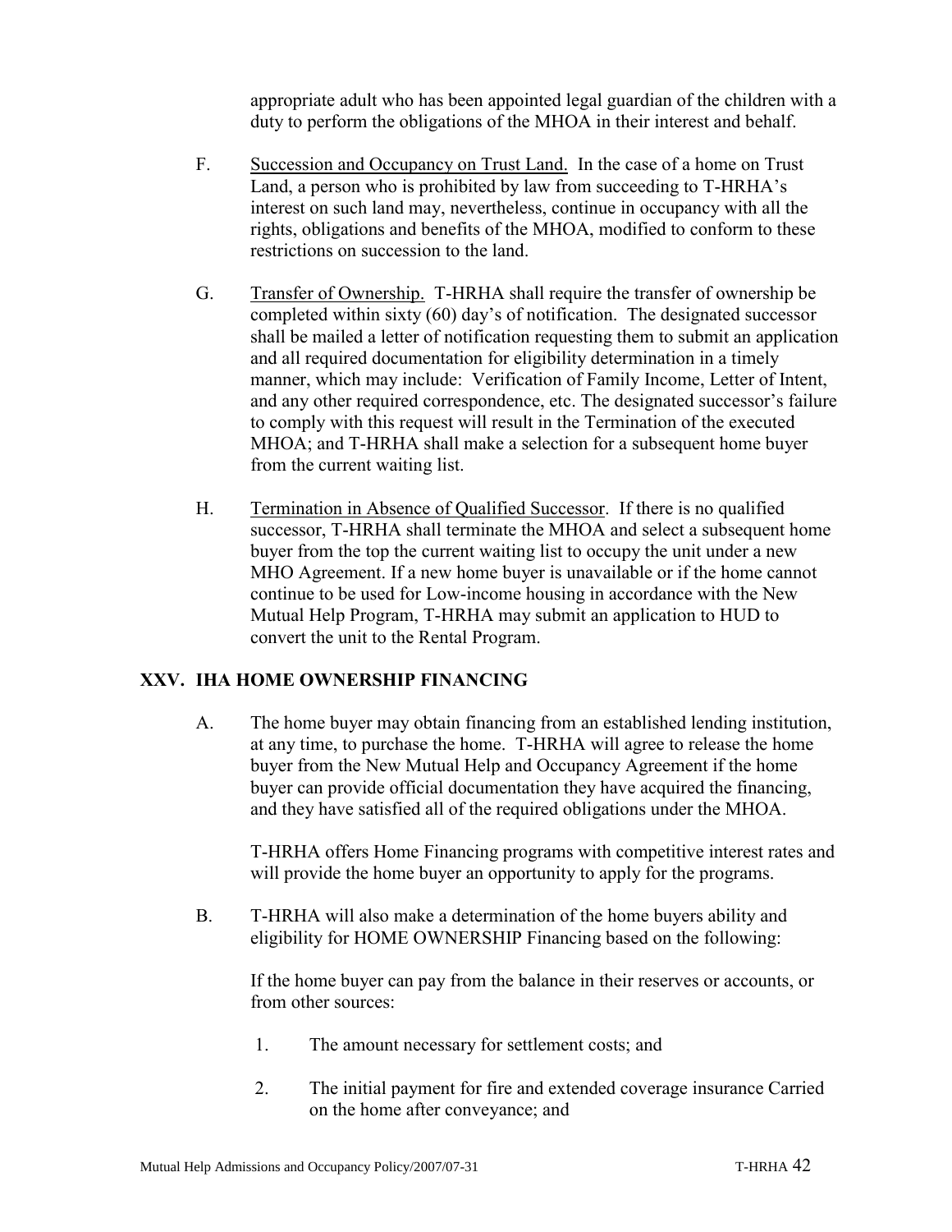appropriate adult who has been appointed legal guardian of the children with a duty to perform the obligations of the MHOA in their interest and behalf.

F. Succession and Occupancy on Trust Land. In the case of a home on Trust Land, a person who is prohibited by law from succeeding to T-HRHA's interest on such land may, nevertheless, continue in occupancy with all the rights, obligations and benefits of the MHOA, modified to conform to these restrictions on succession to the land.

G. Transfer of Ownership. T-HRHA shall require the transfer of ownership be completed within sixty (60) day's of notification. The designated successor shall be mailed a letter of notification requesting them to submit an application and all required documentation for eligibility determination in a timely manner, which may include: Verification of Family Income, Letter of Intent, and any other required correspondence, etc. The designated successor's failure to comply with this request will result in the Termination of the executed MHOA; and T-HRHA shall make a selection for a subsequent home buyer from the current waiting list.

H. Termination in Absence of Qualified Successor. If there is no qualified successor, T-HRHA shall terminate the MHOA and select a subsequent home buyer from the top the current waiting list to occupy the unit under a new MHO Agreement. If a new home buyer is unavailable or if the home cannot continue to be used for Low-income housing in accordance with the New Mutual Help Program, T-HRHA may submit an application to HUD to convert the unit to the Rental Program.

## XXV. IHA HOME OWNERSHIP FINANCING

A. The home buyer may obtain financing from an established lending institution, at any time, to purchase the home. T-HRHA will agree to release the home buyer from the New Mutual Help and Occupancy Agreement if the home buyer can provide official documentation they have acquired the financing, and they have satisfied all of the required obligations under the MHOA.

T-HRHA offers Home Financing programs with competitive interest rates and will provide the home buyer an opportunity to apply for the programs.

B. T-HRHA will also make a determination of the home buyers ability and eligibility for HOME OWNERSHIP Financing based on the following:

If the home buyer can pay from the balance in their reserves or accounts, or from other sources:

1. The amount necessary for settlement costs; and

2. The initial payment for fire and extended coverage insurance Carried on the home after conveyance; and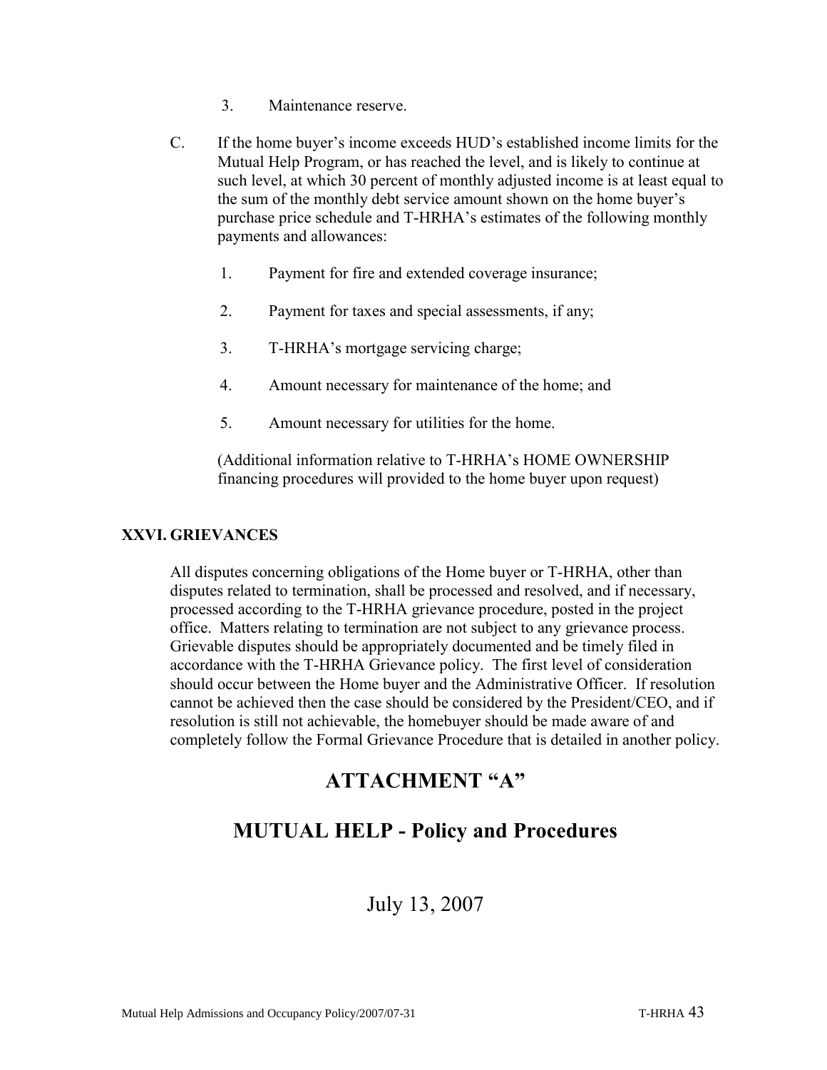3. Maintenance reserve.

C. If the home buyer's income exceeds HUD's established income limits for the Mutual Help Program, or has reached the level, and is likely to continue at such level, at which 30 percent of monthly adjusted income is at least equal to the sum of the monthly debt service amount shown on the home buyer's purchase price schedule and T-HRHA's estimates of the following monthly payments and allowances:

   1. Payment for fire and extended coverage insurance;

   2. Payment for taxes and special assessments, if any;

   3. T-HRHA's mortgage servicing charge;

   4. Amount necessary for maintenance of the home; and

   5. Amount necessary for utilities for the home.

   (Additional information relative to T-HRHA's HOME OWNERSHIP financing procedures will provided to the home buyer upon request)

### XXVI. GRIEVANCES

All disputes concerning obligations of the Home buyer or T-HRHA, other than disputes related to termination, shall be processed and resolved, and if necessary, processed according to the T-HRHA grievance procedure, posted in the project office. Matters relating to termination are not subject to any grievance process. Grievable disputes should be appropriately documented and be timely filed in accordance with the T-HRHA Grievance policy. The first level of consideration should occur between the Home buyer and the Administrative Officer. If resolution cannot be achieved then the case should be considered by the President/CEO, and if resolution is still not achievable, the homebuyer should be made aware of and completely follow the Formal Grievance Procedure that is detailed in another policy.

# ATTACHMENT "A"

# MUTUAL HELP - Policy and Procedures

July 13, 2007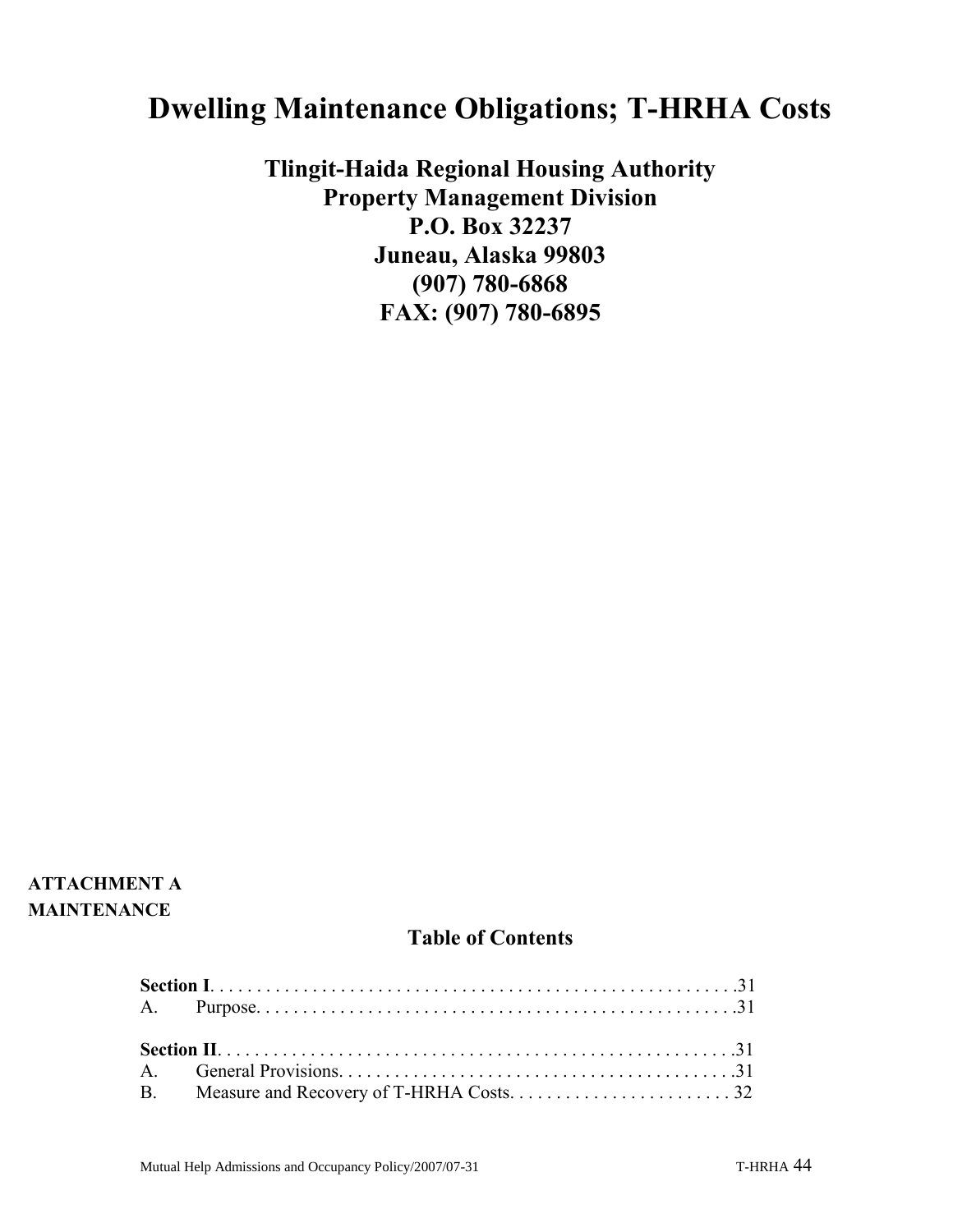# Dwelling Maintenance Obligations; T-HRHA Costs

**Tlingit-Haida Regional Housing Authority**
**Property Management Division**
**P.O. Box 32237**
**Juneau, Alaska 99803**
**(907) 780-6868**
**FAX: (907) 780-6895**

**ATTACHMENT A**
**MAINTENANCE**

## Table of Contents

**Section I**. . . . . . . . . . . . . . . . . . . . . . . . . . . . . . . . . . . . . . . . . . . . . . . . . . . . . . .31
A. Purpose. . . . . . . . . . . . . . . . . . . . . . . . . . . . . . . . . . . . . . . . . . . . . . . . . . . . . .31

**Section II**. . . . . . . . . . . . . . . . . . . . . . . . . . . . . . . . . . . . . . . . . . . . . . . . . . . . . .31
A. General Provisions. . . . . . . . . . . . . . . . . . . . . . . . . . . . . . . . . . . . . . . . . . .31
B. Measure and Recovery of T-HRHA Costs. . . . . . . . . . . . . . . . . . . . . . . . 32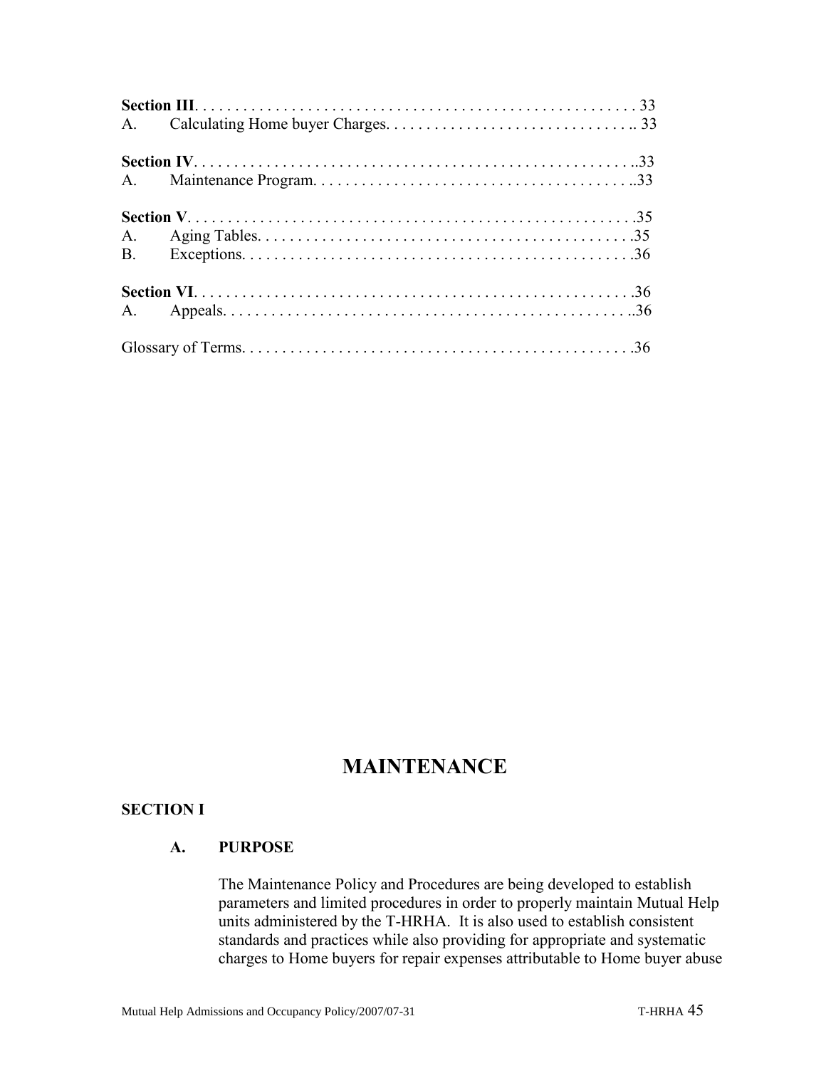**Section III** . . . . . . . . . . . . . . . . . . . . . . . . . . . . . . . . . . . . . . . . . . . . . . . . . . . . . 33
A. Calculating Home buyer Charges. . . . . . . . . . . . . . . . . . . . . . . . . . . . . . .. 33

**Section IV** . . . . . . . . . . . . . . . . . . . . . . . . . . . . . . . . . . . . . . . . . . . . . . . . . . . . ..33
A. Maintenance Program. . . . . . . . . . . . . . . . . . . . . . . . . . . . . . . . . . . . . . ..33

**Section V** . . . . . . . . . . . . . . . . . . . . . . . . . . . . . . . . . . . . . . . . . . . . . . . . . . . . . .35
A. Aging Tables. . . . . . . . . . . . . . . . . . . . . . . . . . . . . . . . . . . . . . . . . . . . . .35
B. Exceptions. . . . . . . . . . . . . . . . . . . . . . . . . . . . . . . . . . . . . . . . . . . . . . . .36

**Section VI** . . . . . . . . . . . . . . . . . . . . . . . . . . . . . . . . . . . . . . . . . . . . . . . . . . . . .36
A. Appeals. . . . . . . . . . . . . . . . . . . . . . . . . . . . . . . . . . . . . . . . . . . . . . . . . ..36

Glossary of Terms. . . . . . . . . . . . . . . . . . . . . . . . . . . . . . . . . . . . . . . . . . . . . . . .36

# MAINTENANCE

## SECTION I

### A. PURPOSE

The Maintenance Policy and Procedures are being developed to establish parameters and limited procedures in order to properly maintain Mutual Help units administered by the T-HRHA. It is also used to establish consistent standards and practices while also providing for appropriate and systematic charges to Home buyers for repair expenses attributable to Home buyer abuse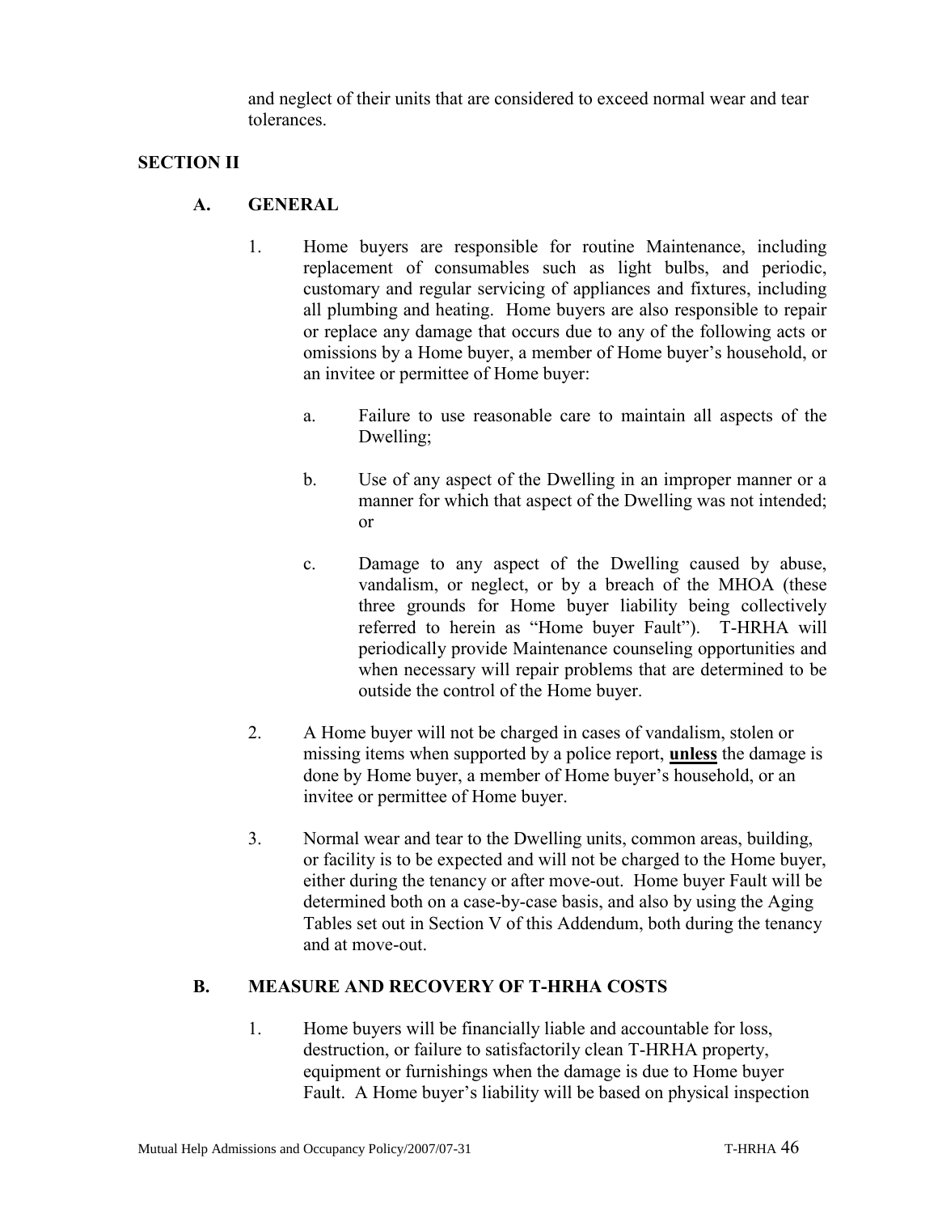and neglect of their units that are considered to exceed normal wear and tear tolerances.

## SECTION II

### A. GENERAL

1. Home buyers are responsible for routine Maintenance, including replacement of consumables such as light bulbs, and periodic, customary and regular servicing of appliances and fixtures, including all plumbing and heating. Home buyers are also responsible to repair or replace any damage that occurs due to any of the following acts or omissions by a Home buyer, a member of Home buyer's household, or an invitee or permittee of Home buyer:

   a. Failure to use reasonable care to maintain all aspects of the Dwelling;

   b. Use of any aspect of the Dwelling in an improper manner or a manner for which that aspect of the Dwelling was not intended; or

   c. Damage to any aspect of the Dwelling caused by abuse, vandalism, or neglect, or by a breach of the MHOA (these three grounds for Home buyer liability being collectively referred to herein as "Home buyer Fault"). T-HRHA will periodically provide Maintenance counseling opportunities and when necessary will repair problems that are determined to be outside the control of the Home buyer.

2. A Home buyer will not be charged in cases of vandalism, stolen or missing items when supported by a police report, **<u>unless</u>** the damage is done by Home buyer, a member of Home buyer's household, or an invitee or permittee of Home buyer.

3. Normal wear and tear to the Dwelling units, common areas, building, or facility is to be expected and will not be charged to the Home buyer, either during the tenancy or after move-out. Home buyer Fault will be determined both on a case-by-case basis, and also by using the Aging Tables set out in Section V of this Addendum, both during the tenancy and at move-out.

### B. MEASURE AND RECOVERY OF T-HRHA COSTS

1. Home buyers will be financially liable and accountable for loss, destruction, or failure to satisfactorily clean T-HRHA property, equipment or furnishings when the damage is due to Home buyer Fault. A Home buyer's liability will be based on physical inspection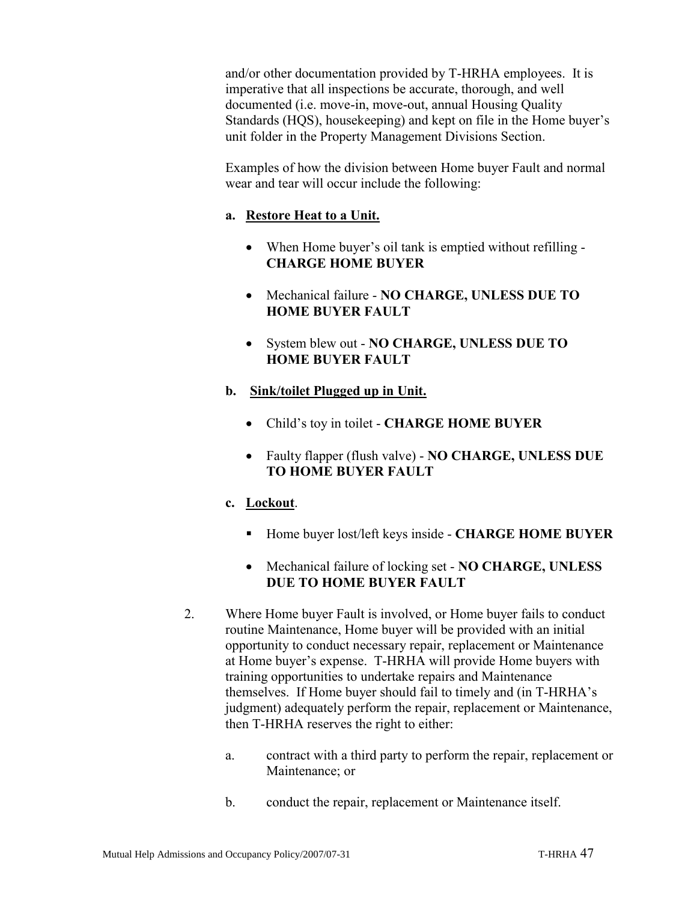and/or other documentation provided by T-HRHA employees. It is imperative that all inspections be accurate, thorough, and well documented (i.e. move-in, move-out, annual Housing Quality Standards (HQS), housekeeping) and kept on file in the Home buyer's unit folder in the Property Management Divisions Section.

Examples of how the division between Home buyer Fault and normal wear and tear will occur include the following:

**a. <u>Restore Heat to a Unit.</u>**

- When Home buyer's oil tank is emptied without refilling - **CHARGE HOME BUYER**
- Mechanical failure - **NO CHARGE, UNLESS DUE TO HOME BUYER FAULT**
- System blew out - **NO CHARGE, UNLESS DUE TO HOME BUYER FAULT**

**b. <u>Sink/toilet Plugged up in Unit.</u>**

- Child's toy in toilet - **CHARGE HOME BUYER**
- Faulty flapper (flush valve) - **NO CHARGE, UNLESS DUE TO HOME BUYER FAULT**

**c. <u>Lockout</u>**.

- Home buyer lost/left keys inside - **CHARGE HOME BUYER**
- Mechanical failure of locking set - **NO CHARGE, UNLESS DUE TO HOME BUYER FAULT**

2. Where Home buyer Fault is involved, or Home buyer fails to conduct routine Maintenance, Home buyer will be provided with an initial opportunity to conduct necessary repair, replacement or Maintenance at Home buyer's expense. T-HRHA will provide Home buyers with training opportunities to undertake repairs and Maintenance themselves. If Home buyer should fail to timely and (in T-HRHA's judgment) adequately perform the repair, replacement or Maintenance, then T-HRHA reserves the right to either:

   a. contract with a third party to perform the repair, replacement or Maintenance; or

   b. conduct the repair, replacement or Maintenance itself.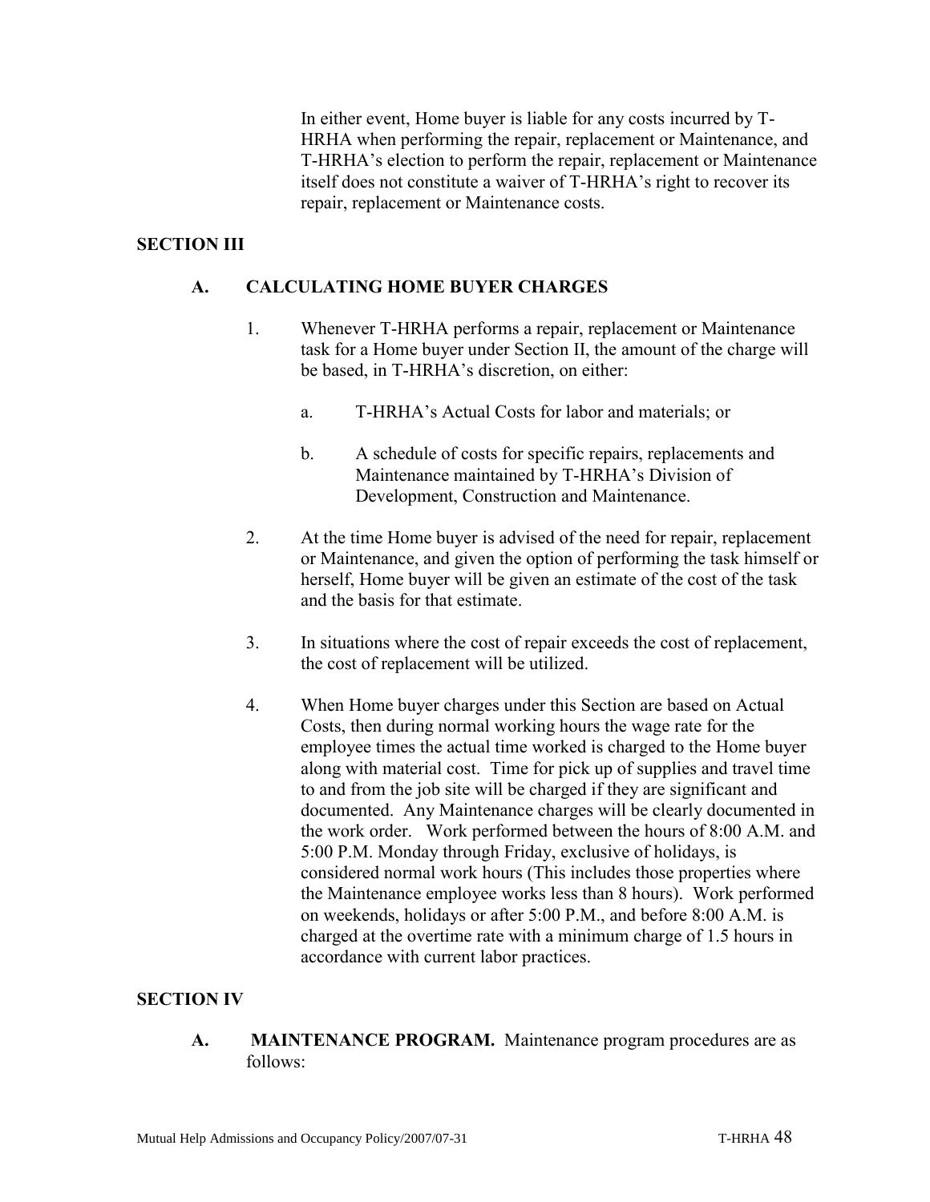In either event, Home buyer is liable for any costs incurred by T-HRHA when performing the repair, replacement or Maintenance, and T-HRHA's election to perform the repair, replacement or Maintenance itself does not constitute a waiver of T-HRHA's right to recover its repair, replacement or Maintenance costs.

**SECTION III**

**A. CALCULATING HOME BUYER CHARGES**

1. Whenever T-HRHA performs a repair, replacement or Maintenance task for a Home buyer under Section II, the amount of the charge will be based, in T-HRHA's discretion, on either:

    a. T-HRHA's Actual Costs for labor and materials; or

    b. A schedule of costs for specific repairs, replacements and Maintenance maintained by T-HRHA's Division of Development, Construction and Maintenance.

2. At the time Home buyer is advised of the need for repair, replacement or Maintenance, and given the option of performing the task himself or herself, Home buyer will be given an estimate of the cost of the task and the basis for that estimate.

3. In situations where the cost of repair exceeds the cost of replacement, the cost of replacement will be utilized.

4. When Home buyer charges under this Section are based on Actual Costs, then during normal working hours the wage rate for the employee times the actual time worked is charged to the Home buyer along with material cost. Time for pick up of supplies and travel time to and from the job site will be charged if they are significant and documented. Any Maintenance charges will be clearly documented in the work order. Work performed between the hours of 8:00 A.M. and 5:00 P.M. Monday through Friday, exclusive of holidays, is considered normal work hours (This includes those properties where the Maintenance employee works less than 8 hours). Work performed on weekends, holidays or after 5:00 P.M., and before 8:00 A.M. is charged at the overtime rate with a minimum charge of 1.5 hours in accordance with current labor practices.

**SECTION IV**

**A. MAINTENANCE PROGRAM.** Maintenance program procedures are as follows: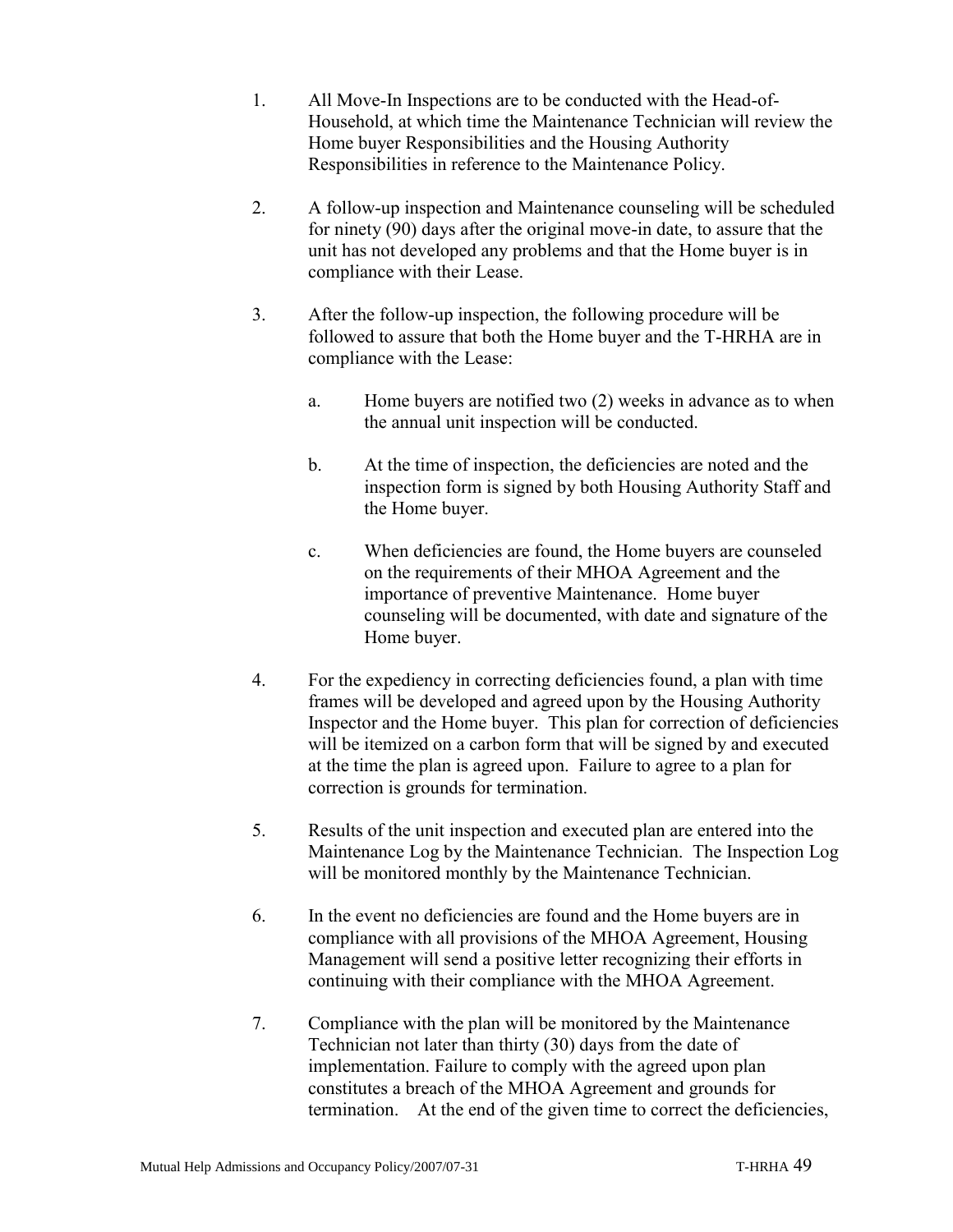1. All Move-In Inspections are to be conducted with the Head-of-Household, at which time the Maintenance Technician will review the Home buyer Responsibilities and the Housing Authority Responsibilities in reference to the Maintenance Policy.

2. A follow-up inspection and Maintenance counseling will be scheduled for ninety (90) days after the original move-in date, to assure that the unit has not developed any problems and that the Home buyer is in compliance with their Lease.

3. After the follow-up inspection, the following procedure will be followed to assure that both the Home buyer and the T-HRHA are in compliance with the Lease:

   a. Home buyers are notified two (2) weeks in advance as to when the annual unit inspection will be conducted.

   b. At the time of inspection, the deficiencies are noted and the inspection form is signed by both Housing Authority Staff and the Home buyer.

   c. When deficiencies are found, the Home buyers are counseled on the requirements of their MHOA Agreement and the importance of preventive Maintenance. Home buyer counseling will be documented, with date and signature of the Home buyer.

4. For the expediency in correcting deficiencies found, a plan with time frames will be developed and agreed upon by the Housing Authority Inspector and the Home buyer. This plan for correction of deficiencies will be itemized on a carbon form that will be signed by and executed at the time the plan is agreed upon. Failure to agree to a plan for correction is grounds for termination.

5. Results of the unit inspection and executed plan are entered into the Maintenance Log by the Maintenance Technician. The Inspection Log will be monitored monthly by the Maintenance Technician.

6. In the event no deficiencies are found and the Home buyers are in compliance with all provisions of the MHOA Agreement, Housing Management will send a positive letter recognizing their efforts in continuing with their compliance with the MHOA Agreement.

7. Compliance with the plan will be monitored by the Maintenance Technician not later than thirty (30) days from the date of implementation. Failure to comply with the agreed upon plan constitutes a breach of the MHOA Agreement and grounds for termination. At the end of the given time to correct the deficiencies,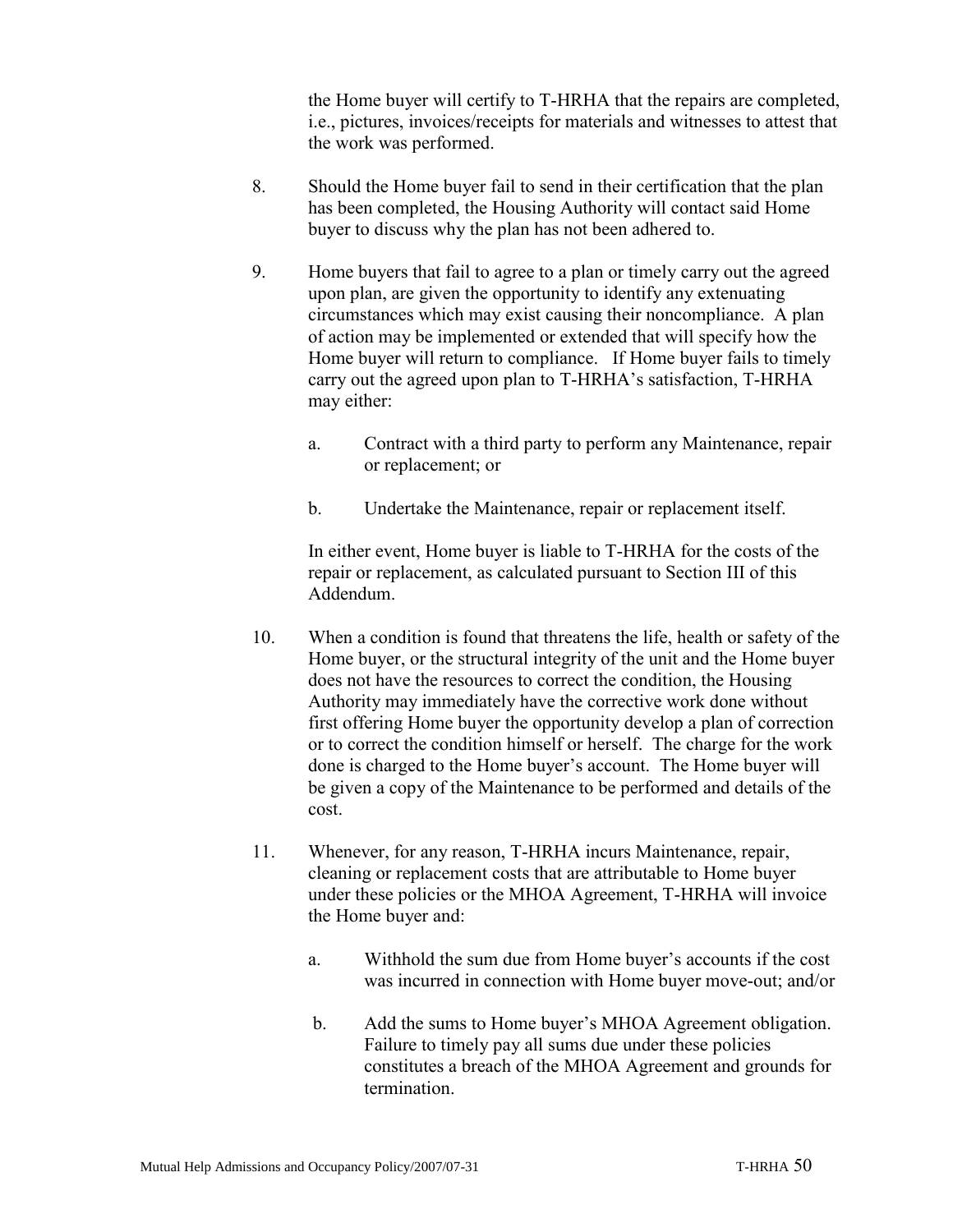the Home buyer will certify to T-HRHA that the repairs are completed, i.e., pictures, invoices/receipts for materials and witnesses to attest that the work was performed.

8. Should the Home buyer fail to send in their certification that the plan has been completed, the Housing Authority will contact said Home buyer to discuss why the plan has not been adhered to.

9. Home buyers that fail to agree to a plan or timely carry out the agreed upon plan, are given the opportunity to identify any extenuating circumstances which may exist causing their noncompliance. A plan of action may be implemented or extended that will specify how the Home buyer will return to compliance. If Home buyer fails to timely carry out the agreed upon plan to T-HRHA's satisfaction, T-HRHA may either:

   a. Contract with a third party to perform any Maintenance, repair or replacement; or

   b. Undertake the Maintenance, repair or replacement itself.

   In either event, Home buyer is liable to T-HRHA for the costs of the repair or replacement, as calculated pursuant to Section III of this Addendum.

10. When a condition is found that threatens the life, health or safety of the Home buyer, or the structural integrity of the unit and the Home buyer does not have the resources to correct the condition, the Housing Authority may immediately have the corrective work done without first offering Home buyer the opportunity develop a plan of correction or to correct the condition himself or herself. The charge for the work done is charged to the Home buyer's account. The Home buyer will be given a copy of the Maintenance to be performed and details of the cost.

11. Whenever, for any reason, T-HRHA incurs Maintenance, repair, cleaning or replacement costs that are attributable to Home buyer under these policies or the MHOA Agreement, T-HRHA will invoice the Home buyer and:

   a. Withhold the sum due from Home buyer's accounts if the cost was incurred in connection with Home buyer move-out; and/or

   b. Add the sums to Home buyer's MHOA Agreement obligation. Failure to timely pay all sums due under these policies constitutes a breach of the MHOA Agreement and grounds for termination.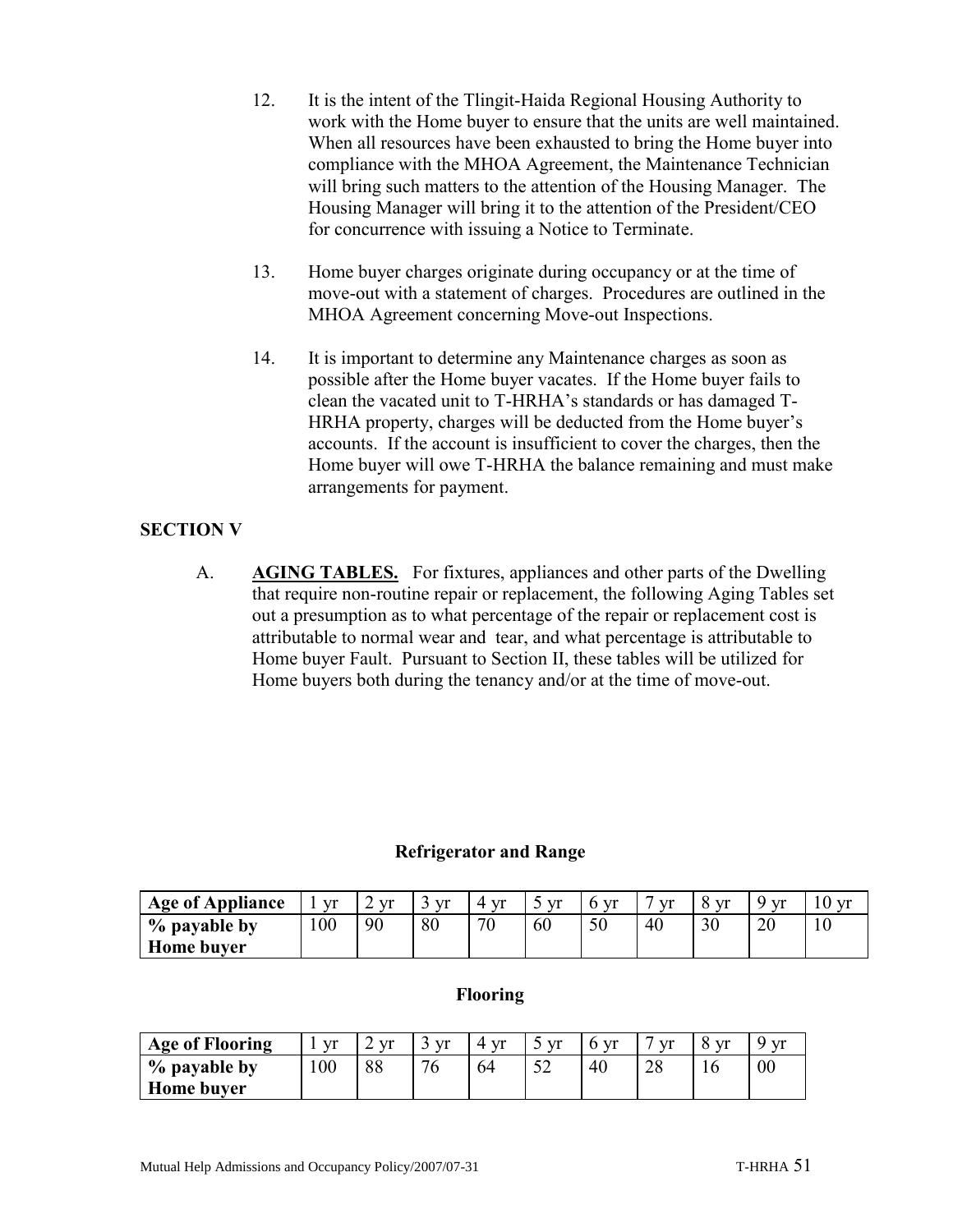12. It is the intent of the Tlingit-Haida Regional Housing Authority to work with the Home buyer to ensure that the units are well maintained. When all resources have been exhausted to bring the Home buyer into compliance with the MHOA Agreement, the Maintenance Technician will bring such matters to the attention of the Housing Manager. The Housing Manager will bring it to the attention of the President/CEO for concurrence with issuing a Notice to Terminate.

13. Home buyer charges originate during occupancy or at the time of move-out with a statement of charges. Procedures are outlined in the MHOA Agreement concerning Move-out Inspections.

14. It is important to determine any Maintenance charges as soon as possible after the Home buyer vacates. If the Home buyer fails to clean the vacated unit to T-HRHA's standards or has damaged T-HRHA property, charges will be deducted from the Home buyer's accounts. If the account is insufficient to cover the charges, then the Home buyer will owe T-HRHA the balance remaining and must make arrangements for payment.

**SECTION V**

A. **AGING TABLES.** For fixtures, appliances and other parts of the Dwelling that require non-routine repair or replacement, the following Aging Tables set out a presumption as to what percentage of the repair or replacement cost is attributable to normal wear and tear, and what percentage is attributable to Home buyer Fault. Pursuant to Section II, these tables will be utilized for Home buyers both during the tenancy and/or at the time of move-out.

**Refrigerator and Range**

| Age of Appliance | 1 yr | 2 yr | 3 yr | 4 yr | 5 yr | 6 yr | 7 yr | 8 yr | 9 yr | 10 yr |
|---|---|---|---|---|---|---|---|---|---|---|
| **% payable by Home buyer** | 100 | 90 | 80 | 70 | 60 | 50 | 40 | 30 | 20 | 10 |

**Flooring**

| Age of Flooring | 1 yr | 2 yr | 3 yr | 4 yr | 5 yr | 6 yr | 7 yr | 8 yr | 9 yr |
|---|---|---|---|---|---|---|---|---|---|
| **% payable by Home buyer** | 100 | 88 | 76 | 64 | 52 | 40 | 28 | 16 | 00 |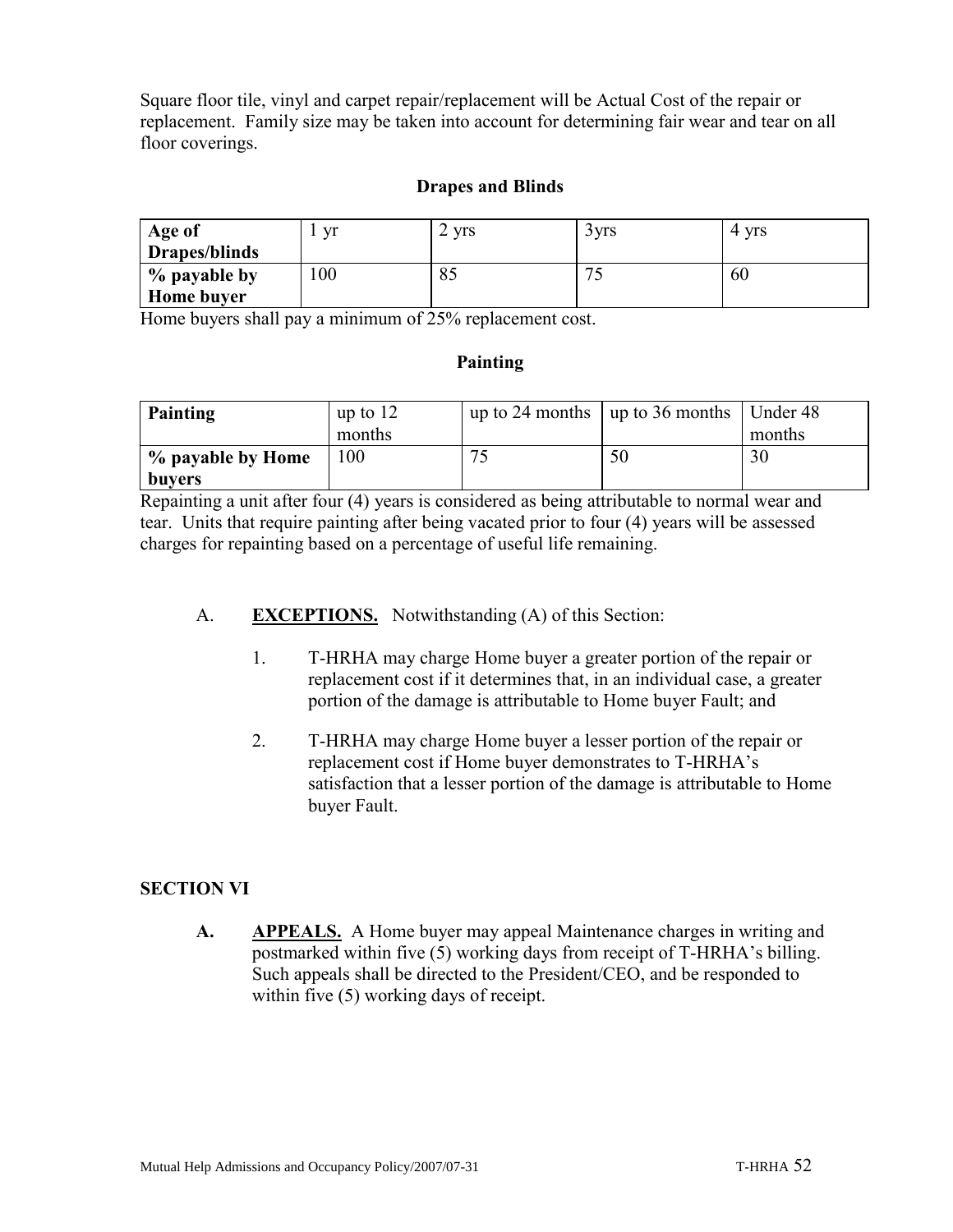Square floor tile, vinyl and carpet repair/replacement will be Actual Cost of the repair or replacement. Family size may be taken into account for determining fair wear and tear on all floor coverings.

**Drapes and Blinds**

| **Age of Drapes/blinds** | 1 yr | 2 yrs | 3yrs | 4 yrs |
|---|---|---|---|---|
| **% payable by Home buyer** | 100 | 85 | 75 | 60 |

Home buyers shall pay a minimum of 25% replacement cost.

**Painting**

| **Painting** | up to 12 months | up to 24 months | up to 36 months | Under 48 months |
|---|---|---|---|---|
| **% payable by Home buyers** | 100 | 75 | 50 | 30 |

Repainting a unit after four (4) years is considered as being attributable to normal wear and tear. Units that require painting after being vacated prior to four (4) years will be assessed charges for repainting based on a percentage of useful life remaining.

A. **EXCEPTIONS.** Notwithstanding (A) of this Section:

1. T-HRHA may charge Home buyer a greater portion of the repair or replacement cost if it determines that, in an individual case, a greater portion of the damage is attributable to Home buyer Fault; and

2. T-HRHA may charge Home buyer a lesser portion of the repair or replacement cost if Home buyer demonstrates to T-HRHA's satisfaction that a lesser portion of the damage is attributable to Home buyer Fault.

**SECTION VI**

**A. APPEALS.** A Home buyer may appeal Maintenance charges in writing and postmarked within five (5) working days from receipt of T-HRHA's billing. Such appeals shall be directed to the President/CEO, and be responded to within five (5) working days of receipt.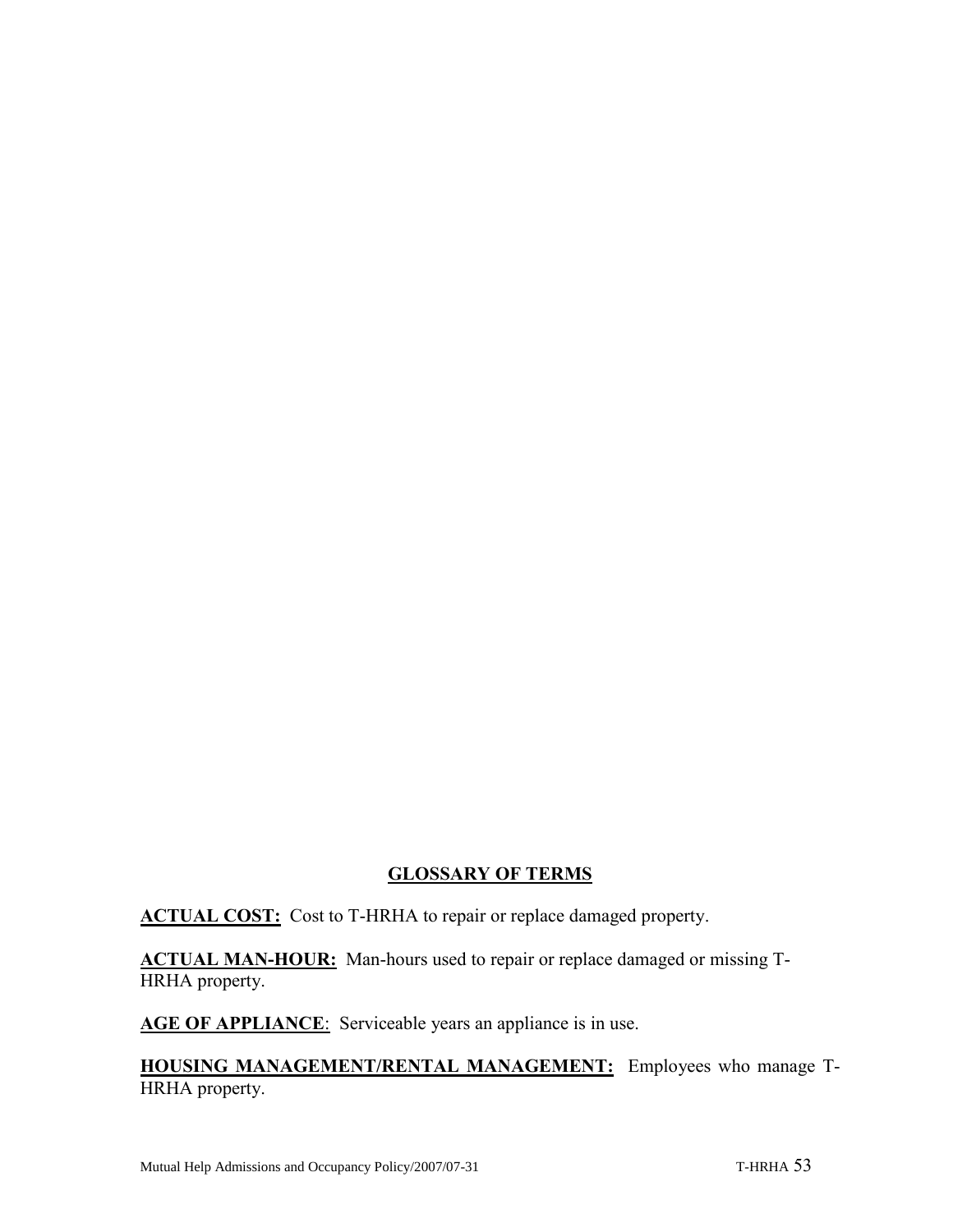## GLOSSARY OF TERMS

**ACTUAL COST:** Cost to T-HRHA to repair or replace damaged property.

**ACTUAL MAN-HOUR:** Man-hours used to repair or replace damaged or missing T-HRHA property.

**AGE OF APPLIANCE**: Serviceable years an appliance is in use.

**HOUSING MANAGEMENT/RENTAL MANAGEMENT:** Employees who manage T-HRHA property.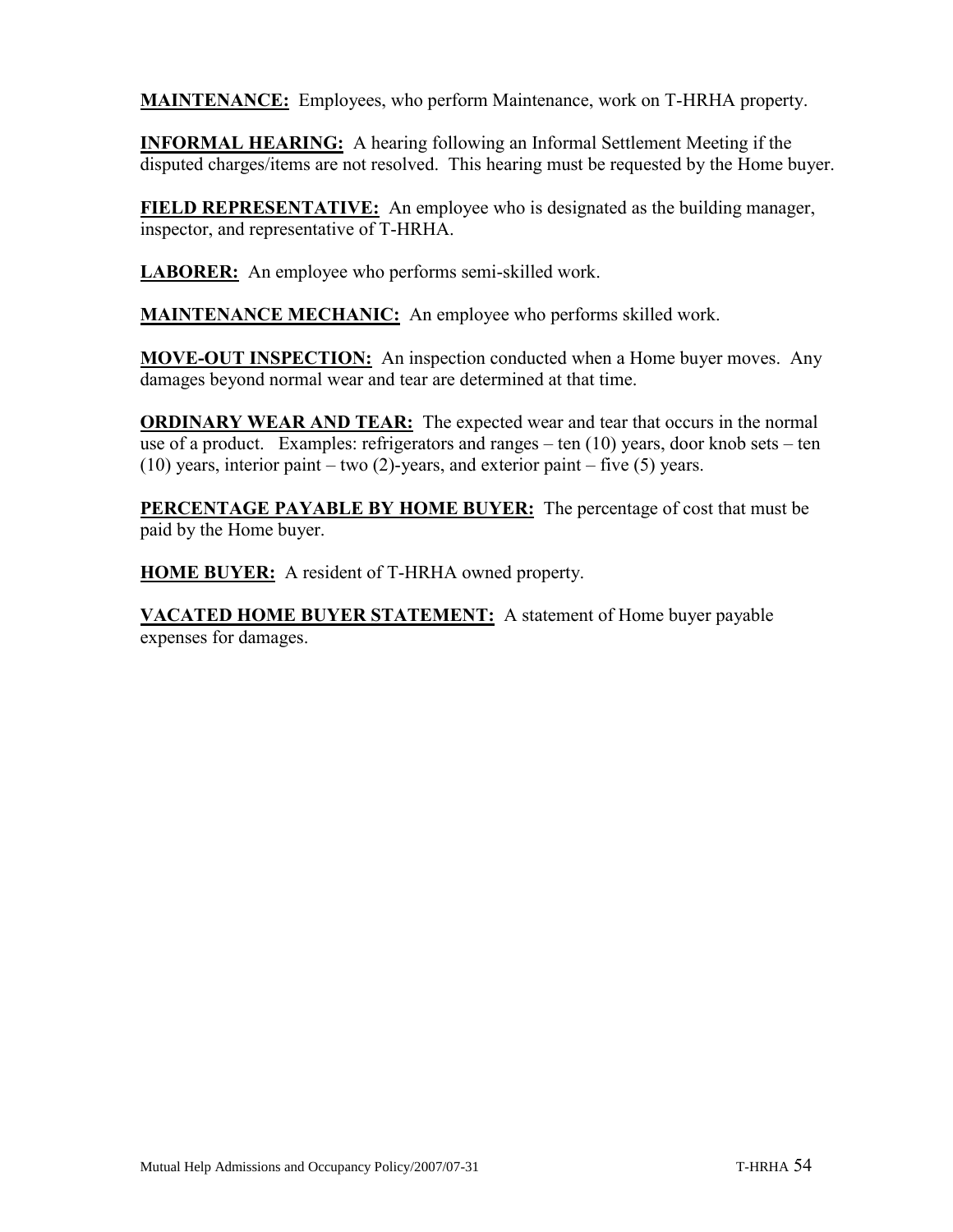**MAINTENANCE:** Employees, who perform Maintenance, work on T-HRHA property.

**INFORMAL HEARING:** A hearing following an Informal Settlement Meeting if the disputed charges/items are not resolved. This hearing must be requested by the Home buyer.

**FIELD REPRESENTATIVE:** An employee who is designated as the building manager, inspector, and representative of T-HRHA.

**LABORER:** An employee who performs semi-skilled work.

**MAINTENANCE MECHANIC:** An employee who performs skilled work.

**MOVE-OUT INSPECTION:** An inspection conducted when a Home buyer moves. Any damages beyond normal wear and tear are determined at that time.

**ORDINARY WEAR AND TEAR:** The expected wear and tear that occurs in the normal use of a product. Examples: refrigerators and ranges – ten (10) years, door knob sets – ten (10) years, interior paint – two (2)-years, and exterior paint – five (5) years.

**PERCENTAGE PAYABLE BY HOME BUYER:** The percentage of cost that must be paid by the Home buyer.

**HOME BUYER:** A resident of T-HRHA owned property.

**VACATED HOME BUYER STATEMENT:** A statement of Home buyer payable expenses for damages.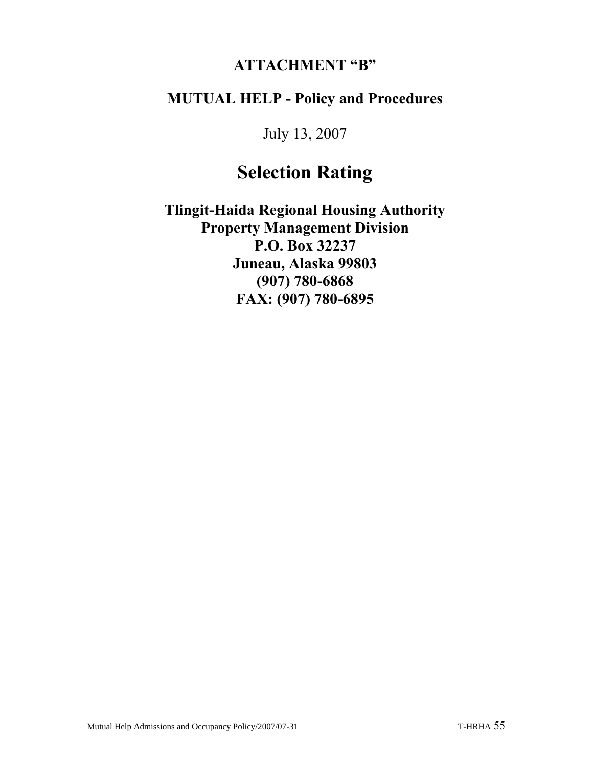**ATTACHMENT "B"**

**MUTUAL HELP - Policy and Procedures**

July 13, 2007

# Selection Rating

**Tlingit-Haida Regional Housing Authority**
**Property Management Division**
**P.O. Box 32237**
**Juneau, Alaska 99803**
**(907) 780-6868**
**FAX: (907) 780-6895**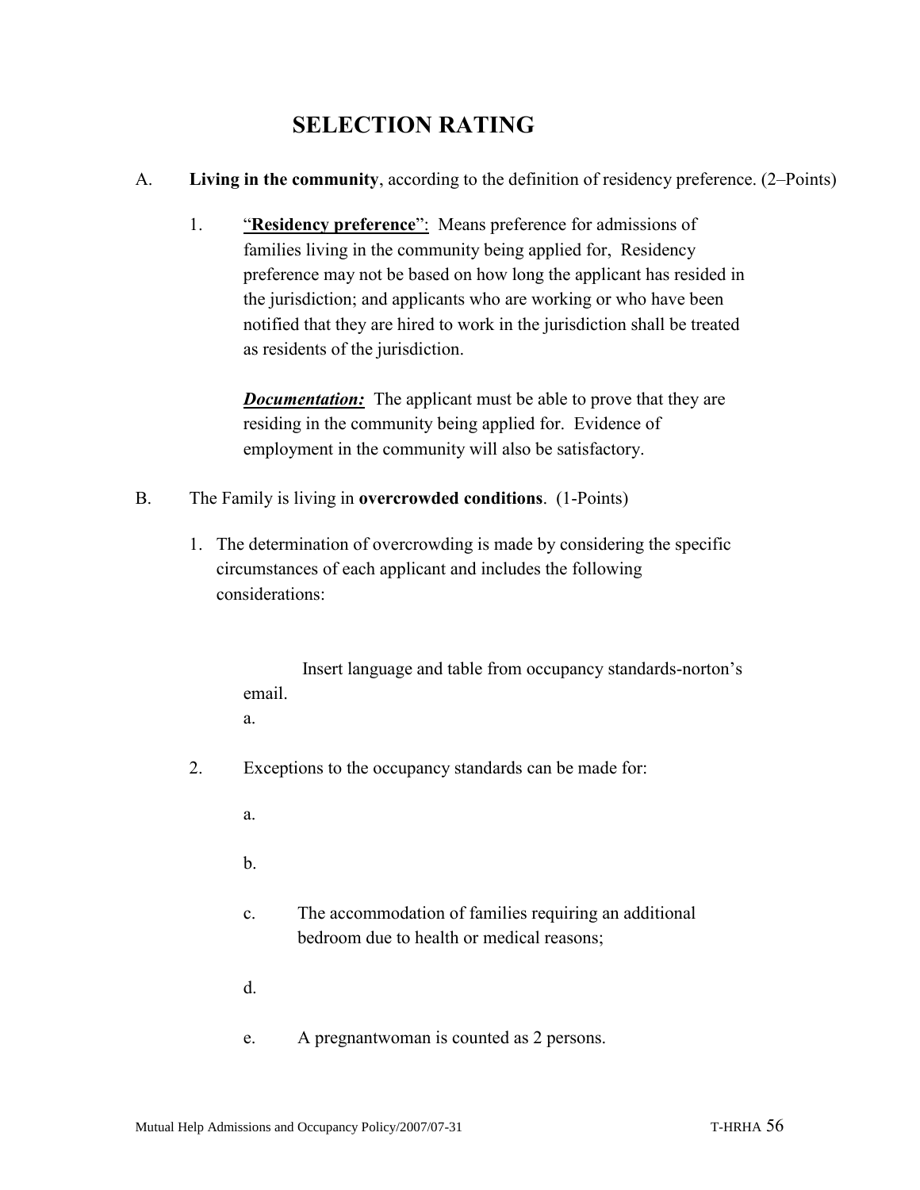# SELECTION RATING

A. **Living in the community**, according to the definition of residency preference. (2–Points)

1. "**Residency preference**": Means preference for admissions of families living in the community being applied for, Residency preference may not be based on how long the applicant has resided in the jurisdiction; and applicants who are working or who have been notified that they are hired to work in the jurisdiction shall be treated as residents of the jurisdiction.

   ***Documentation:*** The applicant must be able to prove that they are residing in the community being applied for. Evidence of employment in the community will also be satisfactory.

B. The Family is living in **overcrowded conditions**. (1-Points)

1. The determination of overcrowding is made by considering the specific circumstances of each applicant and includes the following considerations:

   Insert language and table from occupancy standards-norton's email.

   a.

2. Exceptions to the occupancy standards can be made for:

   a.

   b.

   c. The accommodation of families requiring an additional bedroom due to health or medical reasons;

   d.

   e. A pregnantwoman is counted as 2 persons.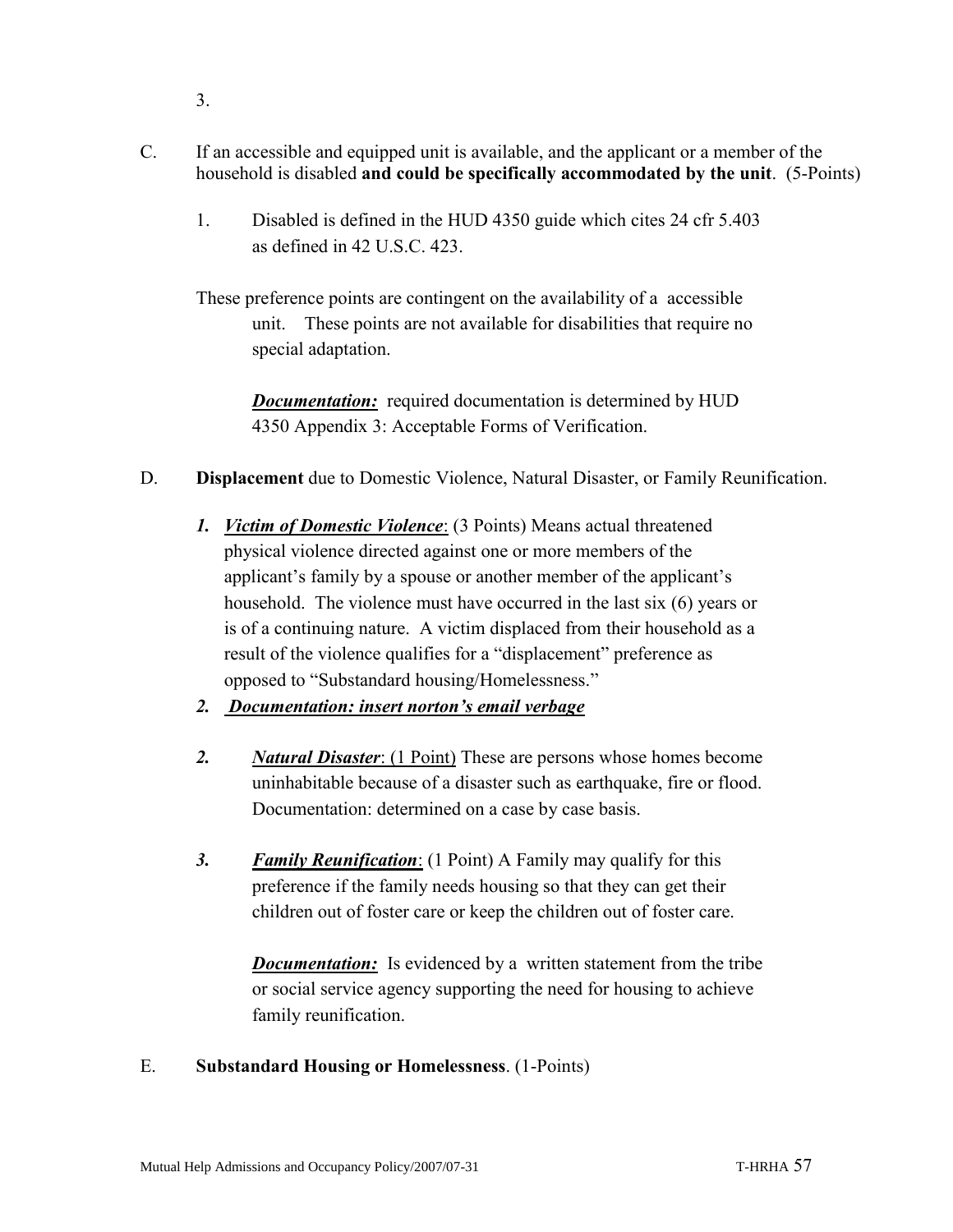3.

C. If an accessible and equipped unit is available, and the applicant or a member of the household is disabled **and could be specifically accommodated by the unit**. (5-Points)

1. Disabled is defined in the HUD 4350 guide which cites 24 cfr 5.403 as defined in 42 U.S.C. 423.

These preference points are contingent on the availability of a accessible unit. These points are not available for disabilities that require no special adaptation.

***Documentation:*** required documentation is determined by HUD 4350 Appendix 3: Acceptable Forms of Verification.

D. **Displacement** due to Domestic Violence, Natural Disaster, or Family Reunification.

***1. Victim of Domestic Violence***: (3 Points) Means actual threatened physical violence directed against one or more members of the applicant's family by a spouse or another member of the applicant's household. The violence must have occurred in the last six (6) years or is of a continuing nature. A victim displaced from their household as a result of the violence qualifies for a "displacement" preference as opposed to "Substandard housing/Homelessness."

***2. Documentation: insert norton's email verbage***

***2. Natural Disaster***: (1 Point) These are persons whose homes become uninhabitable because of a disaster such as earthquake, fire or flood. Documentation: determined on a case by case basis.

***3. Family Reunification***: (1 Point) A Family may qualify for this preference if the family needs housing so that they can get their children out of foster care or keep the children out of foster care.

***Documentation:*** Is evidenced by a written statement from the tribe or social service agency supporting the need for housing to achieve family reunification.

E. **Substandard Housing or Homelessness**. (1-Points)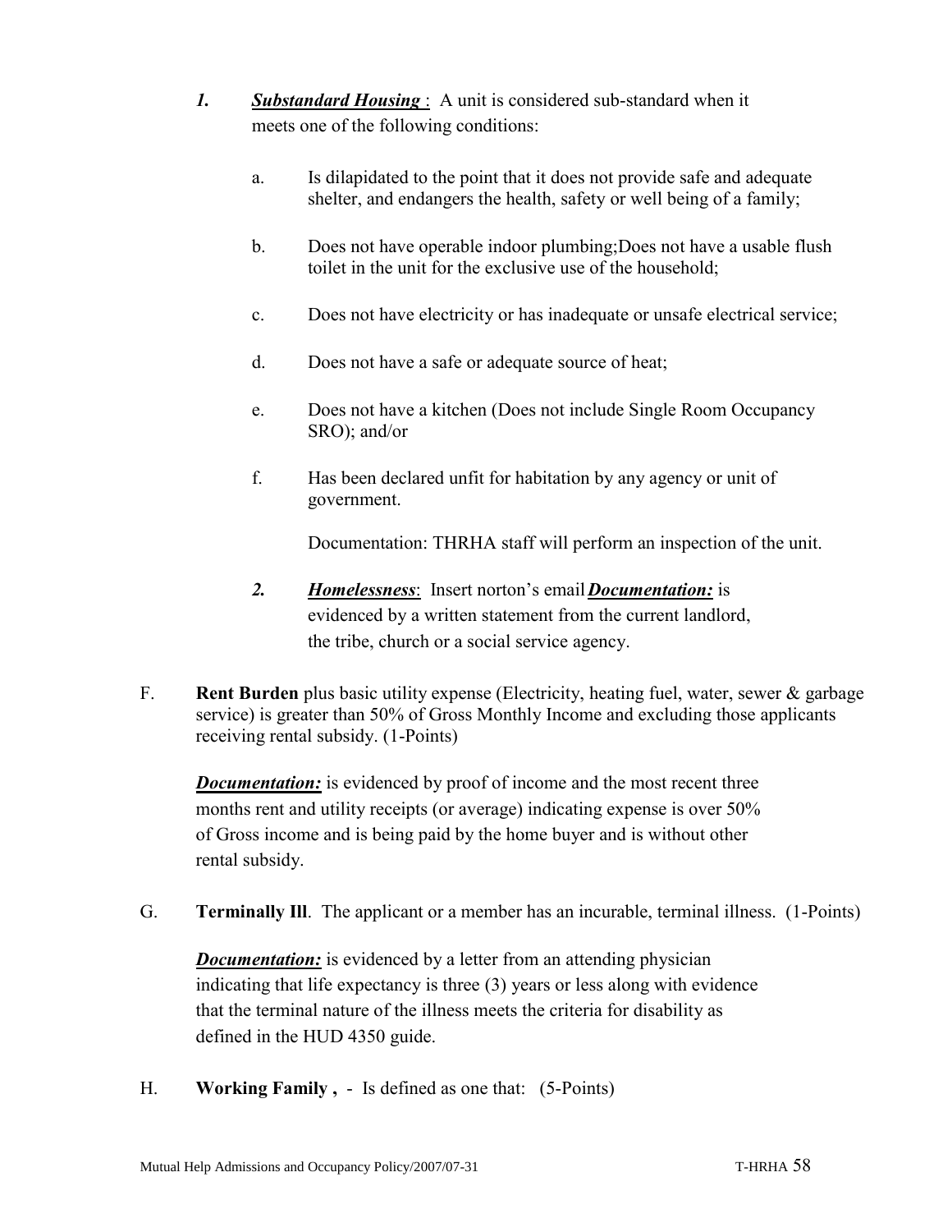1. ***Substandard Housing*** : A unit is considered sub-standard when it meets one of the following conditions:

    a. Is dilapidated to the point that it does not provide safe and adequate shelter, and endangers the health, safety or well being of a family;

    b. Does not have operable indoor plumbing;Does not have a usable flush toilet in the unit for the exclusive use of the household;

    c. Does not have electricity or has inadequate or unsafe electrical service;

    d. Does not have a safe or adequate source of heat;

    e. Does not have a kitchen (Does not include Single Room Occupancy SRO); and/or

    f. Has been declared unfit for habitation by any agency or unit of government.

    Documentation: THRHA staff will perform an inspection of the unit.

2. ***Homelessness***: Insert norton's email ***Documentation:*** is evidenced by a written statement from the current landlord, the tribe, church or a social service agency.

F. **Rent Burden** plus basic utility expense (Electricity, heating fuel, water, sewer & garbage service) is greater than 50% of Gross Monthly Income and excluding those applicants receiving rental subsidy. (1-Points)

***Documentation:*** is evidenced by proof of income and the most recent three months rent and utility receipts (or average) indicating expense is over 50% of Gross income and is being paid by the home buyer and is without other rental subsidy.

G. **Terminally Ill**. The applicant or a member has an incurable, terminal illness. (1-Points)

***Documentation:*** is evidenced by a letter from an attending physician indicating that life expectancy is three (3) years or less along with evidence that the terminal nature of the illness meets the criteria for disability as defined in the HUD 4350 guide.

H. **Working Family ,** - Is defined as one that: (5-Points)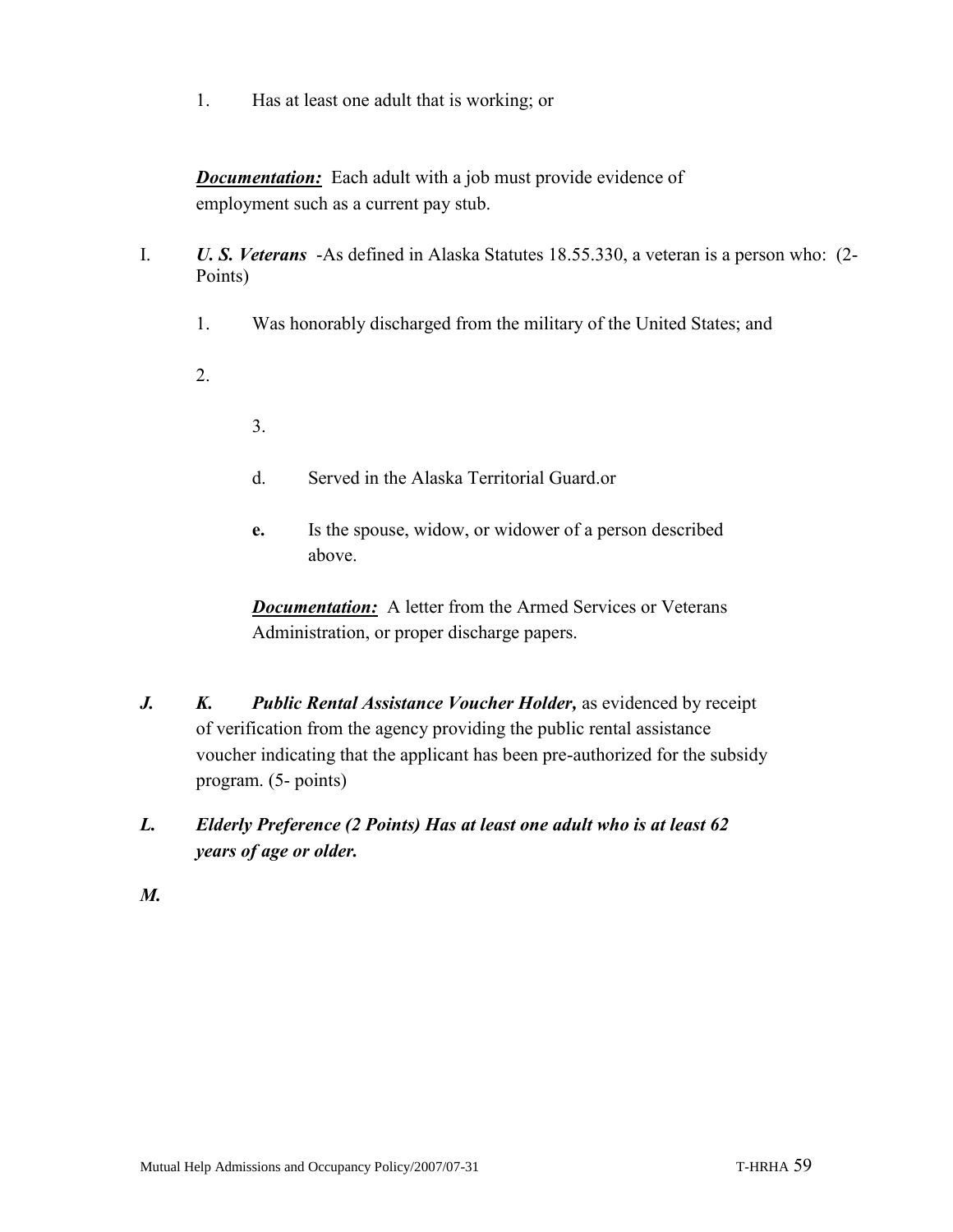1. Has at least one adult that is working; or

***Documentation:*** Each adult with a job must provide evidence of employment such as a current pay stub.

I. ***U. S. Veterans*** -As defined in Alaska Statutes 18.55.330, a veteran is a person who: (2-Points)

1. Was honorably discharged from the military of the United States; and

2.

3.

d. Served in the Alaska Territorial Guard.or

**e.** Is the spouse, widow, or widower of a person described above.

***Documentation:*** A letter from the Armed Services or Veterans Administration, or proper discharge papers.

***J.*** ***K.*** ***Public Rental Assistance Voucher Holder,*** as evidenced by receipt of verification from the agency providing the public rental assistance voucher indicating that the applicant has been pre-authorized for the subsidy program. (5- points)

***L.*** ***Elderly Preference (2 Points) Has at least one adult who is at least 62 years of age or older.***

***M.***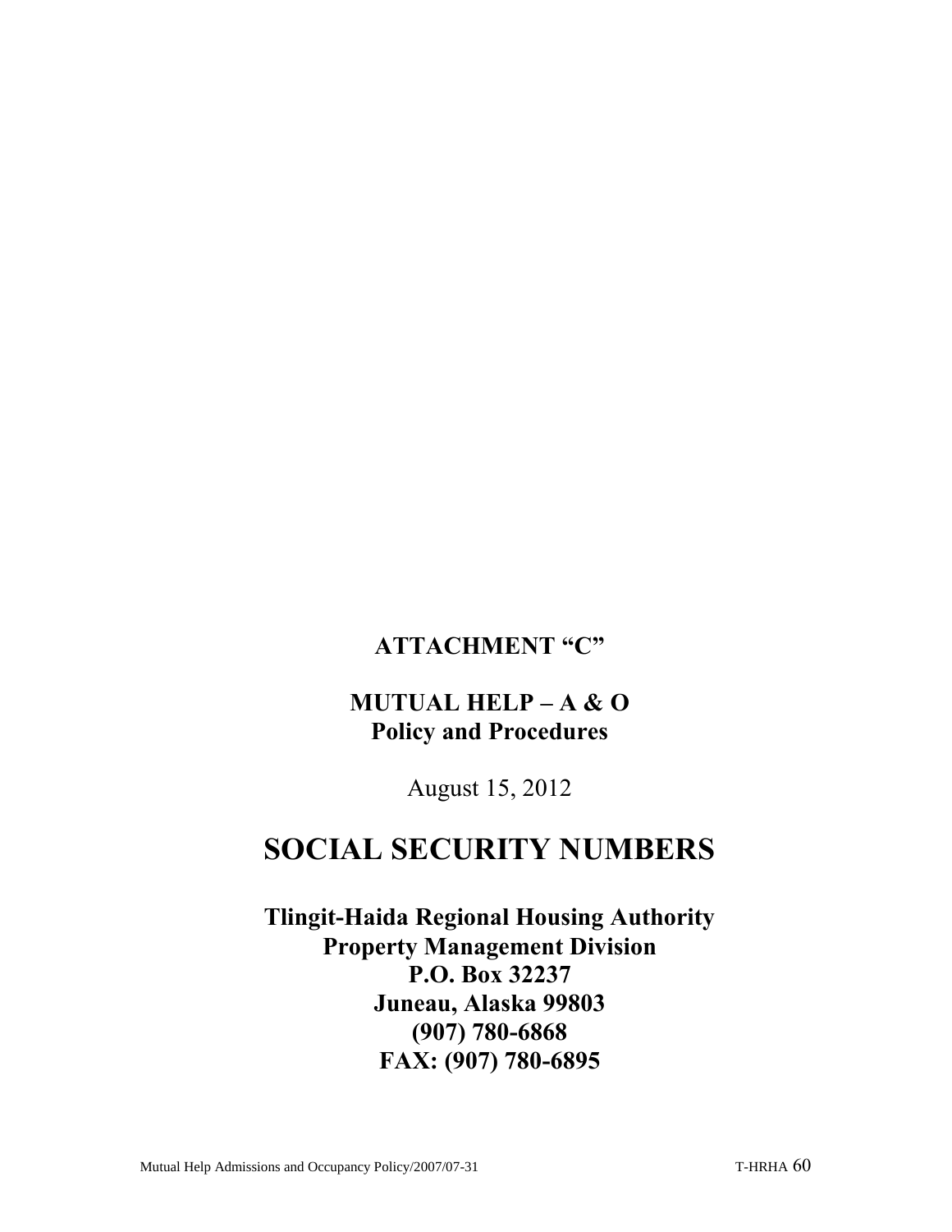**ATTACHMENT "C"**

**MUTUAL HELP – A & O**
**Policy and Procedures**

August 15, 2012

# SOCIAL SECURITY NUMBERS

**Tlingit-Haida Regional Housing Authority**
**Property Management Division**
**P.O. Box 32237**
**Juneau, Alaska 99803**
**(907) 780-6868**
**FAX: (907) 780-6895**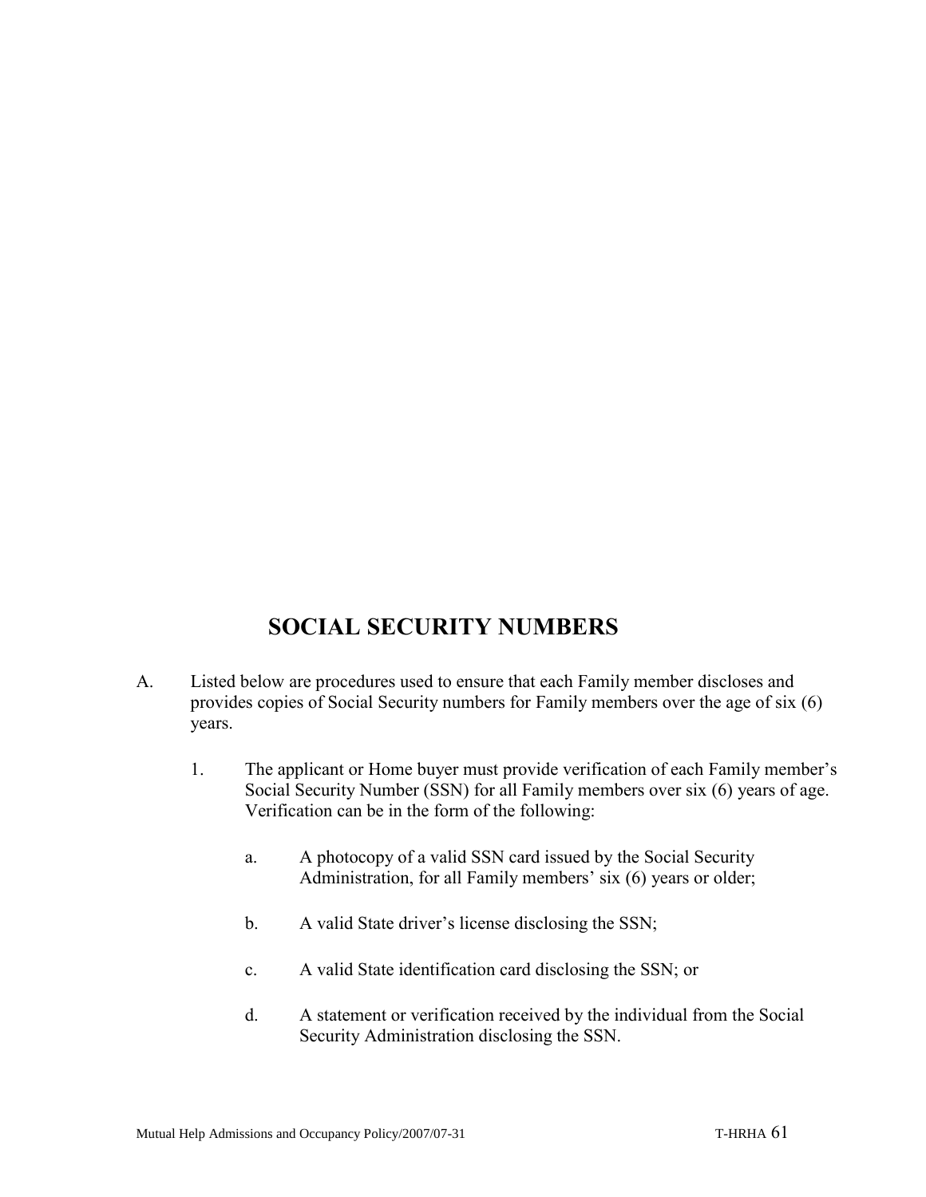# SOCIAL SECURITY NUMBERS

A. Listed below are procedures used to ensure that each Family member discloses and provides copies of Social Security numbers for Family members over the age of six (6) years.

   1. The applicant or Home buyer must provide verification of each Family member's Social Security Number (SSN) for all Family members over six (6) years of age. Verification can be in the form of the following:

      a. A photocopy of a valid SSN card issued by the Social Security Administration, for all Family members' six (6) years or older;

      b. A valid State driver's license disclosing the SSN;

      c. A valid State identification card disclosing the SSN; or

      d. A statement or verification received by the individual from the Social Security Administration disclosing the SSN.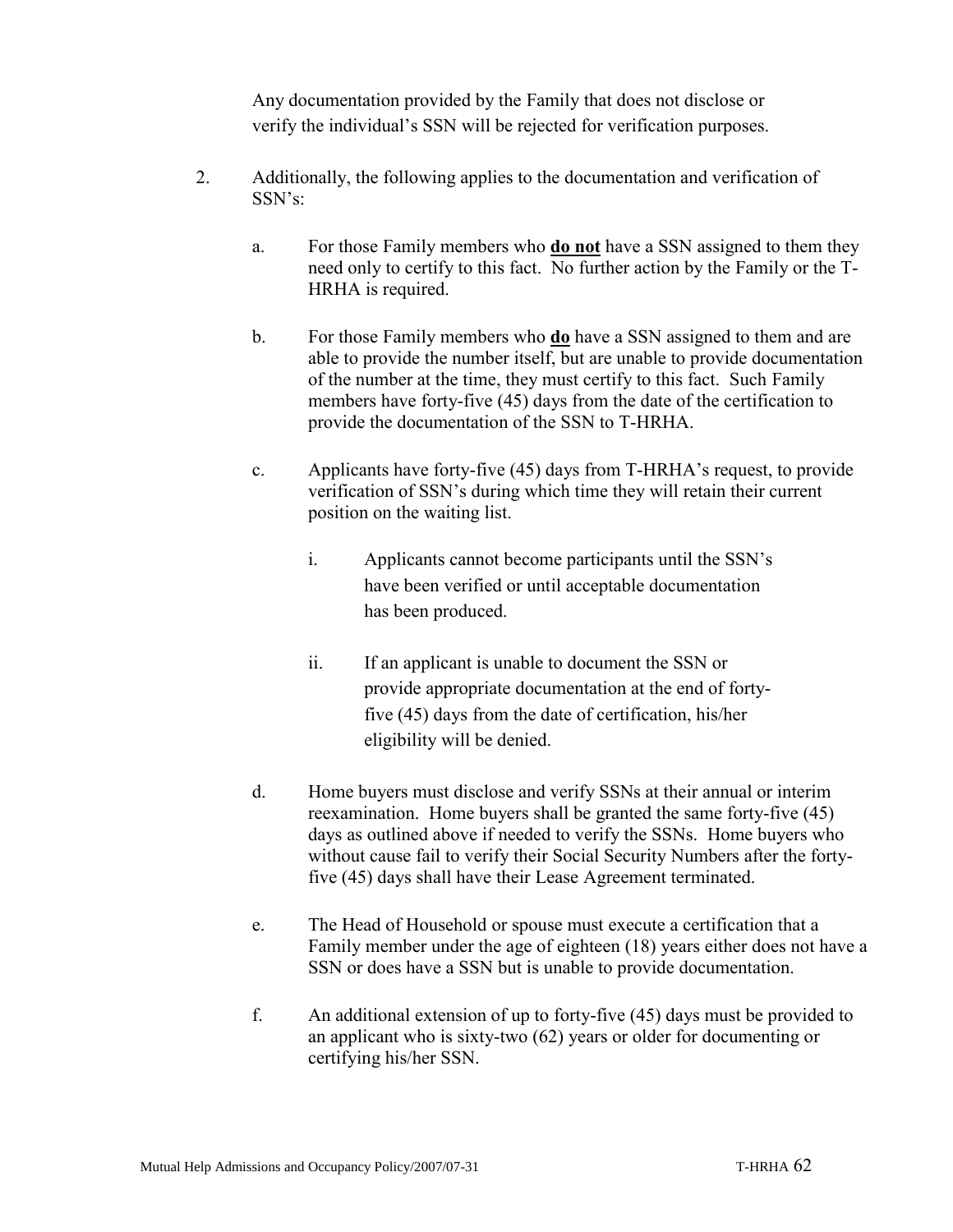Any documentation provided by the Family that does not disclose or verify the individual's SSN will be rejected for verification purposes.

2. Additionally, the following applies to the documentation and verification of SSN's:

   a. For those Family members who **<u>do not</u>** have a SSN assigned to them they need only to certify to this fact. No further action by the Family or the T-HRHA is required.

   b. For those Family members who **<u>do</u>** have a SSN assigned to them and are able to provide the number itself, but are unable to provide documentation of the number at the time, they must certify to this fact. Such Family members have forty-five (45) days from the date of the certification to provide the documentation of the SSN to T-HRHA.

   c. Applicants have forty-five (45) days from T-HRHA's request, to provide verification of SSN's during which time they will retain their current position on the waiting list.

      i. Applicants cannot become participants until the SSN's have been verified or until acceptable documentation has been produced.

      ii. If an applicant is unable to document the SSN or provide appropriate documentation at the end of forty-five (45) days from the date of certification, his/her eligibility will be denied.

   d. Home buyers must disclose and verify SSNs at their annual or interim reexamination. Home buyers shall be granted the same forty-five (45) days as outlined above if needed to verify the SSNs. Home buyers who without cause fail to verify their Social Security Numbers after the forty-five (45) days shall have their Lease Agreement terminated.

   e. The Head of Household or spouse must execute a certification that a Family member under the age of eighteen (18) years either does not have a SSN or does have a SSN but is unable to provide documentation.

   f. An additional extension of up to forty-five (45) days must be provided to an applicant who is sixty-two (62) years or older for documenting or certifying his/her SSN.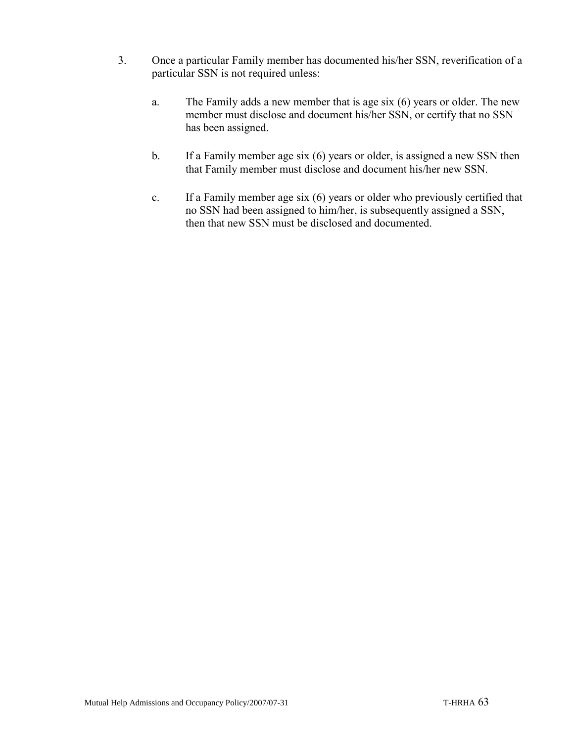3. Once a particular Family member has documented his/her SSN, reverification of a particular SSN is not required unless:

   a. The Family adds a new member that is age six (6) years or older. The new member must disclose and document his/her SSN, or certify that no SSN has been assigned.

   b. If a Family member age six (6) years or older, is assigned a new SSN then that Family member must disclose and document his/her new SSN.

   c. If a Family member age six (6) years or older who previously certified that no SSN had been assigned to him/her, is subsequently assigned a SSN, then that new SSN must be disclosed and documented.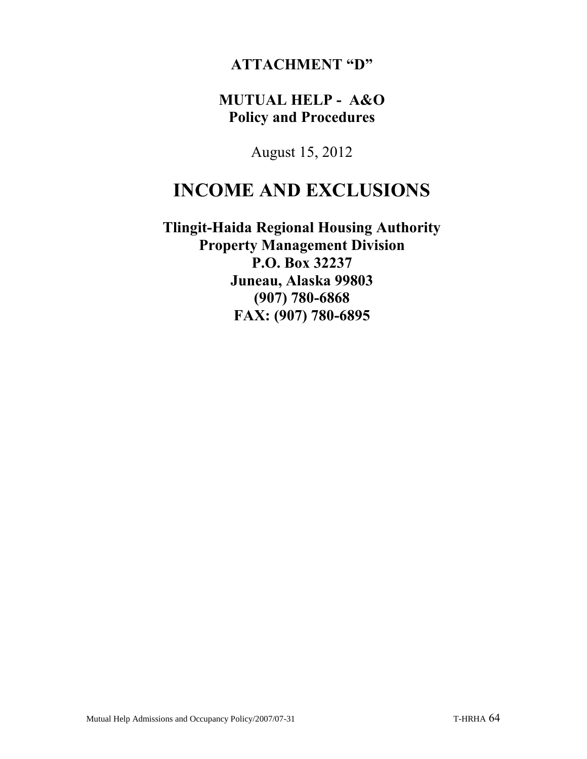**ATTACHMENT "D"**

**MUTUAL HELP - A&O**
**Policy and Procedures**

August 15, 2012

# INCOME AND EXCLUSIONS

**Tlingit-Haida Regional Housing Authority**
**Property Management Division**
**P.O. Box 32237**
**Juneau, Alaska 99803**
**(907) 780-6868**
**FAX: (907) 780-6895**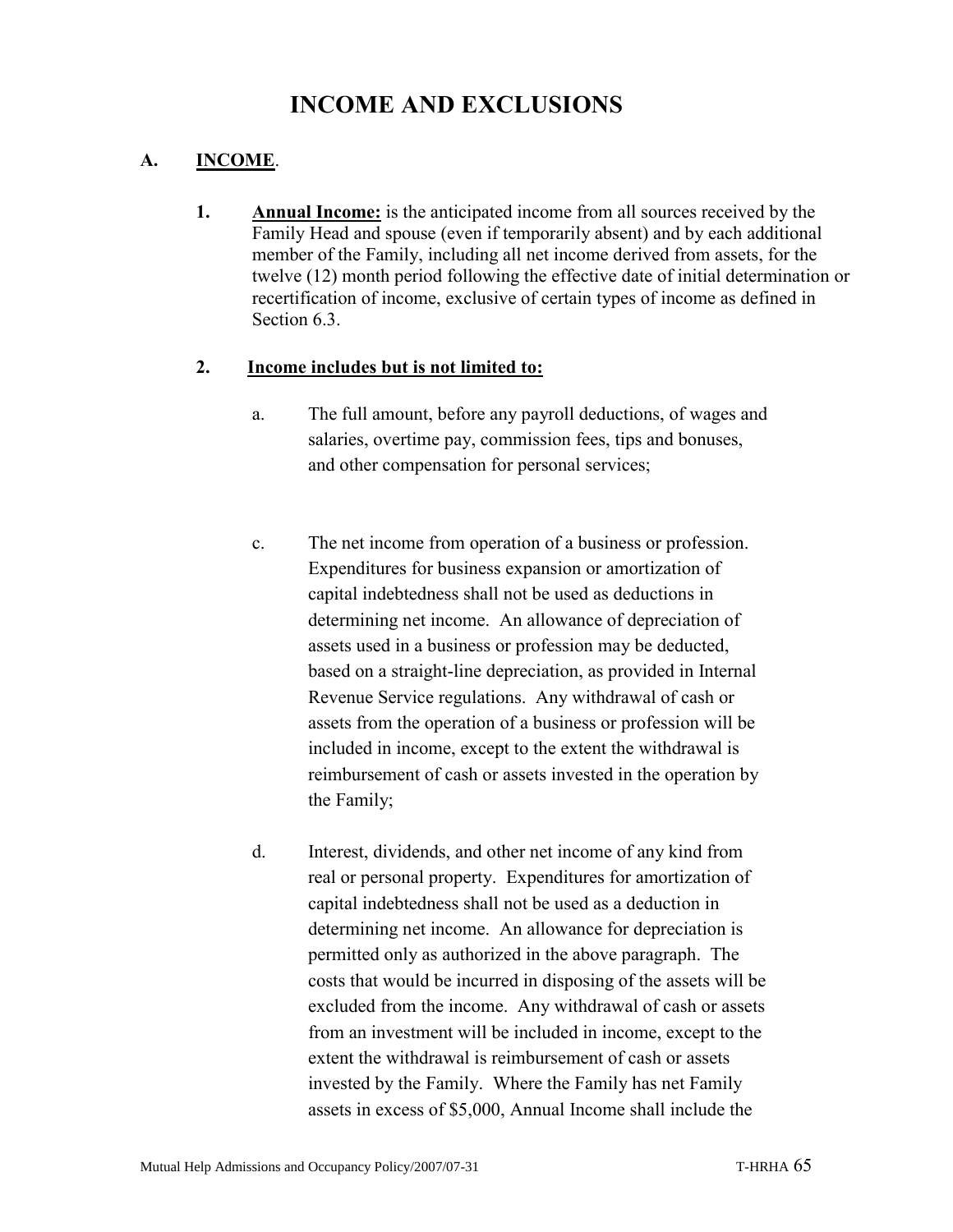# INCOME AND EXCLUSIONS

## A. INCOME.

1. **Annual Income:** is the anticipated income from all sources received by the Family Head and spouse (even if temporarily absent) and by each additional member of the Family, including all net income derived from assets, for the twelve (12) month period following the effective date of initial determination or recertification of income, exclusive of certain types of income as defined in Section 6.3.

2. **Income includes but is not limited to:**

   a. The full amount, before any payroll deductions, of wages and salaries, overtime pay, commission fees, tips and bonuses, and other compensation for personal services;

   c. The net income from operation of a business or profession. Expenditures for business expansion or amortization of capital indebtedness shall not be used as deductions in determining net income. An allowance of depreciation of assets used in a business or profession may be deducted, based on a straight-line depreciation, as provided in Internal Revenue Service regulations. Any withdrawal of cash or assets from the operation of a business or profession will be included in income, except to the extent the withdrawal is reimbursement of cash or assets invested in the operation by the Family;

   d. Interest, dividends, and other net income of any kind from real or personal property. Expenditures for amortization of capital indebtedness shall not be used as a deduction in determining net income. An allowance for depreciation is permitted only as authorized in the above paragraph. The costs that would be incurred in disposing of the assets will be excluded from the income. Any withdrawal of cash or assets from an investment will be included in income, except to the extent the withdrawal is reimbursement of cash or assets invested by the Family. Where the Family has net Family assets in excess of $5,000, Annual Income shall include the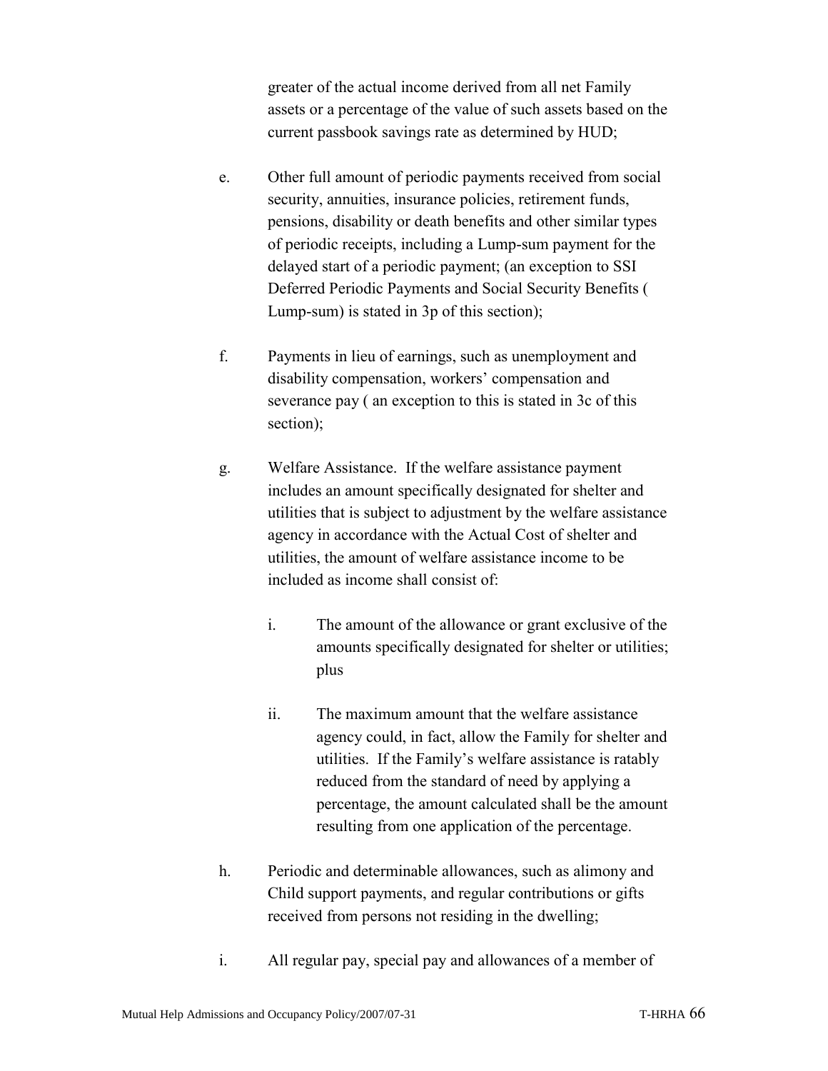greater of the actual income derived from all net Family assets or a percentage of the value of such assets based on the current passbook savings rate as determined by HUD;

e. Other full amount of periodic payments received from social security, annuities, insurance policies, retirement funds, pensions, disability or death benefits and other similar types of periodic receipts, including a Lump-sum payment for the delayed start of a periodic payment; (an exception to SSI Deferred Periodic Payments and Social Security Benefits ( Lump-sum) is stated in 3p of this section);

f. Payments in lieu of earnings, such as unemployment and disability compensation, workers' compensation and severance pay ( an exception to this is stated in 3c of this section);

g. Welfare Assistance. If the welfare assistance payment includes an amount specifically designated for shelter and utilities that is subject to adjustment by the welfare assistance agency in accordance with the Actual Cost of shelter and utilities, the amount of welfare assistance income to be included as income shall consist of:

   i. The amount of the allowance or grant exclusive of the amounts specifically designated for shelter or utilities; plus

   ii. The maximum amount that the welfare assistance agency could, in fact, allow the Family for shelter and utilities. If the Family's welfare assistance is ratably reduced from the standard of need by applying a percentage, the amount calculated shall be the amount resulting from one application of the percentage.

h. Periodic and determinable allowances, such as alimony and Child support payments, and regular contributions or gifts received from persons not residing in the dwelling;

i. All regular pay, special pay and allowances of a member of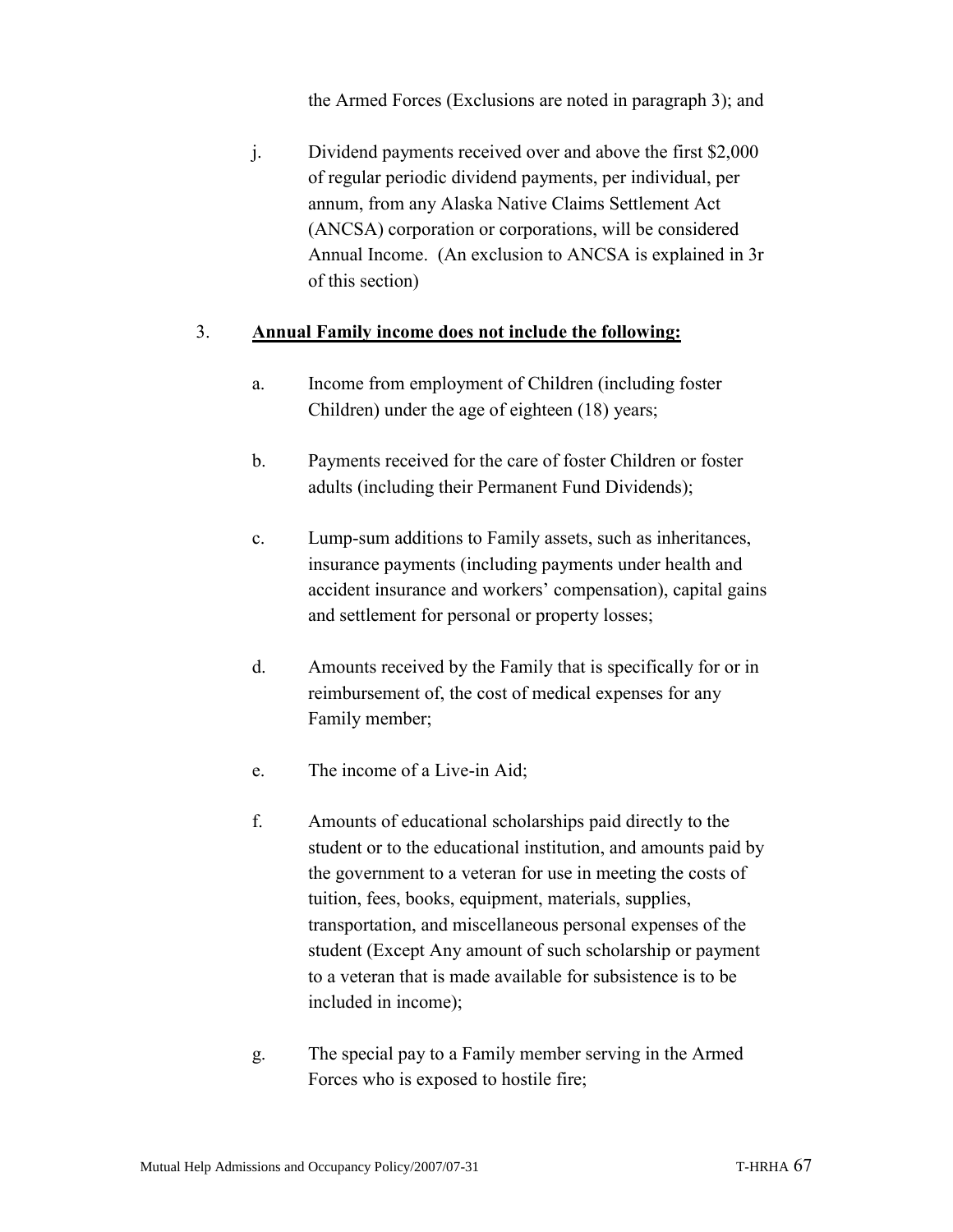the Armed Forces (Exclusions are noted in paragraph 3); and

j. Dividend payments received over and above the first $2,000 of regular periodic dividend payments, per individual, per annum, from any Alaska Native Claims Settlement Act (ANCSA) corporation or corporations, will be considered Annual Income. (An exclusion to ANCSA is explained in 3r of this section)

3. **Annual Family income does not include the following:**

a. Income from employment of Children (including foster Children) under the age of eighteen (18) years;

b. Payments received for the care of foster Children or foster adults (including their Permanent Fund Dividends);

c. Lump-sum additions to Family assets, such as inheritances, insurance payments (including payments under health and accident insurance and workers' compensation), capital gains and settlement for personal or property losses;

d. Amounts received by the Family that is specifically for or in reimbursement of, the cost of medical expenses for any Family member;

e. The income of a Live-in Aid;

f. Amounts of educational scholarships paid directly to the student or to the educational institution, and amounts paid by the government to a veteran for use in meeting the costs of tuition, fees, books, equipment, materials, supplies, transportation, and miscellaneous personal expenses of the student (Except Any amount of such scholarship or payment to a veteran that is made available for subsistence is to be included in income);

g. The special pay to a Family member serving in the Armed Forces who is exposed to hostile fire;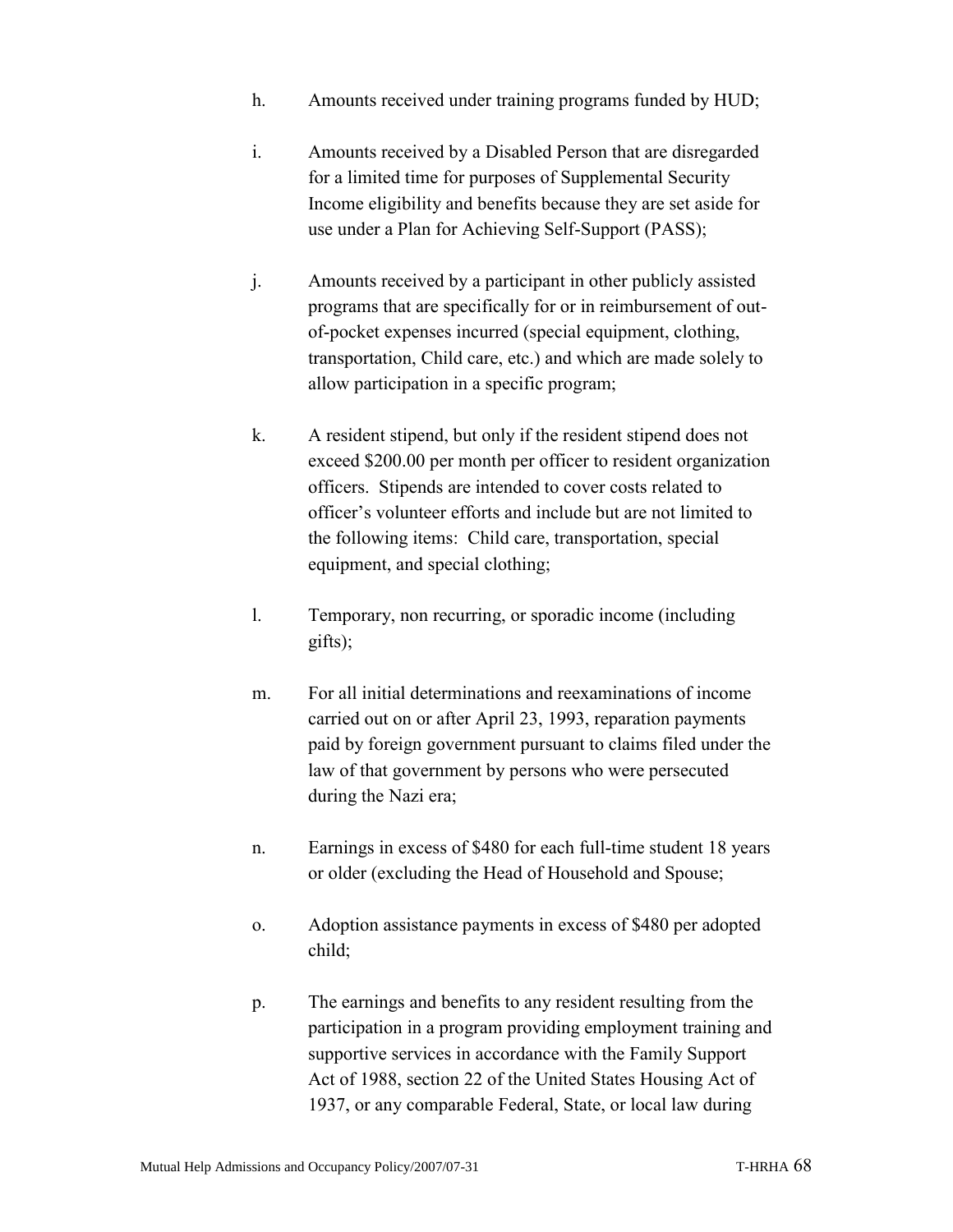h. Amounts received under training programs funded by HUD;

i. Amounts received by a Disabled Person that are disregarded for a limited time for purposes of Supplemental Security Income eligibility and benefits because they are set aside for use under a Plan for Achieving Self-Support (PASS);

j. Amounts received by a participant in other publicly assisted programs that are specifically for or in reimbursement of out-of-pocket expenses incurred (special equipment, clothing, transportation, Child care, etc.) and which are made solely to allow participation in a specific program;

k. A resident stipend, but only if the resident stipend does not exceed $200.00 per month per officer to resident organization officers. Stipends are intended to cover costs related to officer's volunteer efforts and include but are not limited to the following items: Child care, transportation, special equipment, and special clothing;

l. Temporary, non recurring, or sporadic income (including gifts);

m. For all initial determinations and reexaminations of income carried out on or after April 23, 1993, reparation payments paid by foreign government pursuant to claims filed under the law of that government by persons who were persecuted during the Nazi era;

n. Earnings in excess of $480 for each full-time student 18 years or older (excluding the Head of Household and Spouse;

o. Adoption assistance payments in excess of $480 per adopted child;

p. The earnings and benefits to any resident resulting from the participation in a program providing employment training and supportive services in accordance with the Family Support Act of 1988, section 22 of the United States Housing Act of 1937, or any comparable Federal, State, or local law during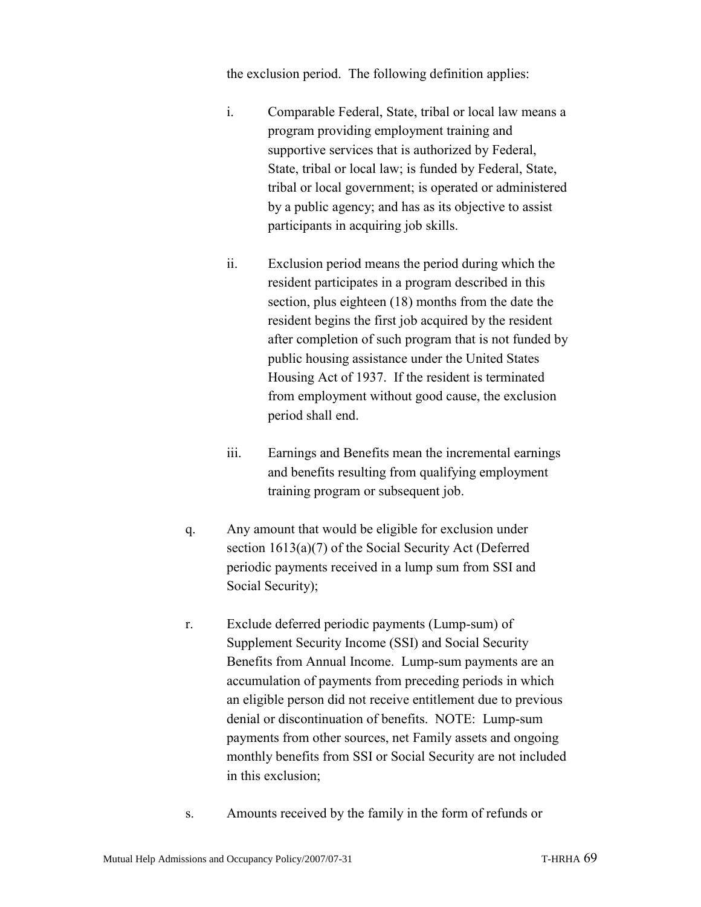the exclusion period. The following definition applies:

i. Comparable Federal, State, tribal or local law means a program providing employment training and supportive services that is authorized by Federal, State, tribal or local law; is funded by Federal, State, tribal or local government; is operated or administered by a public agency; and has as its objective to assist participants in acquiring job skills.

ii. Exclusion period means the period during which the resident participates in a program described in this section, plus eighteen (18) months from the date the resident begins the first job acquired by the resident after completion of such program that is not funded by public housing assistance under the United States Housing Act of 1937. If the resident is terminated from employment without good cause, the exclusion period shall end.

iii. Earnings and Benefits mean the incremental earnings and benefits resulting from qualifying employment training program or subsequent job.

q. Any amount that would be eligible for exclusion under section 1613(a)(7) of the Social Security Act (Deferred periodic payments received in a lump sum from SSI and Social Security);

r. Exclude deferred periodic payments (Lump-sum) of Supplement Security Income (SSI) and Social Security Benefits from Annual Income. Lump-sum payments are an accumulation of payments from preceding periods in which an eligible person did not receive entitlement due to previous denial or discontinuation of benefits. NOTE: Lump-sum payments from other sources, net Family assets and ongoing monthly benefits from SSI or Social Security are not included in this exclusion;

s. Amounts received by the family in the form of refunds or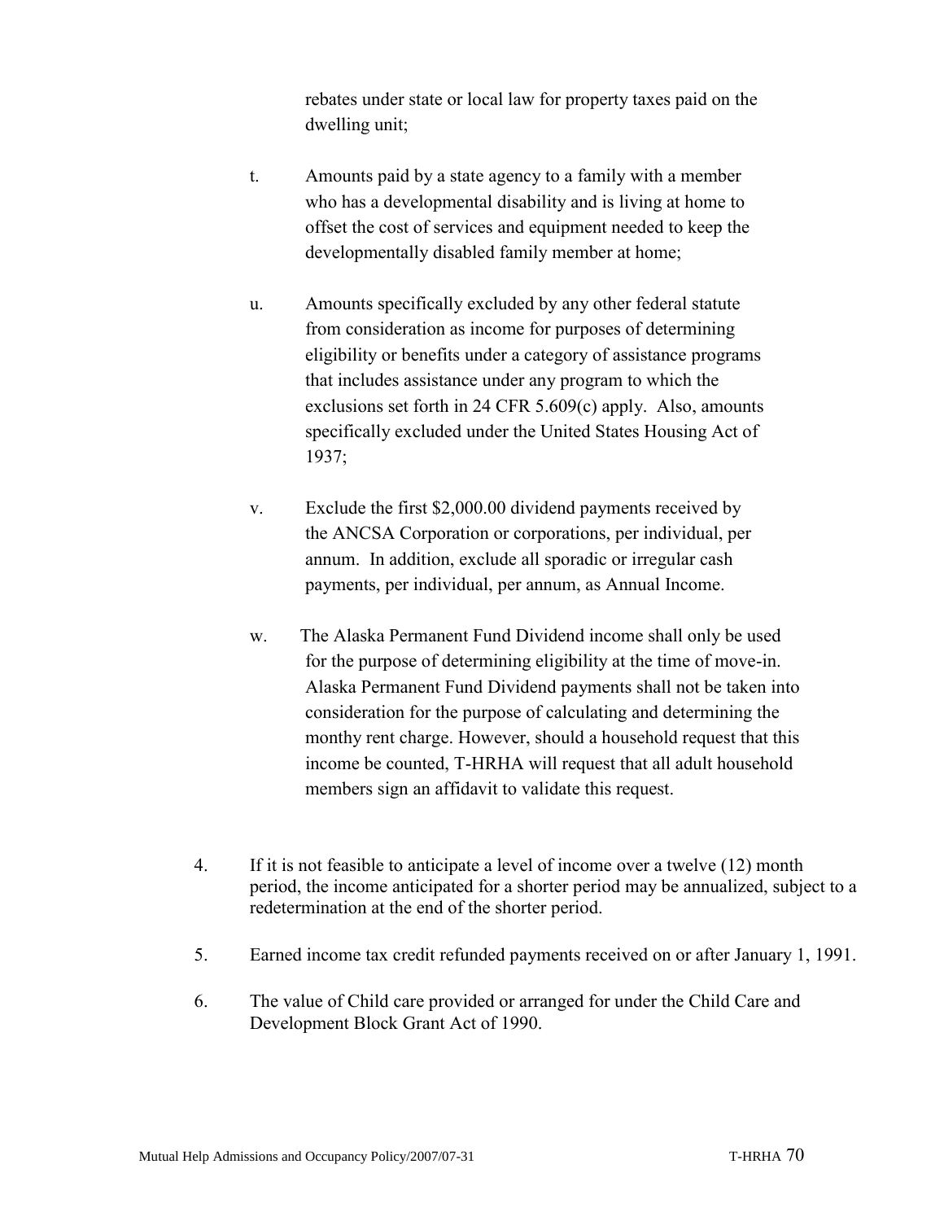rebates under state or local law for property taxes paid on the dwelling unit;

t. Amounts paid by a state agency to a family with a member who has a developmental disability and is living at home to offset the cost of services and equipment needed to keep the developmentally disabled family member at home;

u. Amounts specifically excluded by any other federal statute from consideration as income for purposes of determining eligibility or benefits under a category of assistance programs that includes assistance under any program to which the exclusions set forth in 24 CFR 5.609(c) apply. Also, amounts specifically excluded under the United States Housing Act of 1937;

v. Exclude the first $2,000.00 dividend payments received by the ANCSA Corporation or corporations, per individual, per annum. In addition, exclude all sporadic or irregular cash payments, per individual, per annum, as Annual Income.

w. The Alaska Permanent Fund Dividend income shall only be used for the purpose of determining eligibility at the time of move-in. Alaska Permanent Fund Dividend payments shall not be taken into consideration for the purpose of calculating and determining the monthy rent charge. However, should a household request that this income be counted, T-HRHA will request that all adult household members sign an affidavit to validate this request.

4. If it is not feasible to anticipate a level of income over a twelve (12) month period, the income anticipated for a shorter period may be annualized, subject to a redetermination at the end of the shorter period.

5. Earned income tax credit refunded payments received on or after January 1, 1991.

6. The value of Child care provided or arranged for under the Child Care and Development Block Grant Act of 1990.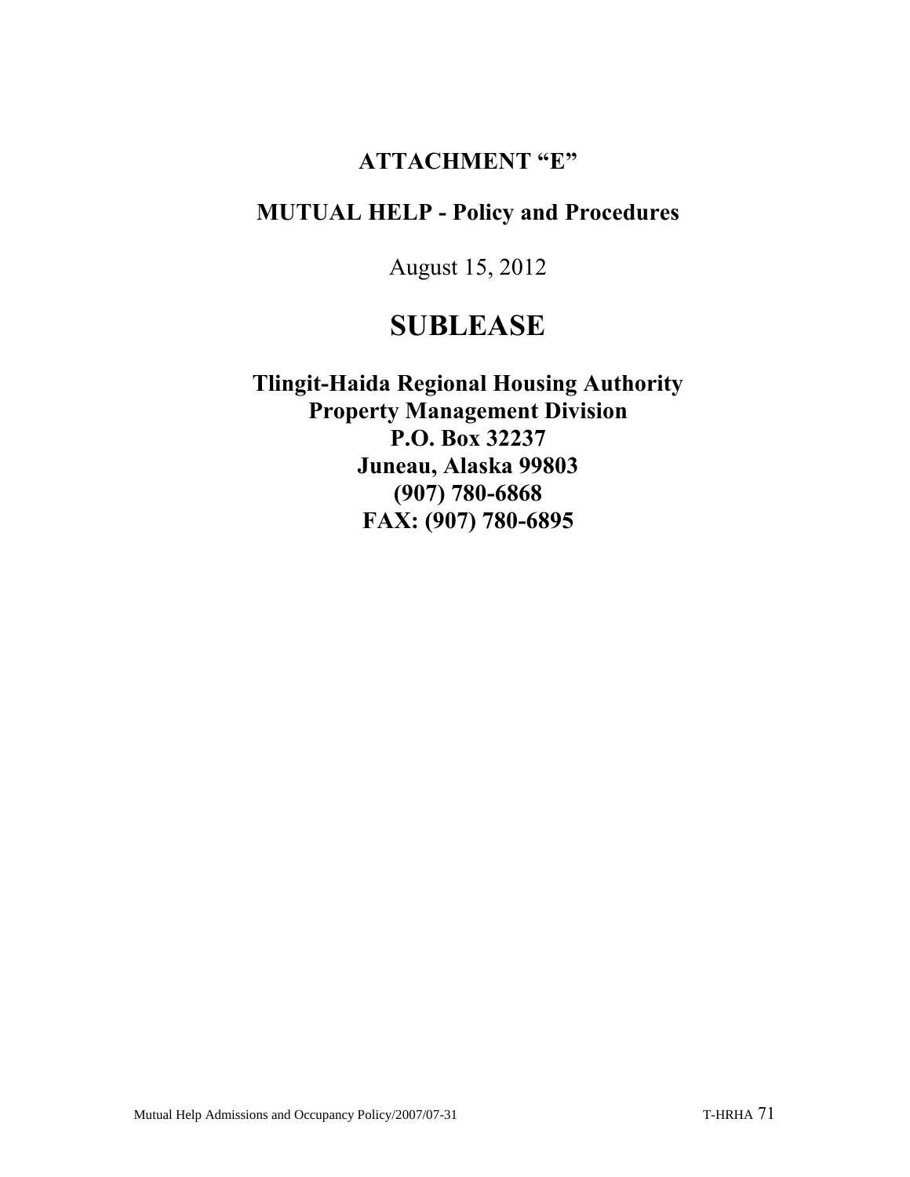## ATTACHMENT "E"

## MUTUAL HELP - Policy and Procedures

August 15, 2012

# SUBLEASE

**Tlingit-Haida Regional Housing Authority**
**Property Management Division**
**P.O. Box 32237**
**Juneau, Alaska 99803**
**(907) 780-6868**
**FAX: (907) 780-6895**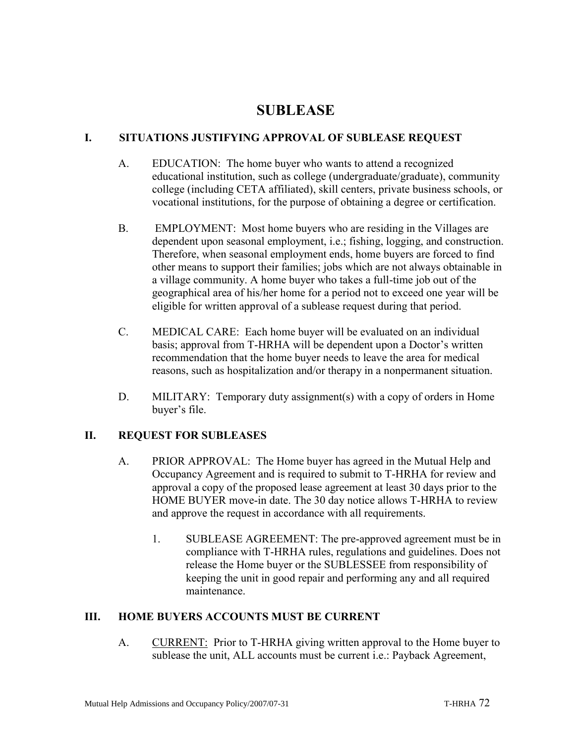# SUBLEASE

## I. SITUATIONS JUSTIFYING APPROVAL OF SUBLEASE REQUEST

A. EDUCATION: The home buyer who wants to attend a recognized educational institution, such as college (undergraduate/graduate), community college (including CETA affiliated), skill centers, private business schools, or vocational institutions, for the purpose of obtaining a degree or certification.

B. EMPLOYMENT: Most home buyers who are residing in the Villages are dependent upon seasonal employment, i.e.; fishing, logging, and construction. Therefore, when seasonal employment ends, home buyers are forced to find other means to support their families; jobs which are not always obtainable in a village community. A home buyer who takes a full-time job out of the geographical area of his/her home for a period not to exceed one year will be eligible for written approval of a sublease request during that period.

C. MEDICAL CARE: Each home buyer will be evaluated on an individual basis; approval from T-HRHA will be dependent upon a Doctor's written recommendation that the home buyer needs to leave the area for medical reasons, such as hospitalization and/or therapy in a nonpermanent situation.

D. MILITARY: Temporary duty assignment(s) with a copy of orders in Home buyer's file.

## II. REQUEST FOR SUBLEASES

A. PRIOR APPROVAL: The Home buyer has agreed in the Mutual Help and Occupancy Agreement and is required to submit to T-HRHA for review and approval a copy of the proposed lease agreement at least 30 days prior to the HOME BUYER move-in date. The 30 day notice allows T-HRHA to review and approve the request in accordance with all requirements.

1. SUBLEASE AGREEMENT: The pre-approved agreement must be in compliance with T-HRHA rules, regulations and guidelines. Does not release the Home buyer or the SUBLESSEE from responsibility of keeping the unit in good repair and performing any and all required maintenance.

## III. HOME BUYERS ACCOUNTS MUST BE CURRENT

A. CURRENT: Prior to T-HRHA giving written approval to the Home buyer to sublease the unit, ALL accounts must be current i.e.: Payback Agreement,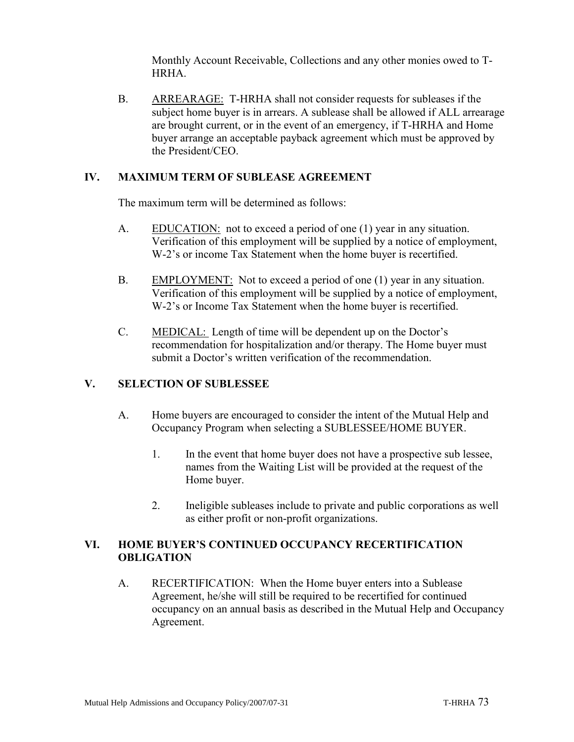Monthly Account Receivable, Collections and any other monies owed to T-HRHA.

B. <u>ARREARAGE:</u> T-HRHA shall not consider requests for subleases if the subject home buyer is in arrears. A sublease shall be allowed if ALL arrearage are brought current, or in the event of an emergency, if T-HRHA and Home buyer arrange an acceptable payback agreement which must be approved by the President/CEO.

## IV. MAXIMUM TERM OF SUBLEASE AGREEMENT

The maximum term will be determined as follows:

A. <u>EDUCATION:</u> not to exceed a period of one (1) year in any situation. Verification of this employment will be supplied by a notice of employment, W-2's or income Tax Statement when the home buyer is recertified.

B. <u>EMPLOYMENT:</u> Not to exceed a period of one (1) year in any situation. Verification of this employment will be supplied by a notice of employment, W-2's or Income Tax Statement when the home buyer is recertified.

C. <u>MEDICAL:</u> Length of time will be dependent up on the Doctor's recommendation for hospitalization and/or therapy. The Home buyer must submit a Doctor's written verification of the recommendation.

## V. SELECTION OF SUBLESSEE

A. Home buyers are encouraged to consider the intent of the Mutual Help and Occupancy Program when selecting a SUBLESSEE/HOME BUYER.

1. In the event that home buyer does not have a prospective sub lessee, names from the Waiting List will be provided at the request of the Home buyer.

2. Ineligible subleases include to private and public corporations as well as either profit or non-profit organizations.

## VI. HOME BUYER'S CONTINUED OCCUPANCY RECERTIFICATION OBLIGATION

A. RECERTIFICATION: When the Home buyer enters into a Sublease Agreement, he/she will still be required to be recertified for continued occupancy on an annual basis as described in the Mutual Help and Occupancy Agreement.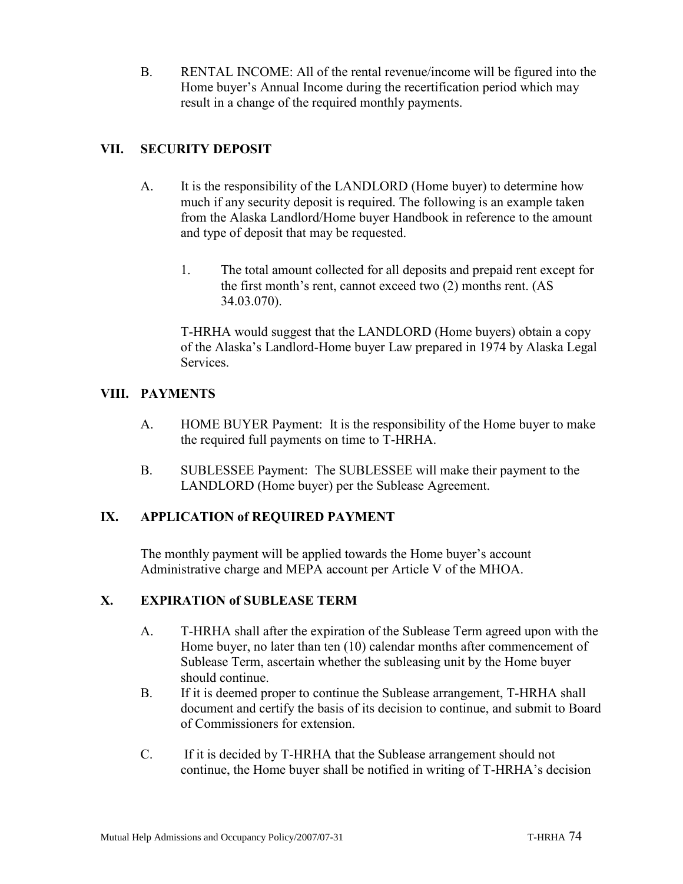B. RENTAL INCOME: All of the rental revenue/income will be figured into the Home buyer's Annual Income during the recertification period which may result in a change of the required monthly payments.

## VII. SECURITY DEPOSIT

A. It is the responsibility of the LANDLORD (Home buyer) to determine how much if any security deposit is required. The following is an example taken from the Alaska Landlord/Home buyer Handbook in reference to the amount and type of deposit that may be requested.

1. The total amount collected for all deposits and prepaid rent except for the first month's rent, cannot exceed two (2) months rent. (AS 34.03.070).

T-HRHA would suggest that the LANDLORD (Home buyers) obtain a copy of the Alaska's Landlord-Home buyer Law prepared in 1974 by Alaska Legal Services.

## VIII. PAYMENTS

A. HOME BUYER Payment: It is the responsibility of the Home buyer to make the required full payments on time to T-HRHA.

B. SUBLESSEE Payment: The SUBLESSEE will make their payment to the LANDLORD (Home buyer) per the Sublease Agreement.

## IX. APPLICATION of REQUIRED PAYMENT

The monthly payment will be applied towards the Home buyer's account Administrative charge and MEPA account per Article V of the MHOA.

## X. EXPIRATION of SUBLEASE TERM

A. T-HRHA shall after the expiration of the Sublease Term agreed upon with the Home buyer, no later than ten (10) calendar months after commencement of Sublease Term, ascertain whether the subleasing unit by the Home buyer should continue.

B. If it is deemed proper to continue the Sublease arrangement, T-HRHA shall document and certify the basis of its decision to continue, and submit to Board of Commissioners for extension.

C. If it is decided by T-HRHA that the Sublease arrangement should not continue, the Home buyer shall be notified in writing of T-HRHA's decision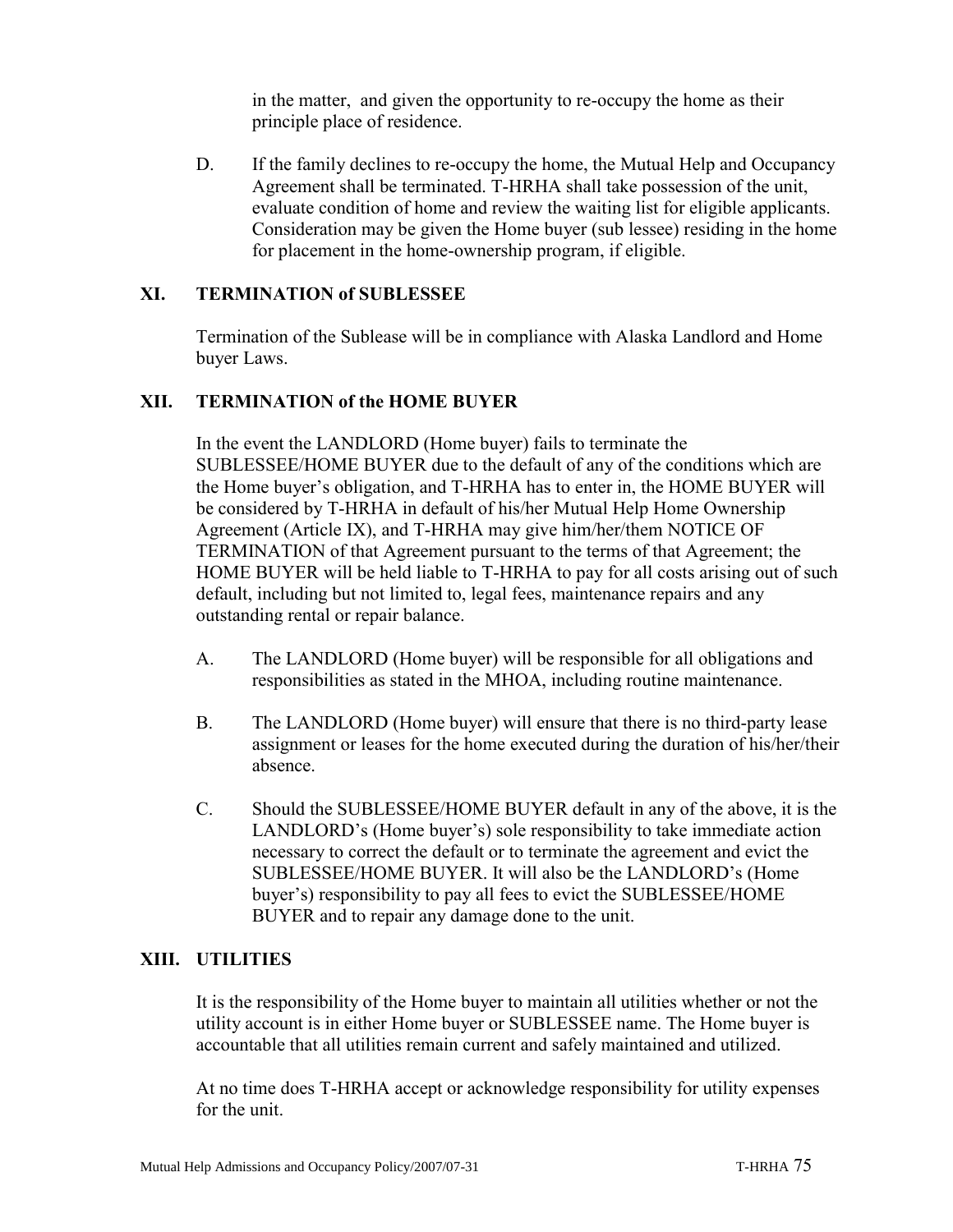in the matter, and given the opportunity to re-occupy the home as their principle place of residence.

D. If the family declines to re-occupy the home, the Mutual Help and Occupancy Agreement shall be terminated. T-HRHA shall take possession of the unit, evaluate condition of home and review the waiting list for eligible applicants. Consideration may be given the Home buyer (sub lessee) residing in the home for placement in the home-ownership program, if eligible.

## XI. TERMINATION of SUBLESSEE

Termination of the Sublease will be in compliance with Alaska Landlord and Home buyer Laws.

## XII. TERMINATION of the HOME BUYER

In the event the LANDLORD (Home buyer) fails to terminate the SUBLESSEE/HOME BUYER due to the default of any of the conditions which are the Home buyer's obligation, and T-HRHA has to enter in, the HOME BUYER will be considered by T-HRHA in default of his/her Mutual Help Home Ownership Agreement (Article IX), and T-HRHA may give him/her/them NOTICE OF TERMINATION of that Agreement pursuant to the terms of that Agreement; the HOME BUYER will be held liable to T-HRHA to pay for all costs arising out of such default, including but not limited to, legal fees, maintenance repairs and any outstanding rental or repair balance.

A. The LANDLORD (Home buyer) will be responsible for all obligations and responsibilities as stated in the MHOA, including routine maintenance.

B. The LANDLORD (Home buyer) will ensure that there is no third-party lease assignment or leases for the home executed during the duration of his/her/their absence.

C. Should the SUBLESSEE/HOME BUYER default in any of the above, it is the LANDLORD's (Home buyer's) sole responsibility to take immediate action necessary to correct the default or to terminate the agreement and evict the SUBLESSEE/HOME BUYER. It will also be the LANDLORD's (Home buyer's) responsibility to pay all fees to evict the SUBLESSEE/HOME BUYER and to repair any damage done to the unit.

## XIII. UTILITIES

It is the responsibility of the Home buyer to maintain all utilities whether or not the utility account is in either Home buyer or SUBLESSEE name. The Home buyer is accountable that all utilities remain current and safely maintained and utilized.

At no time does T-HRHA accept or acknowledge responsibility for utility expenses for the unit.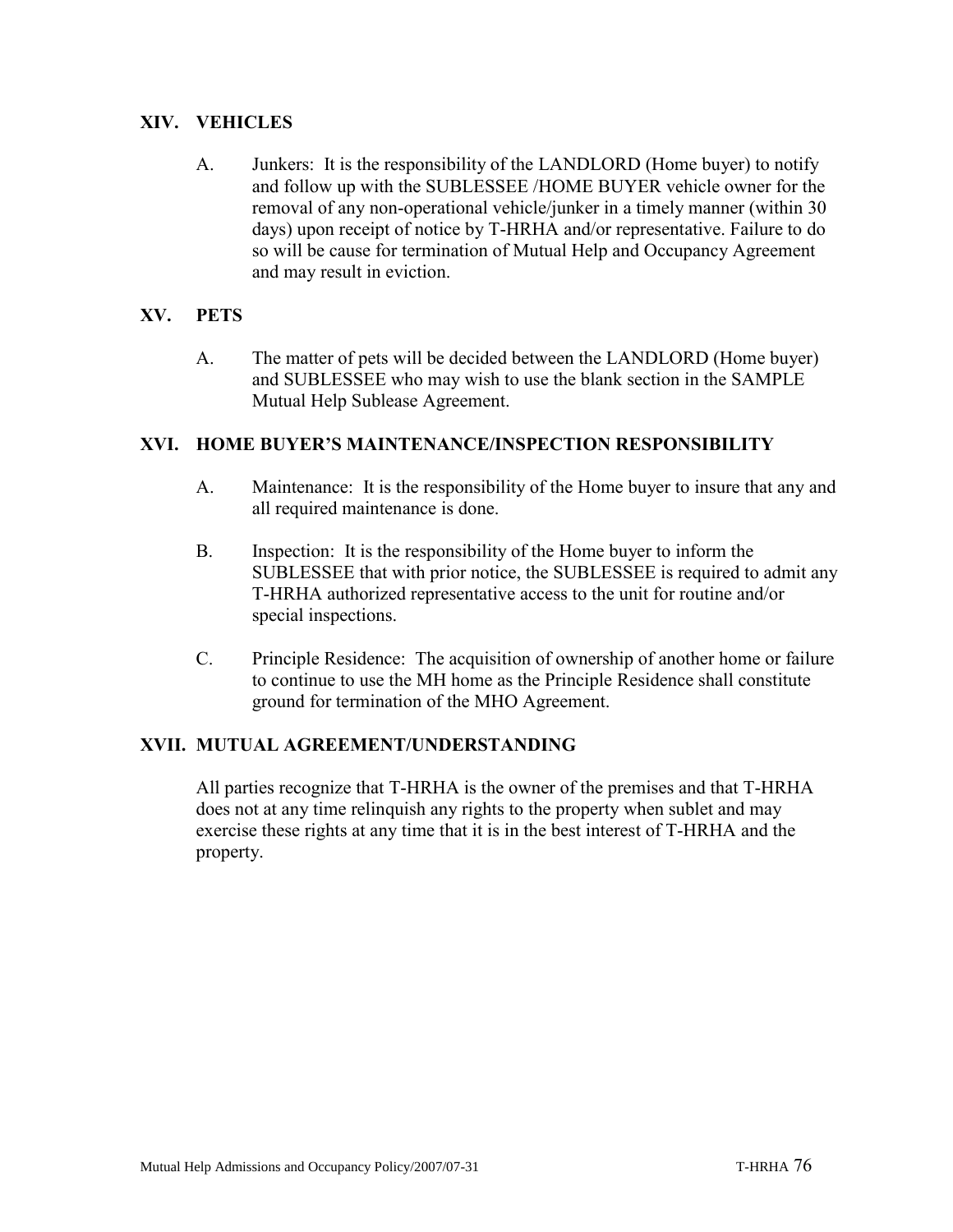## XIV. VEHICLES

A. Junkers: It is the responsibility of the LANDLORD (Home buyer) to notify and follow up with the SUBLESSEE /HOME BUYER vehicle owner for the removal of any non-operational vehicle/junker in a timely manner (within 30 days) upon receipt of notice by T-HRHA and/or representative. Failure to do so will be cause for termination of Mutual Help and Occupancy Agreement and may result in eviction.

## XV. PETS

A. The matter of pets will be decided between the LANDLORD (Home buyer) and SUBLESSEE who may wish to use the blank section in the SAMPLE Mutual Help Sublease Agreement.

## XVI. HOME BUYER'S MAINTENANCE/INSPECTION RESPONSIBILITY

A. Maintenance: It is the responsibility of the Home buyer to insure that any and all required maintenance is done.

B. Inspection: It is the responsibility of the Home buyer to inform the SUBLESSEE that with prior notice, the SUBLESSEE is required to admit any T-HRHA authorized representative access to the unit for routine and/or special inspections.

C. Principle Residence: The acquisition of ownership of another home or failure to continue to use the MH home as the Principle Residence shall constitute ground for termination of the MHO Agreement.

## XVII. MUTUAL AGREEMENT/UNDERSTANDING

All parties recognize that T-HRHA is the owner of the premises and that T-HRHA does not at any time relinquish any rights to the property when sublet and may exercise these rights at any time that it is in the best interest of T-HRHA and the property.